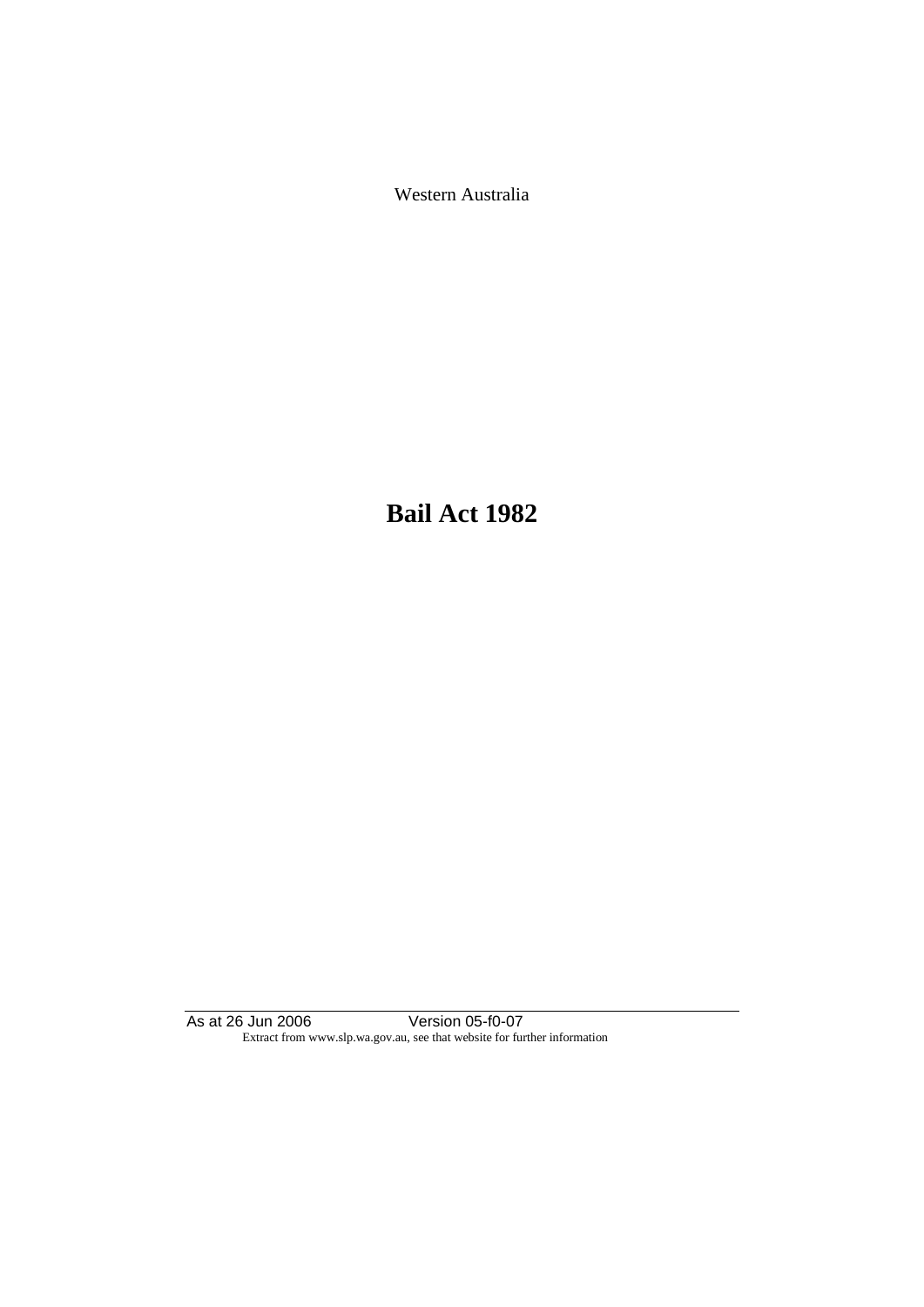Western Australia

# Bail Act 1982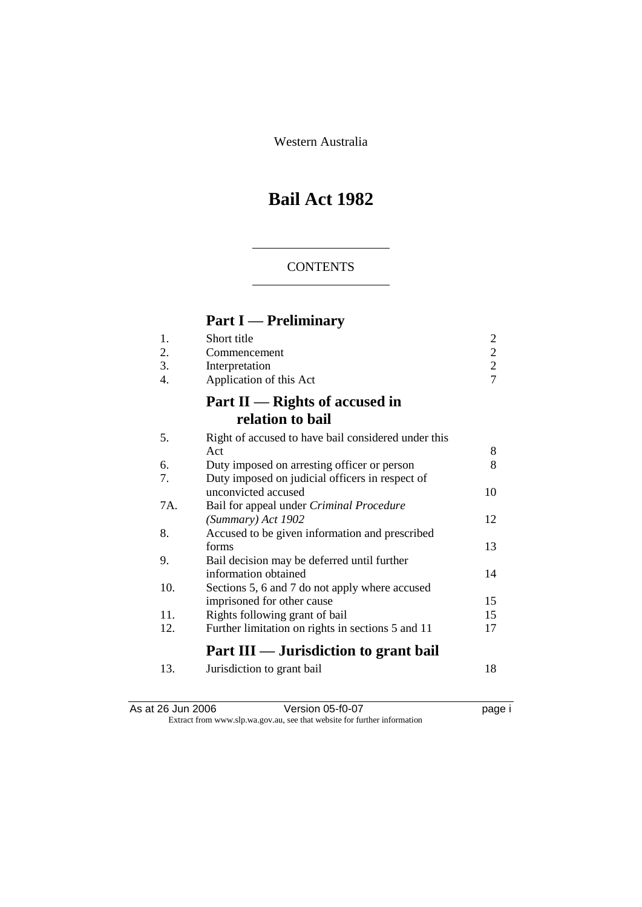Western Australia

# Bail Act 1982

CONTENTS

## Part I — Preliminary

| | | |
|---|---|---|
| 1. | Short title | 2 |
| 2. | Commencement | 2 |
| 3. | Interpretation | 2 |
| 4. | Application of this Act | 7 |

## Part II — Rights of accused in relation to bail

| | | |
|---|---|---|
| 5. | Right of accused to have bail considered under this Act | 8 |
| 6. | Duty imposed on arresting officer or person | 8 |
| 7. | Duty imposed on judicial officers in respect of unconvicted accused | 10 |
| 7A. | Bail for appeal under *Criminal Procedure (Summary) Act 1902* | 12 |
| 8. | Accused to be given information and prescribed forms | 13 |
| 9. | Bail decision may be deferred until further information obtained | 14 |
| 10. | Sections 5, 6 and 7 do not apply where accused imprisoned for other cause | 15 |
| 11. | Rights following grant of bail | 15 |
| 12. | Further limitation on rights in sections 5 and 11 | 17 |

## Part III — Jurisdiction to grant bail

| | | |
|---|---|---|
| 13. | Jurisdiction to grant bail | 18 |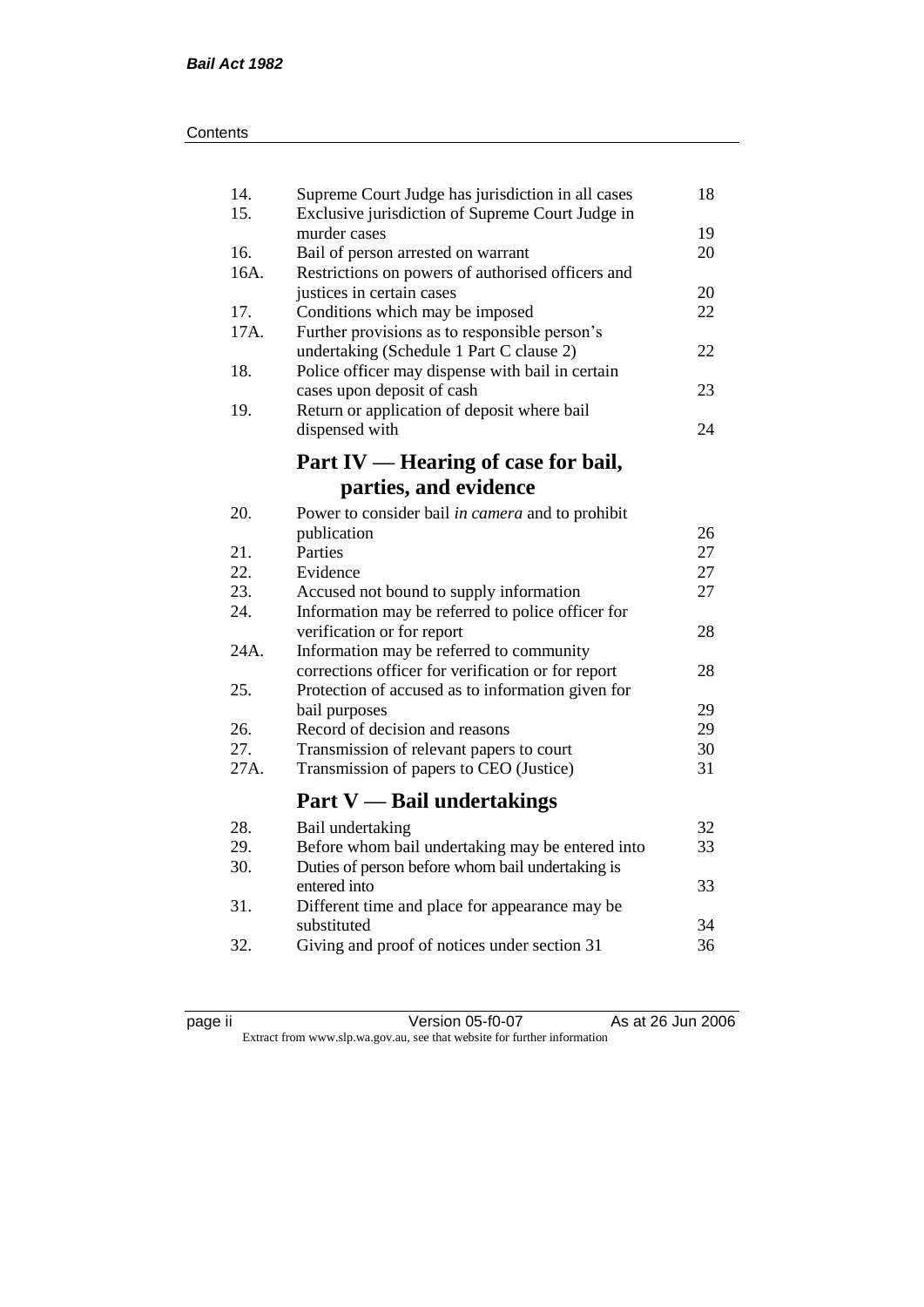| | | |
|---|---|---|
| 14. | Supreme Court Judge has jurisdiction in all cases | 18 |
| 15. | Exclusive jurisdiction of Supreme Court Judge in murder cases | 19 |
| 16. | Bail of person arrested on warrant | 20 |
| 16A. | Restrictions on powers of authorised officers and justices in certain cases | 20 |
| 17. | Conditions which may be imposed | 22 |
| 17A. | Further provisions as to responsible person's undertaking (Schedule 1 Part C clause 2) | 22 |
| 18. | Police officer may dispense with bail in certain cases upon deposit of cash | 23 |
| 19. | Return or application of deposit where bail dispensed with | 24 |

## Part IV — Hearing of case for bail, parties, and evidence

| | | |
|---|---|---|
| 20. | Power to consider bail *in camera* and to prohibit publication | 26 |
| 21. | Parties | 27 |
| 22. | Evidence | 27 |
| 23. | Accused not bound to supply information | 27 |
| 24. | Information may be referred to police officer for verification or for report | 28 |
| 24A. | Information may be referred to community corrections officer for verification or for report | 28 |
| 25. | Protection of accused as to information given for bail purposes | 29 |
| 26. | Record of decision and reasons | 29 |
| 27. | Transmission of relevant papers to court | 30 |
| 27A. | Transmission of papers to CEO (Justice) | 31 |

## Part V — Bail undertakings

| | | |
|---|---|---|
| 28. | Bail undertaking | 32 |
| 29. | Before whom bail undertaking may be entered into | 33 |
| 30. | Duties of person before whom bail undertaking is entered into | 33 |
| 31. | Different time and place for appearance may be substituted | 34 |
| 32. | Giving and proof of notices under section 31 | 36 |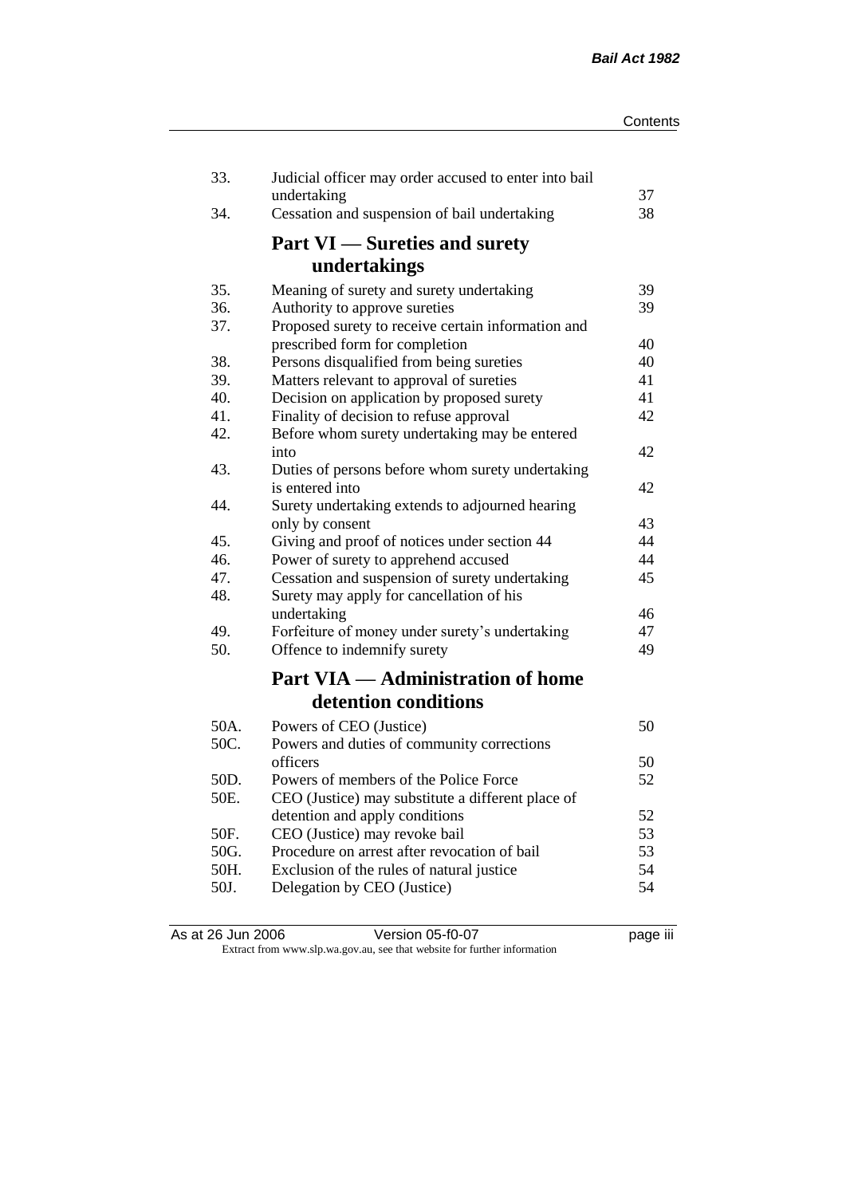| | | |
|---|---|---|
| 33. | Judicial officer may order accused to enter into bail undertaking | 37 |
| 34. | Cessation and suspension of bail undertaking | 38 |

## Part VI — Sureties and surety undertakings

| | | |
|---|---|---|
| 35. | Meaning of surety and surety undertaking | 39 |
| 36. | Authority to approve sureties | 39 |
| 37. | Proposed surety to receive certain information and prescribed form for completion | 40 |
| 38. | Persons disqualified from being sureties | 40 |
| 39. | Matters relevant to approval of sureties | 41 |
| 40. | Decision on application by proposed surety | 41 |
| 41. | Finality of decision to refuse approval | 42 |
| 42. | Before whom surety undertaking may be entered into | 42 |
| 43. | Duties of persons before whom surety undertaking is entered into | 42 |
| 44. | Surety undertaking extends to adjourned hearing only by consent | 43 |
| 45. | Giving and proof of notices under section 44 | 44 |
| 46. | Power of surety to apprehend accused | 44 |
| 47. | Cessation and suspension of surety undertaking | 45 |
| 48. | Surety may apply for cancellation of his undertaking | 46 |
| 49. | Forfeiture of money under surety's undertaking | 47 |
| 50. | Offence to indemnify surety | 49 |

## Part VIA — Administration of home detention conditions

| | | |
|---|---|---|
| 50A. | Powers of CEO (Justice) | 50 |
| 50C. | Powers and duties of community corrections officers | 50 |
| 50D. | Powers of members of the Police Force | 52 |
| 50E. | CEO (Justice) may substitute a different place of detention and apply conditions | 52 |
| 50F. | CEO (Justice) may revoke bail | 53 |
| 50G. | Procedure on arrest after revocation of bail | 53 |
| 50H. | Exclusion of the rules of natural justice | 54 |
| 50J. | Delegation by CEO (Justice) | 54 |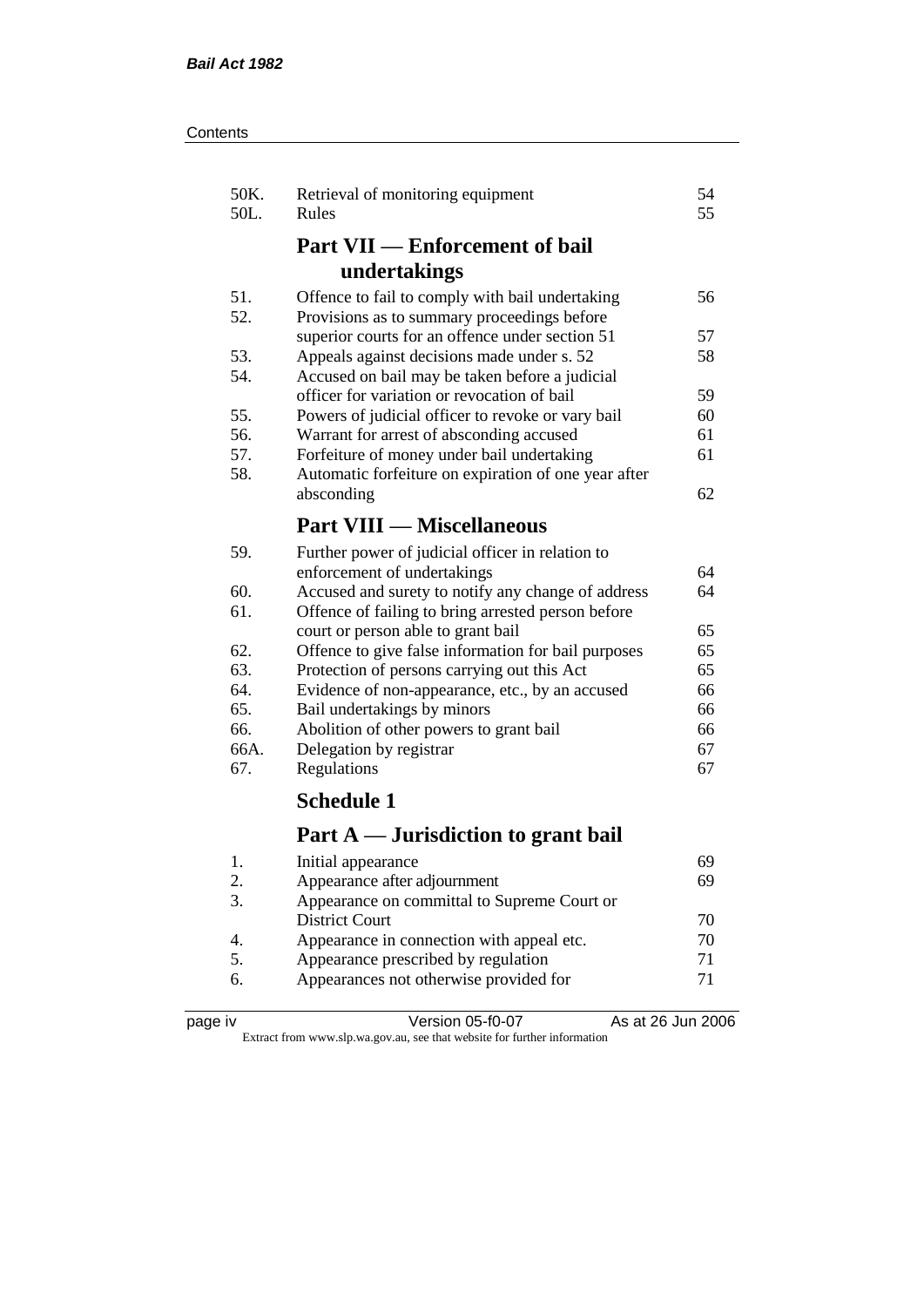| | | |
|---|---|---|
| 50K. | Retrieval of monitoring equipment | 54 |
| 50L. | Rules | 55 |

## Part VII — Enforcement of bail undertakings

| | | |
|---|---|---|
| 51. | Offence to fail to comply with bail undertaking | 56 |
| 52. | Provisions as to summary proceedings before superior courts for an offence under section 51 | 57 |
| 53. | Appeals against decisions made under s. 52 | 58 |
| 54. | Accused on bail may be taken before a judicial officer for variation or revocation of bail | 59 |
| 55. | Powers of judicial officer to revoke or vary bail | 60 |
| 56. | Warrant for arrest of absconding accused | 61 |
| 57. | Forfeiture of money under bail undertaking | 61 |
| 58. | Automatic forfeiture on expiration of one year after absconding | 62 |

## Part VIII — Miscellaneous

| | | |
|---|---|---|
| 59. | Further power of judicial officer in relation to enforcement of undertakings | 64 |
| 60. | Accused and surety to notify any change of address | 64 |
| 61. | Offence of failing to bring arrested person before court or person able to grant bail | 65 |
| 62. | Offence to give false information for bail purposes | 65 |
| 63. | Protection of persons carrying out this Act | 65 |
| 64. | Evidence of non-appearance, etc., by an accused | 66 |
| 65. | Bail undertakings by minors | 66 |
| 66. | Abolition of other powers to grant bail | 66 |
| 66A. | Delegation by registrar | 67 |
| 67. | Regulations | 67 |

## Schedule 1

## Part A — Jurisdiction to grant bail

| | | |
|---|---|---|
| 1. | Initial appearance | 69 |
| 2. | Appearance after adjournment | 69 |
| 3. | Appearance on committal to Supreme Court or District Court | 70 |
| 4. | Appearance in connection with appeal etc. | 70 |
| 5. | Appearance prescribed by regulation | 71 |
| 6. | Appearances not otherwise provided for | 71 |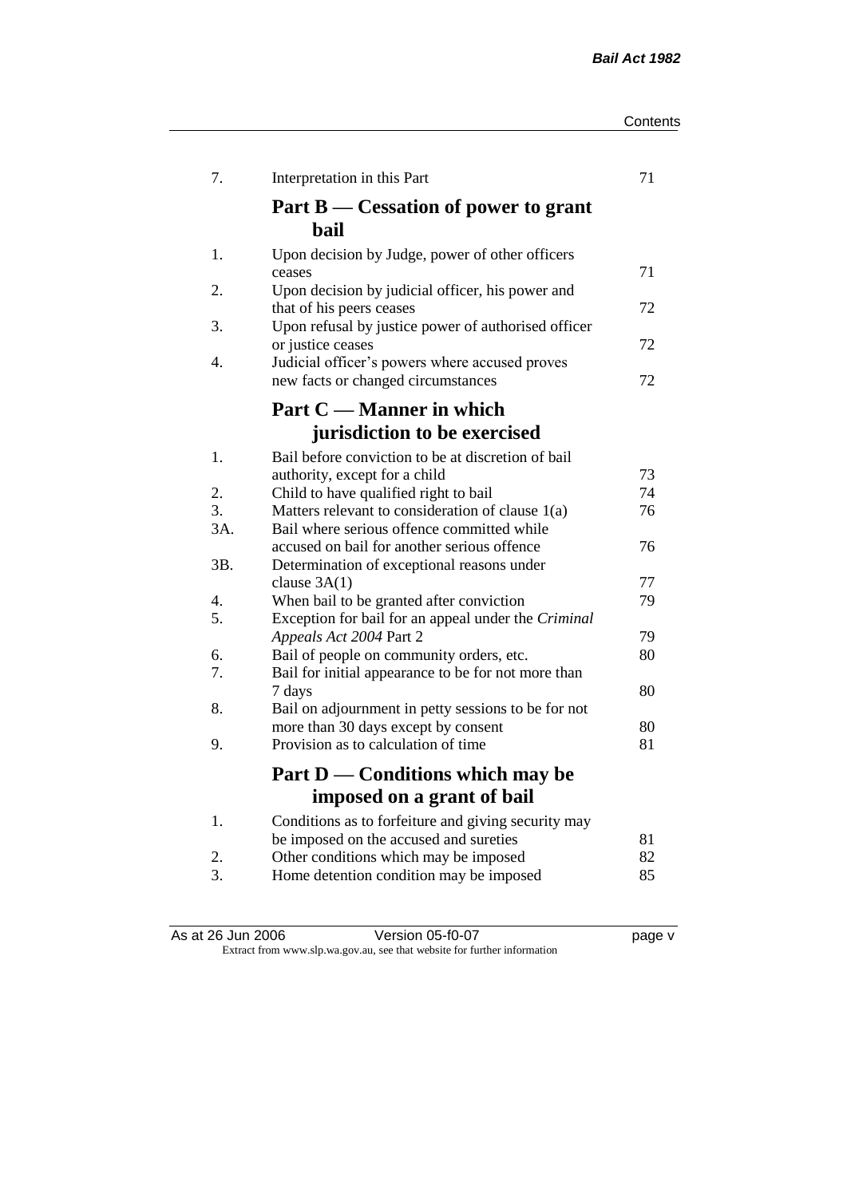| | | |
|---|---|---|
| 7. | Interpretation in this Part | 71 |

## Part B — Cessation of power to grant bail

| | | |
|---|---|---|
| 1. | Upon decision by Judge, power of other officers ceases | 71 |
| 2. | Upon decision by judicial officer, his power and that of his peers ceases | 72 |
| 3. | Upon refusal by justice power of authorised officer or justice ceases | 72 |
| 4. | Judicial officer's powers where accused proves new facts or changed circumstances | 72 |

## Part C — Manner in which jurisdiction to be exercised

| | | |
|---|---|---|
| 1. | Bail before conviction to be at discretion of bail authority, except for a child | 73 |
| 2. | Child to have qualified right to bail | 74 |
| 3. | Matters relevant to consideration of clause 1(a) | 76 |
| 3A. | Bail where serious offence committed while accused on bail for another serious offence | 76 |
| 3B. | Determination of exceptional reasons under clause 3A(1) | 77 |
| 4. | When bail to be granted after conviction | 79 |
| 5. | Exception for bail for an appeal under the *Criminal Appeals Act 2004* Part 2 | 79 |
| 6. | Bail of people on community orders, etc. | 80 |
| 7. | Bail for initial appearance to be for not more than 7 days | 80 |
| 8. | Bail on adjournment in petty sessions to be for not more than 30 days except by consent | 80 |
| 9. | Provision as to calculation of time | 81 |

## Part D — Conditions which may be imposed on a grant of bail

| | | |
|---|---|---|
| 1. | Conditions as to forfeiture and giving security may be imposed on the accused and sureties | 81 |
| 2. | Other conditions which may be imposed | 82 |
| 3. | Home detention condition may be imposed | 85 |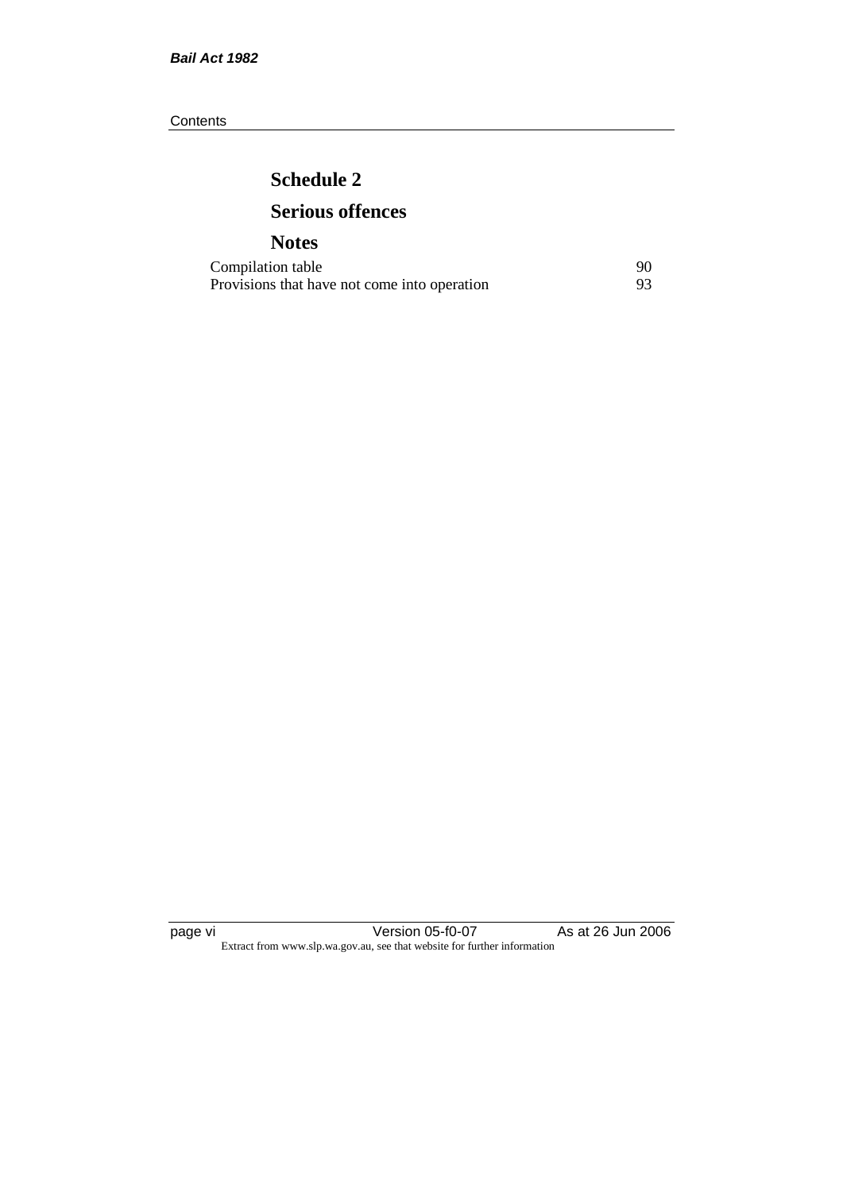## Schedule 2

## Serious offences

## Notes

| | |
|---|---|
| Compilation table | 90 |
| Provisions that have not come into operation | 93 |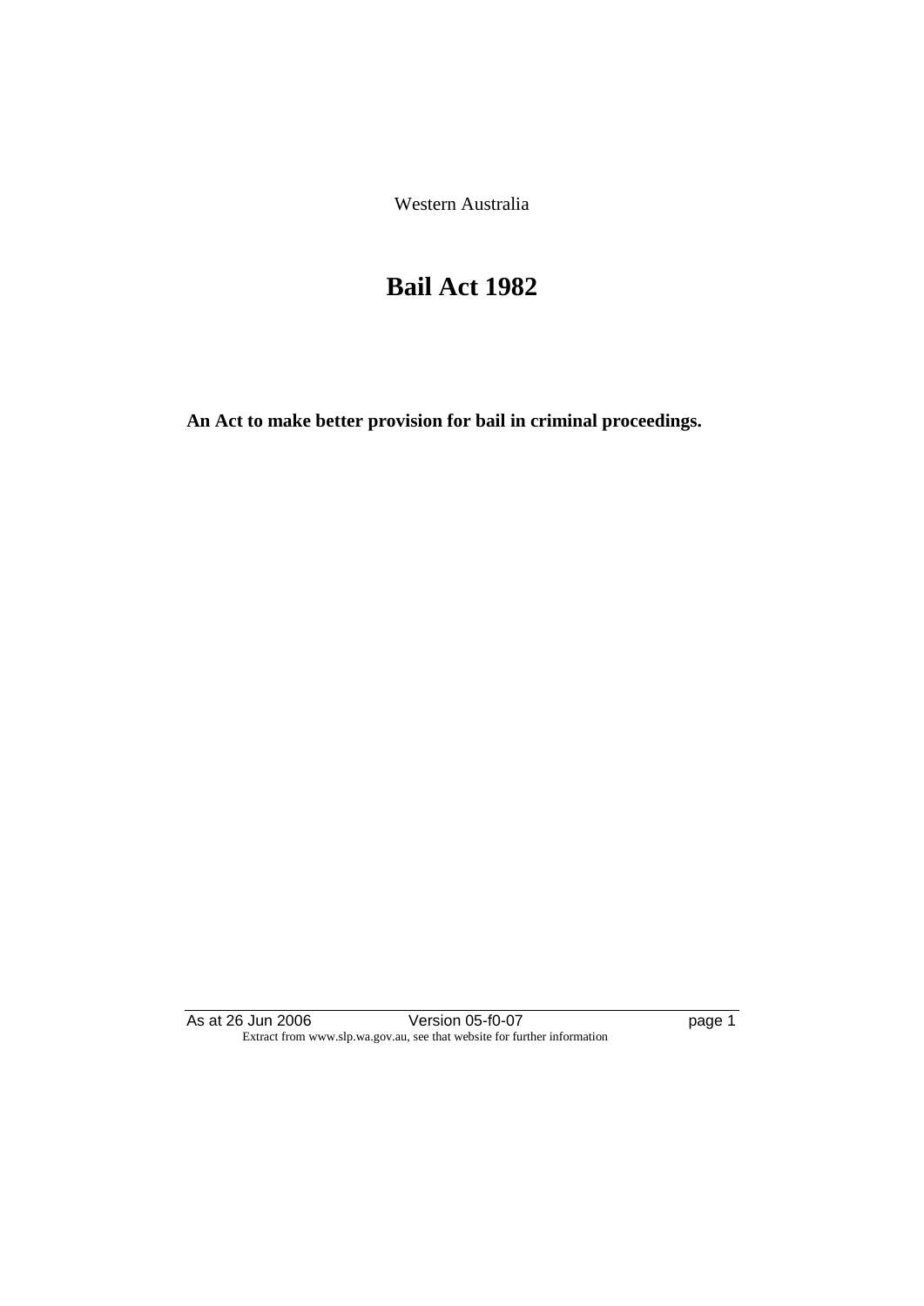Western Australia

# Bail Act 1982

**An Act to make better provision for bail in criminal proceedings.**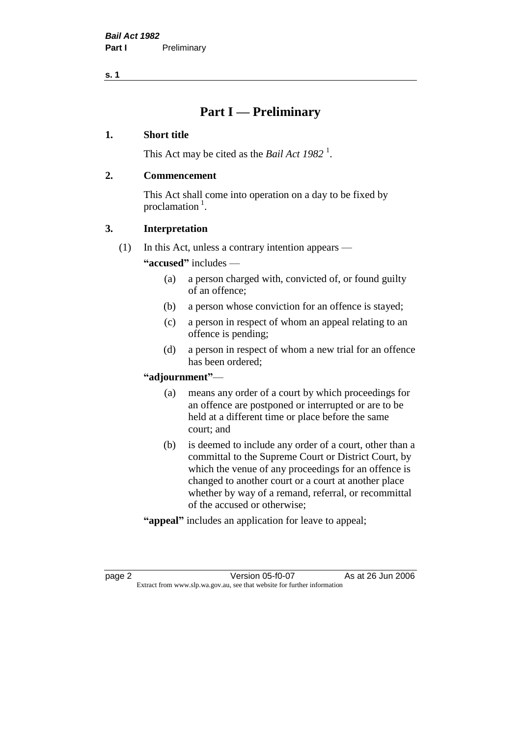# Part I — Preliminary

## 1. Short title

This Act may be cited as the *Bail Act 1982* [1].

## 2. Commencement

This Act shall come into operation on a day to be fixed by proclamation [1].

## 3. Interpretation

(1) In this Act, unless a contrary intention appears —

**"accused"** includes —

- (a) a person charged with, convicted of, or found guilty of an offence;
- (b) a person whose conviction for an offence is stayed;
- (c) a person in respect of whom an appeal relating to an offence is pending;
- (d) a person in respect of whom a new trial for an offence has been ordered;

**"adjournment"**—

- (a) means any order of a court by which proceedings for an offence are postponed or interrupted or are to be held at a different time or place before the same court; and
- (b) is deemed to include any order of a court, other than a committal to the Supreme Court or District Court, by which the venue of any proceedings for an offence is changed to another court or a court at another place whether by way of a remand, referral, or recommittal of the accused or otherwise;

**"appeal"** includes an application for leave to appeal;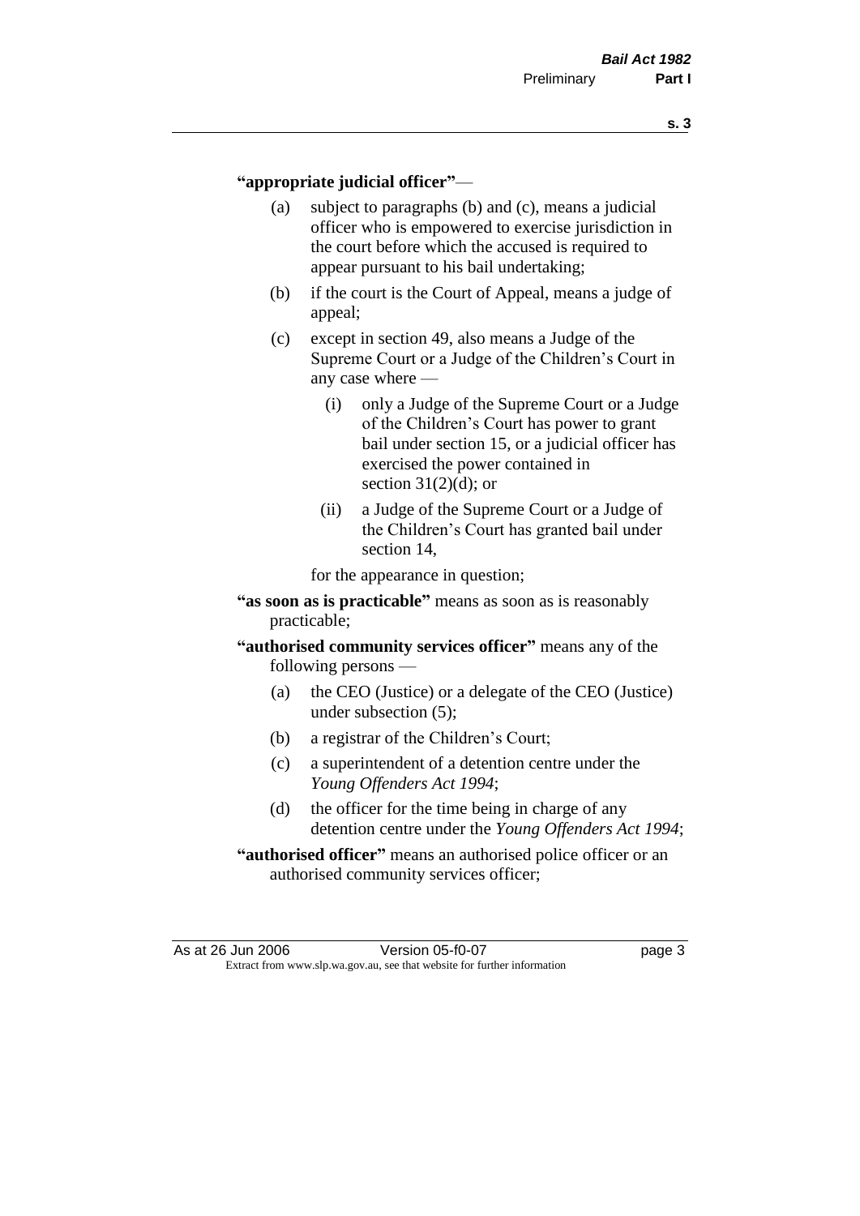**"appropriate judicial officer"**—

(a) subject to paragraphs (b) and (c), means a judicial officer who is empowered to exercise jurisdiction in the court before which the accused is required to appear pursuant to his bail undertaking;

(b) if the court is the Court of Appeal, means a judge of appeal;

(c) except in section 49, also means a Judge of the Supreme Court or a Judge of the Children's Court in any case where —

  (i) only a Judge of the Supreme Court or a Judge of the Children's Court has power to grant bail under section 15, or a judicial officer has exercised the power contained in section 31(2)(d); or

  (ii) a Judge of the Supreme Court or a Judge of the Children's Court has granted bail under section 14,

for the appearance in question;

**"as soon as is practicable"** means as soon as is reasonably practicable;

**"authorised community services officer"** means any of the following persons —

(a) the CEO (Justice) or a delegate of the CEO (Justice) under subsection (5);

(b) a registrar of the Children's Court;

(c) a superintendent of a detention centre under the *Young Offenders Act 1994*;

(d) the officer for the time being in charge of any detention centre under the *Young Offenders Act 1994*;

**"authorised officer"** means an authorised police officer or an authorised community services officer;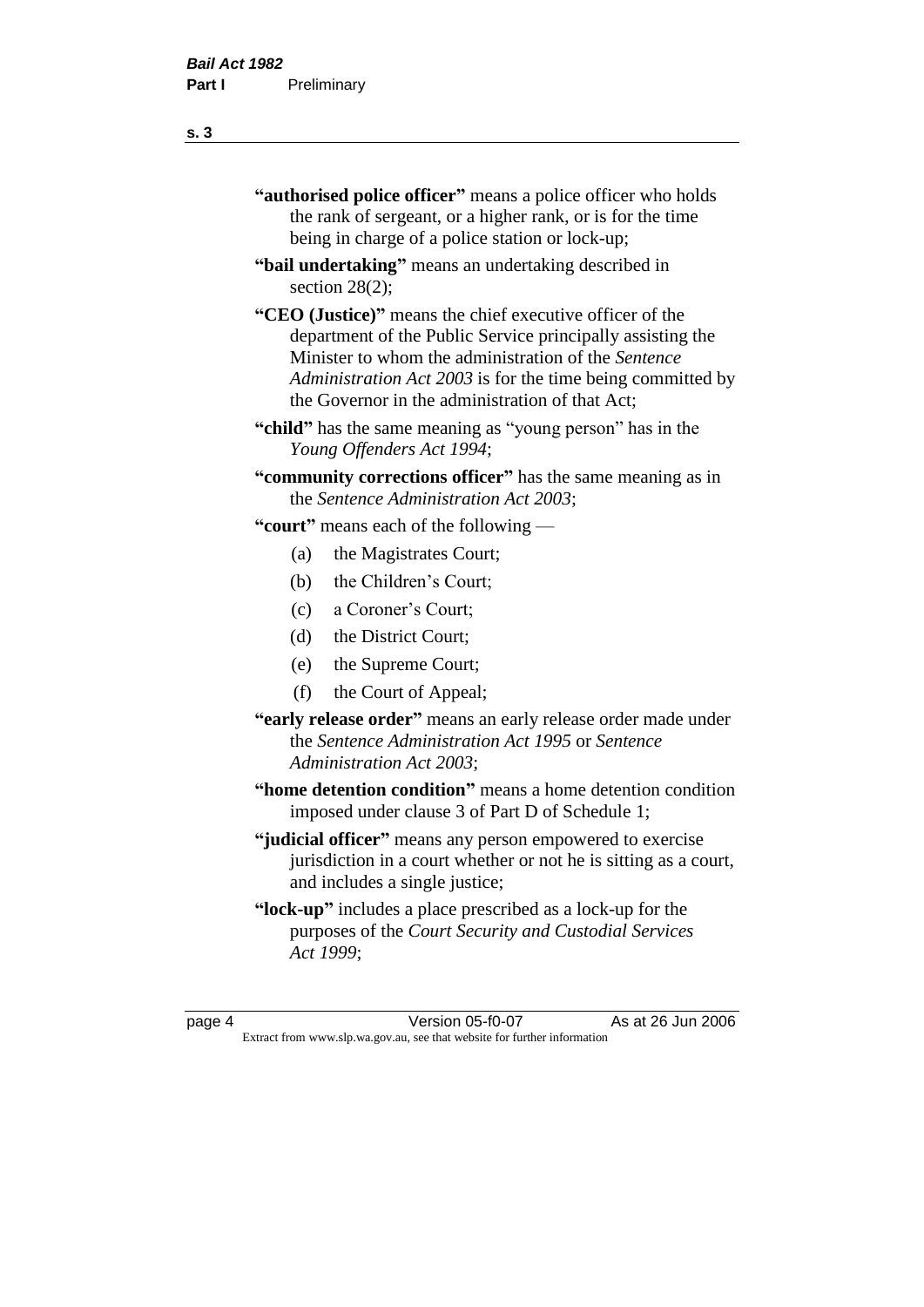**"authorised police officer"** means a police officer who holds the rank of sergeant, or a higher rank, or is for the time being in charge of a police station or lock-up;

**"bail undertaking"** means an undertaking described in section 28(2);

**"CEO (Justice)"** means the chief executive officer of the department of the Public Service principally assisting the Minister to whom the administration of the *Sentence Administration Act 2003* is for the time being committed by the Governor in the administration of that Act;

**"child"** has the same meaning as "young person" has in the *Young Offenders Act 1994*;

**"community corrections officer"** has the same meaning as in the *Sentence Administration Act 2003*;

**"court"** means each of the following —

- (a) the Magistrates Court;
- (b) the Children's Court;
- (c) a Coroner's Court;
- (d) the District Court;
- (e) the Supreme Court;
- (f) the Court of Appeal;

**"early release order"** means an early release order made under the *Sentence Administration Act 1995* or *Sentence Administration Act 2003*;

**"home detention condition"** means a home detention condition imposed under clause 3 of Part D of Schedule 1;

**"judicial officer"** means any person empowered to exercise jurisdiction in a court whether or not he is sitting as a court, and includes a single justice;

**"lock-up"** includes a place prescribed as a lock-up for the purposes of the *Court Security and Custodial Services Act 1999*;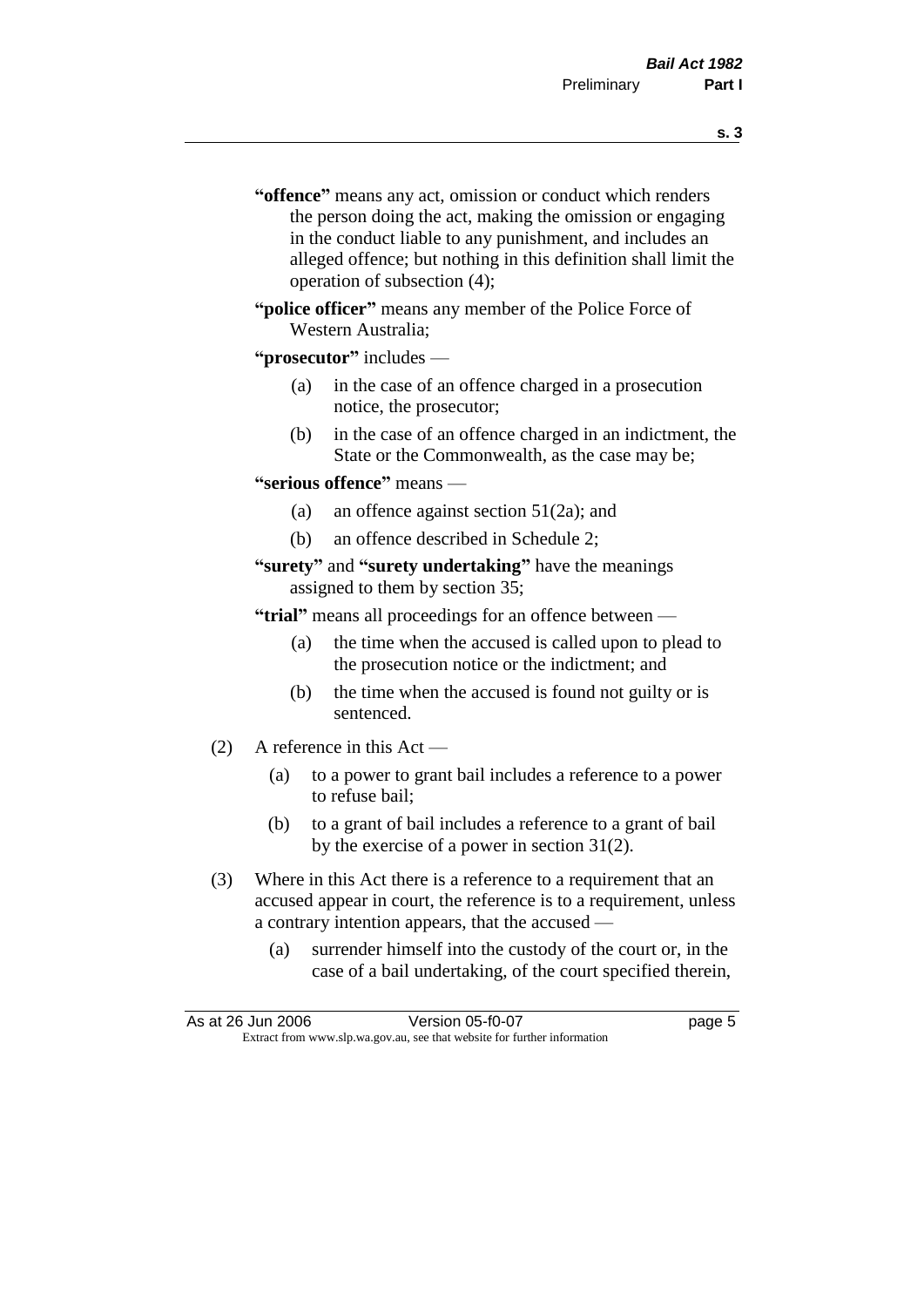"**offence**" means any act, omission or conduct which renders the person doing the act, making the omission or engaging in the conduct liable to any punishment, and includes an alleged offence; but nothing in this definition shall limit the operation of subsection (4);

"**police officer**" means any member of the Police Force of Western Australia;

"**prosecutor**" includes —

- (a) in the case of an offence charged in a prosecution notice, the prosecutor;
- (b) in the case of an offence charged in an indictment, the State or the Commonwealth, as the case may be;

"**serious offence**" means —

- (a) an offence against section 51(2a); and
- (b) an offence described in Schedule 2;

"**surety**" and "**surety undertaking**" have the meanings assigned to them by section 35;

"**trial**" means all proceedings for an offence between —

- (a) the time when the accused is called upon to plead to the prosecution notice or the indictment; and
- (b) the time when the accused is found not guilty or is sentenced.

(2) A reference in this Act —

- (a) to a power to grant bail includes a reference to a power to refuse bail;
- (b) to a grant of bail includes a reference to a grant of bail by the exercise of a power in section 31(2).

(3) Where in this Act there is a reference to a requirement that an accused appear in court, the reference is to a requirement, unless a contrary intention appears, that the accused —

- (a) surrender himself into the custody of the court or, in the case of a bail undertaking, of the court specified therein,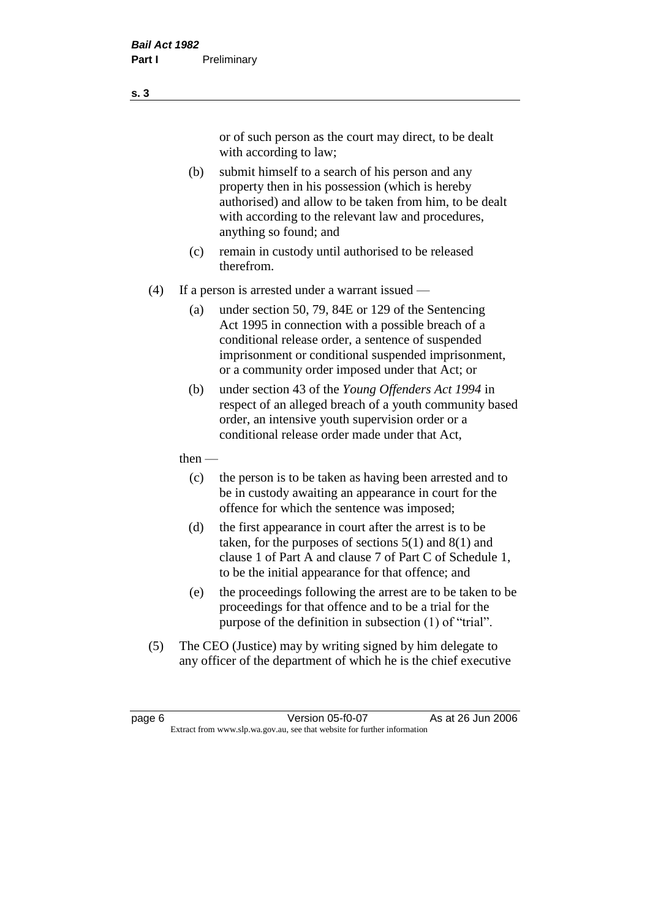or of such person as the court may direct, to be dealt with according to law;

(b) submit himself to a search of his person and any property then in his possession (which is hereby authorised) and allow to be taken from him, to be dealt with according to the relevant law and procedures, anything so found; and

(c) remain in custody until authorised to be released therefrom.

(4) If a person is arrested under a warrant issued —

(a) under section 50, 79, 84E or 129 of the Sentencing Act 1995 in connection with a possible breach of a conditional release order, a sentence of suspended imprisonment or conditional suspended imprisonment, or a community order imposed under that Act; or

(b) under section 43 of the *Young Offenders Act 1994* in respect of an alleged breach of a youth community based order, an intensive youth supervision order or a conditional release order made under that Act,

then —

(c) the person is to be taken as having been arrested and to be in custody awaiting an appearance in court for the offence for which the sentence was imposed;

(d) the first appearance in court after the arrest is to be taken, for the purposes of sections 5(1) and 8(1) and clause 1 of Part A and clause 7 of Part C of Schedule 1, to be the initial appearance for that offence; and

(e) the proceedings following the arrest are to be taken to be proceedings for that offence and to be a trial for the purpose of the definition in subsection (1) of "trial".

(5) The CEO (Justice) may by writing signed by him delegate to any officer of the department of which he is the chief executive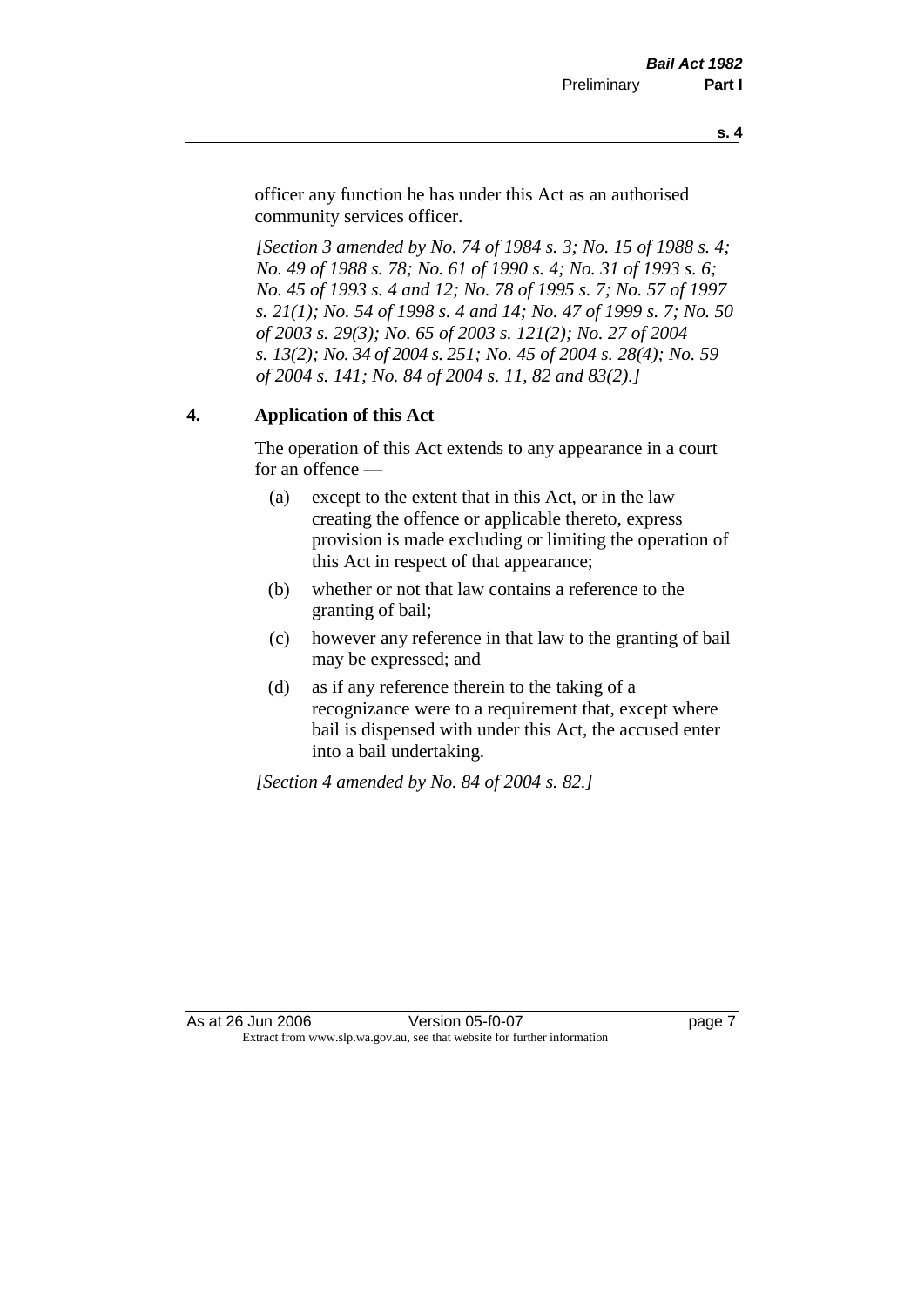officer any function he has under this Act as an authorised community services officer.

*[Section 3 amended by No. 74 of 1984 s. 3; No. 15 of 1988 s. 4; No. 49 of 1988 s. 78; No. 61 of 1990 s. 4; No. 31 of 1993 s. 6; No. 45 of 1993 s. 4 and 12; No. 78 of 1995 s. 7; No. 57 of 1997 s. 21(1); No. 54 of 1998 s. 4 and 14; No. 47 of 1999 s. 7; No. 50 of 2003 s. 29(3); No. 65 of 2003 s. 121(2); No. 27 of 2004 s. 13(2); No. 34 of 2004 s. 251; No. 45 of 2004 s. 28(4); No. 59 of 2004 s. 141; No. 84 of 2004 s. 11, 82 and 83(2).]*

## 4. Application of this Act

The operation of this Act extends to any appearance in a court for an offence —

(a) except to the extent that in this Act, or in the law creating the offence or applicable thereto, express provision is made excluding or limiting the operation of this Act in respect of that appearance;

(b) whether or not that law contains a reference to the granting of bail;

(c) however any reference in that law to the granting of bail may be expressed; and

(d) as if any reference therein to the taking of a recognizance were to a requirement that, except where bail is dispensed with under this Act, the accused enter into a bail undertaking.

*[Section 4 amended by No. 84 of 2004 s. 82.]*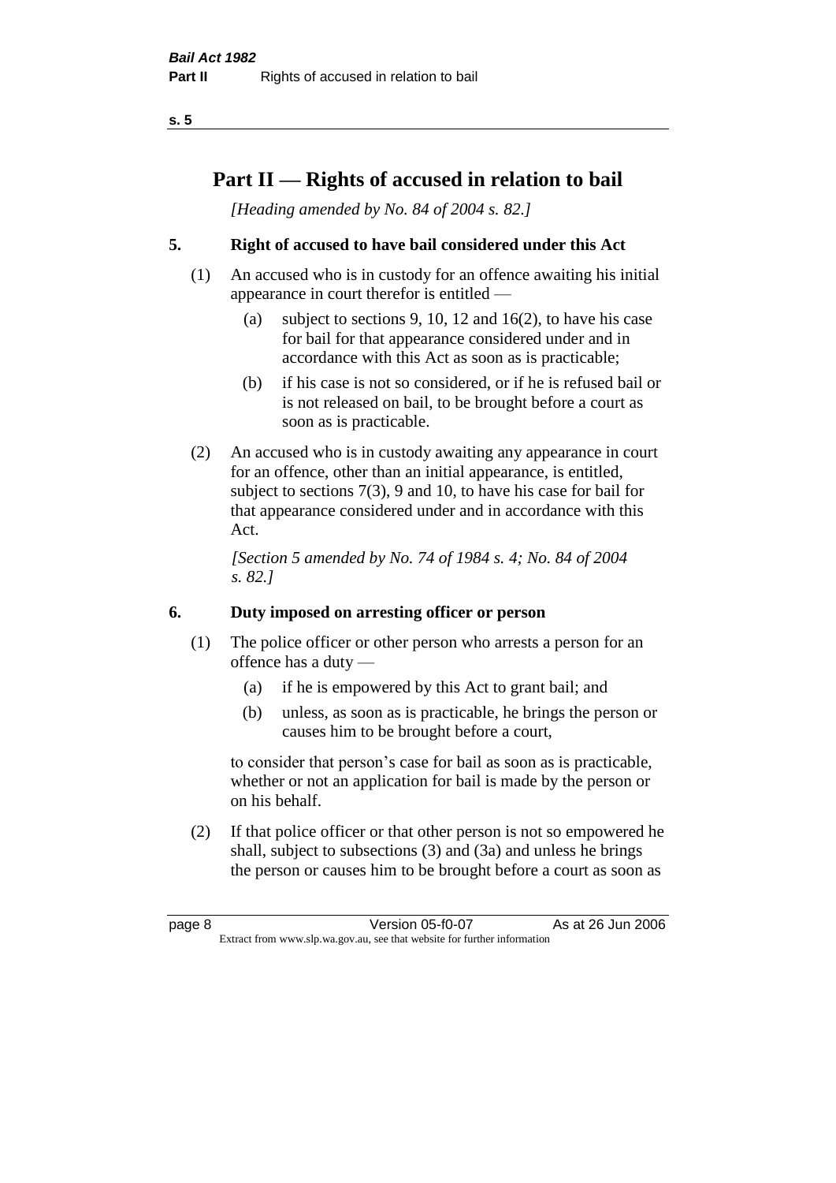# Part II — Rights of accused in relation to bail

*[Heading amended by No. 84 of 2004 s. 82.]*

## 5. Right of accused to have bail considered under this Act

(1) An accused who is in custody for an offence awaiting his initial appearance in court therefor is entitled —

  (a) subject to sections 9, 10, 12 and 16(2), to have his case for bail for that appearance considered under and in accordance with this Act as soon as is practicable;

  (b) if his case is not so considered, or if he is refused bail or is not released on bail, to be brought before a court as soon as is practicable.

(2) An accused who is in custody awaiting any appearance in court for an offence, other than an initial appearance, is entitled, subject to sections 7(3), 9 and 10, to have his case for bail for that appearance considered under and in accordance with this Act.

*[Section 5 amended by No. 74 of 1984 s. 4; No. 84 of 2004 s. 82.]*

## 6. Duty imposed on arresting officer or person

(1) The police officer or other person who arrests a person for an offence has a duty —

  (a) if he is empowered by this Act to grant bail; and

  (b) unless, as soon as is practicable, he brings the person or causes him to be brought before a court,

to consider that person's case for bail as soon as is practicable, whether or not an application for bail is made by the person or on his behalf.

(2) If that police officer or that other person is not so empowered he shall, subject to subsections (3) and (3a) and unless he brings the person or causes him to be brought before a court as soon as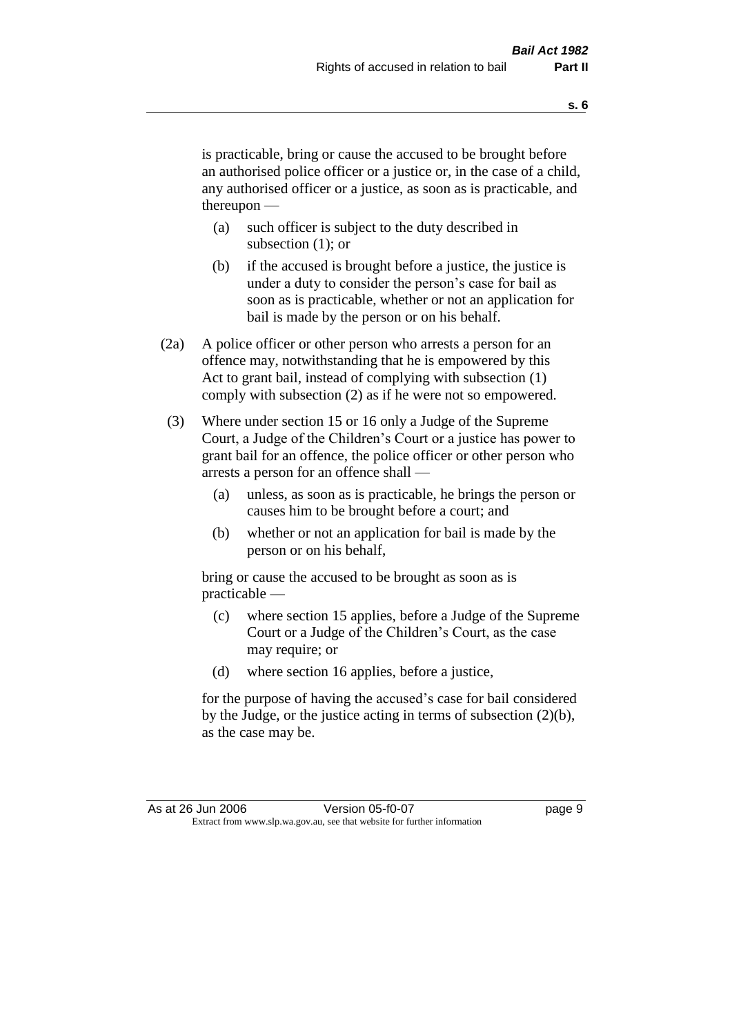is practicable, bring or cause the accused to be brought before an authorised police officer or a justice or, in the case of a child, any authorised officer or a justice, as soon as is practicable, and thereupon —

- (a) such officer is subject to the duty described in subsection (1); or
- (b) if the accused is brought before a justice, the justice is under a duty to consider the person's case for bail as soon as is practicable, whether or not an application for bail is made by the person or on his behalf.

(2a) A police officer or other person who arrests a person for an offence may, notwithstanding that he is empowered by this Act to grant bail, instead of complying with subsection (1) comply with subsection (2) as if he were not so empowered.

(3) Where under section 15 or 16 only a Judge of the Supreme Court, a Judge of the Children's Court or a justice has power to grant bail for an offence, the police officer or other person who arrests a person for an offence shall —

- (a) unless, as soon as is practicable, he brings the person or causes him to be brought before a court; and
- (b) whether or not an application for bail is made by the person or on his behalf,

bring or cause the accused to be brought as soon as is practicable —

- (c) where section 15 applies, before a Judge of the Supreme Court or a Judge of the Children's Court, as the case may require; or
- (d) where section 16 applies, before a justice,

for the purpose of having the accused's case for bail considered by the Judge, or the justice acting in terms of subsection (2)(b), as the case may be.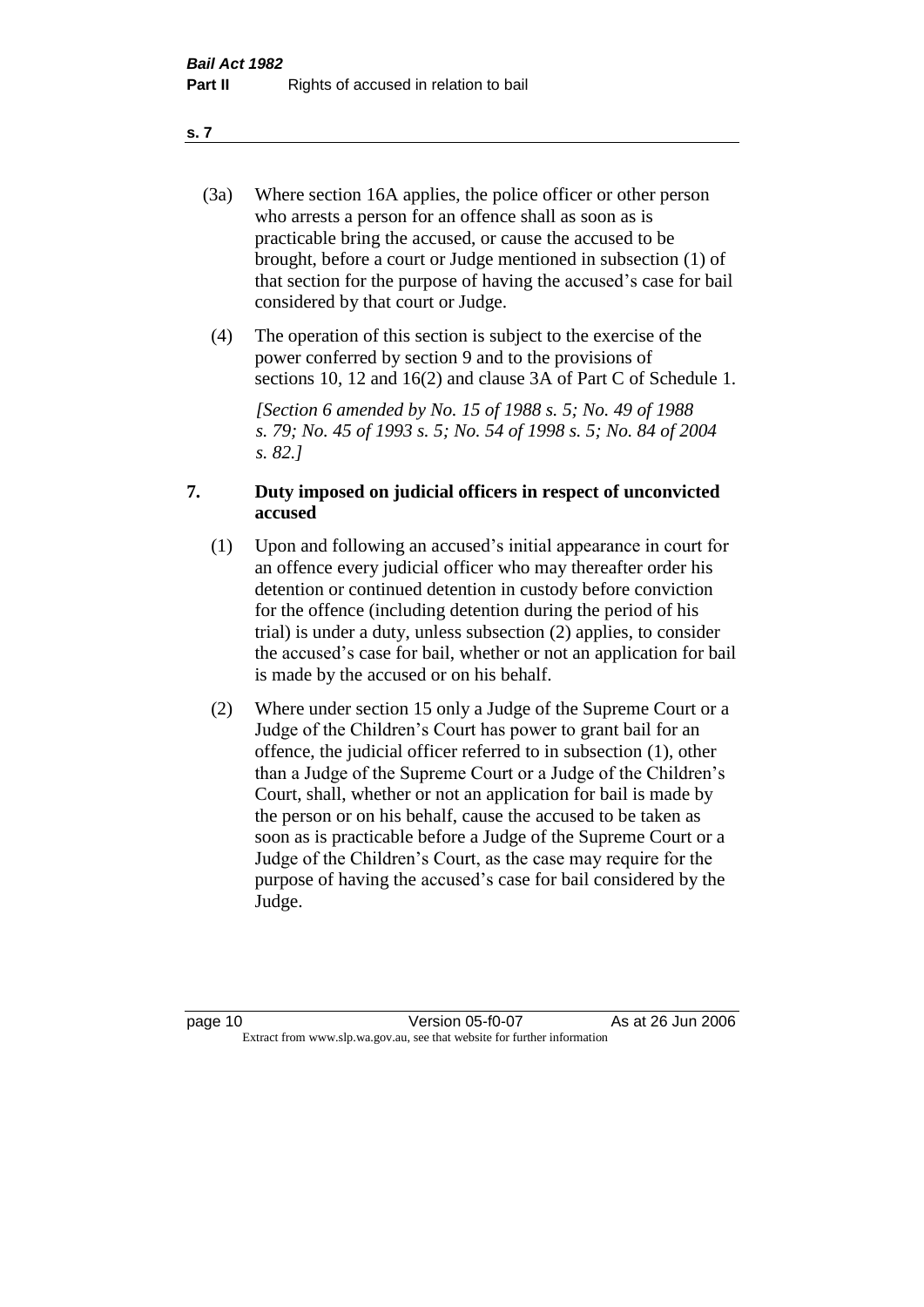(3a) Where section 16A applies, the police officer or other person who arrests a person for an offence shall as soon as is practicable bring the accused, or cause the accused to be brought, before a court or Judge mentioned in subsection (1) of that section for the purpose of having the accused's case for bail considered by that court or Judge.

(4) The operation of this section is subject to the exercise of the power conferred by section 9 and to the provisions of sections 10, 12 and 16(2) and clause 3A of Part C of Schedule 1.

*[Section 6 amended by No. 15 of 1988 s. 5; No. 49 of 1988 s. 79; No. 45 of 1993 s. 5; No. 54 of 1998 s. 5; No. 84 of 2004 s. 82.]*

## 7. Duty imposed on judicial officers in respect of unconvicted accused

(1) Upon and following an accused's initial appearance in court for an offence every judicial officer who may thereafter order his detention or continued detention in custody before conviction for the offence (including detention during the period of his trial) is under a duty, unless subsection (2) applies, to consider the accused's case for bail, whether or not an application for bail is made by the accused or on his behalf.

(2) Where under section 15 only a Judge of the Supreme Court or a Judge of the Children's Court has power to grant bail for an offence, the judicial officer referred to in subsection (1), other than a Judge of the Supreme Court or a Judge of the Children's Court, shall, whether or not an application for bail is made by the person or on his behalf, cause the accused to be taken as soon as is practicable before a Judge of the Supreme Court or a Judge of the Children's Court, as the case may require for the purpose of having the accused's case for bail considered by the Judge.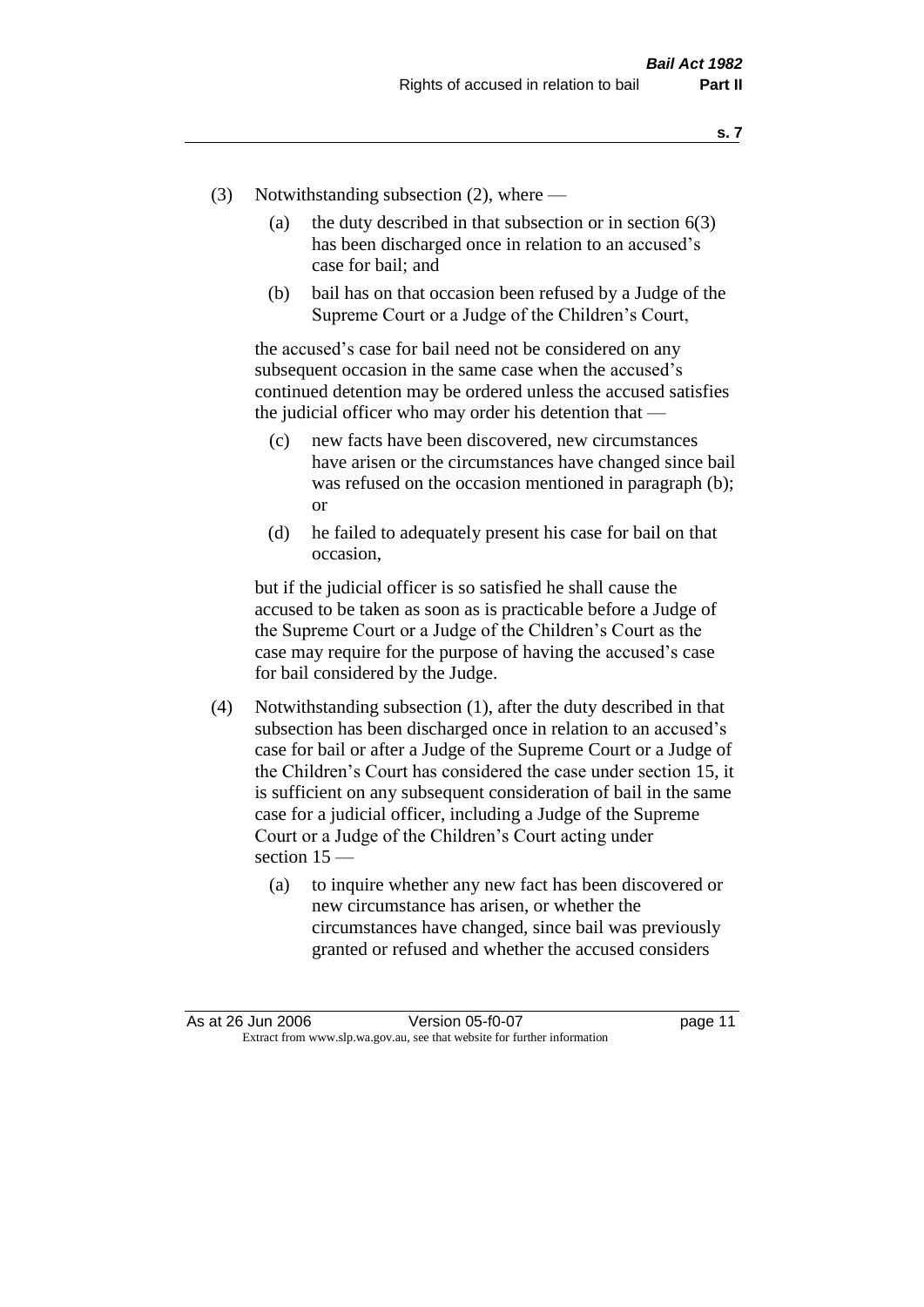(3) Notwithstanding subsection (2), where —

  (a) the duty described in that subsection or in section 6(3) has been discharged once in relation to an accused's case for bail; and

  (b) bail has on that occasion been refused by a Judge of the Supreme Court or a Judge of the Children's Court,

  the accused's case for bail need not be considered on any subsequent occasion in the same case when the accused's continued detention may be ordered unless the accused satisfies the judicial officer who may order his detention that —

  (c) new facts have been discovered, new circumstances have arisen or the circumstances have changed since bail was refused on the occasion mentioned in paragraph (b); or

  (d) he failed to adequately present his case for bail on that occasion,

  but if the judicial officer is so satisfied he shall cause the accused to be taken as soon as is practicable before a Judge of the Supreme Court or a Judge of the Children's Court as the case may require for the purpose of having the accused's case for bail considered by the Judge.

(4) Notwithstanding subsection (1), after the duty described in that subsection has been discharged once in relation to an accused's case for bail or after a Judge of the Supreme Court or a Judge of the Children's Court has considered the case under section 15, it is sufficient on any subsequent consideration of bail in the same case for a judicial officer, including a Judge of the Supreme Court or a Judge of the Children's Court acting under section 15 —

  (a) to inquire whether any new fact has been discovered or new circumstance has arisen, or whether the circumstances have changed, since bail was previously granted or refused and whether the accused considers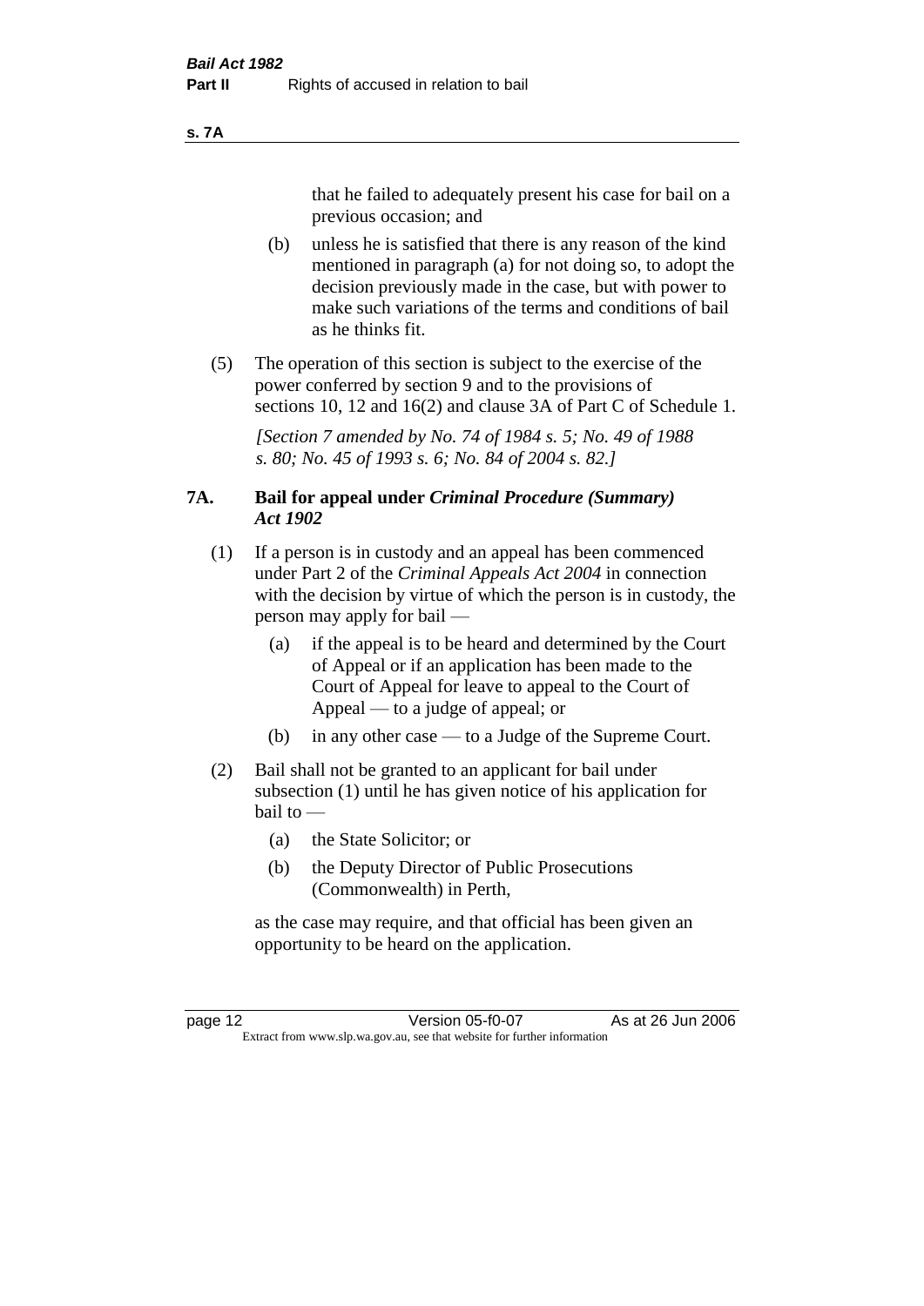that he failed to adequately present his case for bail on a previous occasion; and

(b) unless he is satisfied that there is any reason of the kind mentioned in paragraph (a) for not doing so, to adopt the decision previously made in the case, but with power to make such variations of the terms and conditions of bail as he thinks fit.

(5) The operation of this section is subject to the exercise of the power conferred by section 9 and to the provisions of sections 10, 12 and 16(2) and clause 3A of Part C of Schedule 1.

*[Section 7 amended by No. 74 of 1984 s. 5; No. 49 of 1988 s. 80; No. 45 of 1993 s. 6; No. 84 of 2004 s. 82.]*

### 7A. Bail for appeal under *Criminal Procedure (Summary) Act 1902*

(1) If a person is in custody and an appeal has been commenced under Part 2 of the *Criminal Appeals Act 2004* in connection with the decision by virtue of which the person is in custody, the person may apply for bail —

(a) if the appeal is to be heard and determined by the Court of Appeal or if an application has been made to the Court of Appeal for leave to appeal to the Court of Appeal — to a judge of appeal; or

(b) in any other case — to a Judge of the Supreme Court.

(2) Bail shall not be granted to an applicant for bail under subsection (1) until he has given notice of his application for bail to —

(a) the State Solicitor; or

(b) the Deputy Director of Public Prosecutions (Commonwealth) in Perth,

as the case may require, and that official has been given an opportunity to be heard on the application.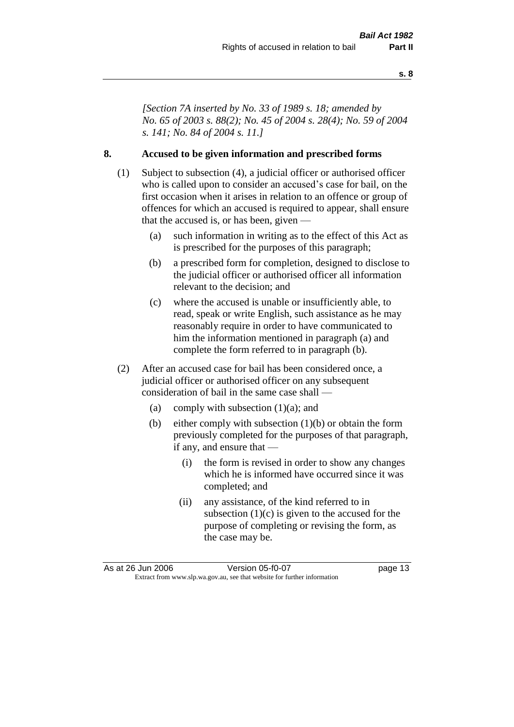*[Section 7A inserted by No. 33 of 1989 s. 18; amended by No. 65 of 2003 s. 88(2); No. 45 of 2004 s. 28(4); No. 59 of 2004 s. 141; No. 84 of 2004 s. 11.]*

## 8. Accused to be given information and prescribed forms

(1) Subject to subsection (4), a judicial officer or authorised officer who is called upon to consider an accused's case for bail, on the first occasion when it arises in relation to an offence or group of offences for which an accused is required to appear, shall ensure that the accused is, or has been, given —

- (a) such information in writing as to the effect of this Act as is prescribed for the purposes of this paragraph;
- (b) a prescribed form for completion, designed to disclose to the judicial officer or authorised officer all information relevant to the decision; and
- (c) where the accused is unable or insufficiently able, to read, speak or write English, such assistance as he may reasonably require in order to have communicated to him the information mentioned in paragraph (a) and complete the form referred to in paragraph (b).

(2) After an accused case for bail has been considered once, a judicial officer or authorised officer on any subsequent consideration of bail in the same case shall —

- (a) comply with subsection (1)(a); and
- (b) either comply with subsection (1)(b) or obtain the form previously completed for the purposes of that paragraph, if any, and ensure that —
  - (i) the form is revised in order to show any changes which he is informed have occurred since it was completed; and
  - (ii) any assistance, of the kind referred to in subsection (1)(c) is given to the accused for the purpose of completing or revising the form, as the case may be.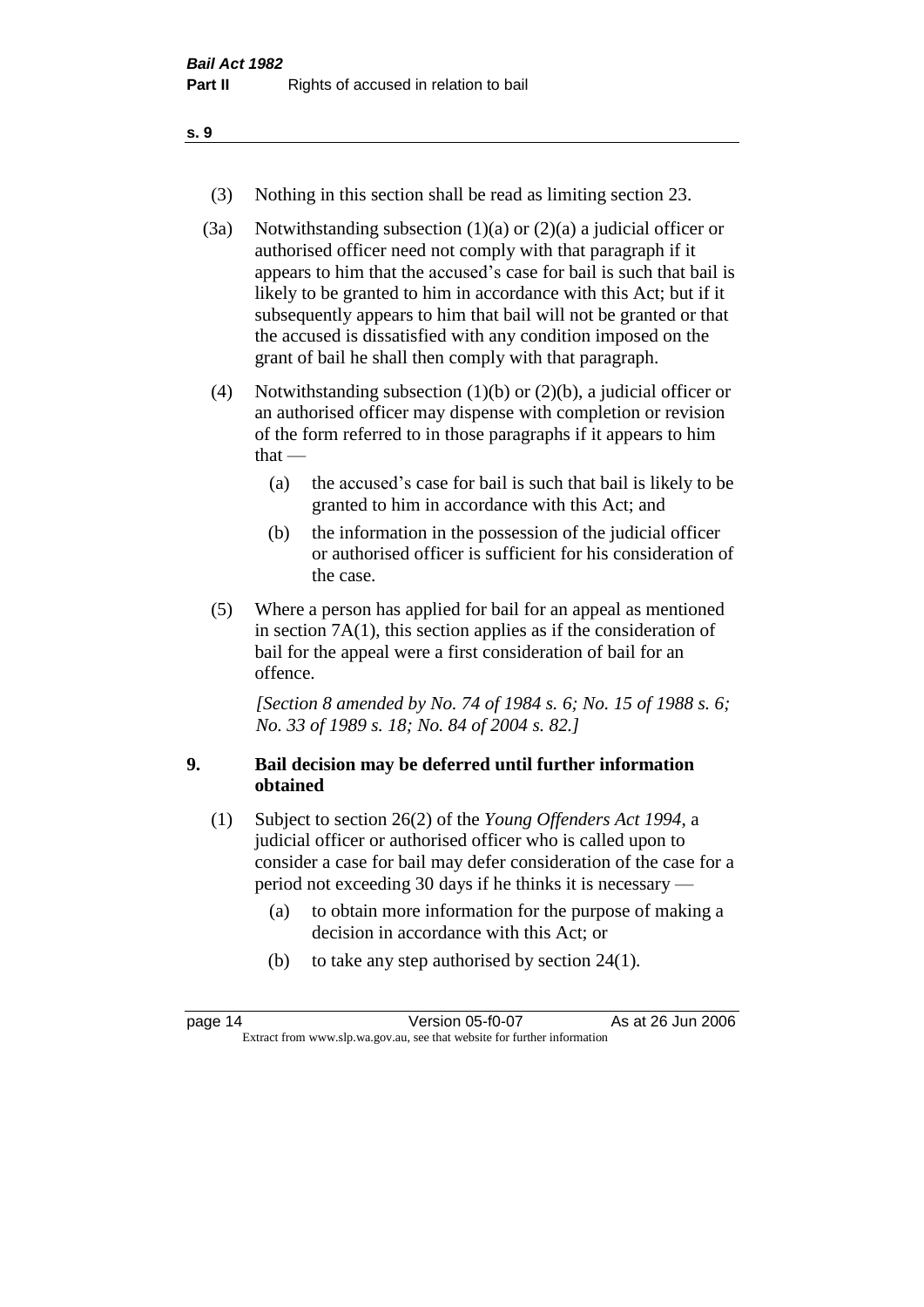(3) Nothing in this section shall be read as limiting section 23.

(3a) Notwithstanding subsection (1)(a) or (2)(a) a judicial officer or authorised officer need not comply with that paragraph if it appears to him that the accused's case for bail is such that bail is likely to be granted to him in accordance with this Act; but if it subsequently appears to him that bail will not be granted or that the accused is dissatisfied with any condition imposed on the grant of bail he shall then comply with that paragraph.

(4) Notwithstanding subsection (1)(b) or (2)(b), a judicial officer or an authorised officer may dispense with completion or revision of the form referred to in those paragraphs if it appears to him that —

- (a) the accused's case for bail is such that bail is likely to be granted to him in accordance with this Act; and
- (b) the information in the possession of the judicial officer or authorised officer is sufficient for his consideration of the case.

(5) Where a person has applied for bail for an appeal as mentioned in section 7A(1), this section applies as if the consideration of bail for the appeal were a first consideration of bail for an offence.

*[Section 8 amended by No. 74 of 1984 s. 6; No. 15 of 1988 s. 6; No. 33 of 1989 s. 18; No. 84 of 2004 s. 82.]*

## 9. Bail decision may be deferred until further information obtained

(1) Subject to section 26(2) of the *Young Offenders Act 1994*, a judicial officer or authorised officer who is called upon to consider a case for bail may defer consideration of the case for a period not exceeding 30 days if he thinks it is necessary —

- (a) to obtain more information for the purpose of making a decision in accordance with this Act; or
- (b) to take any step authorised by section 24(1).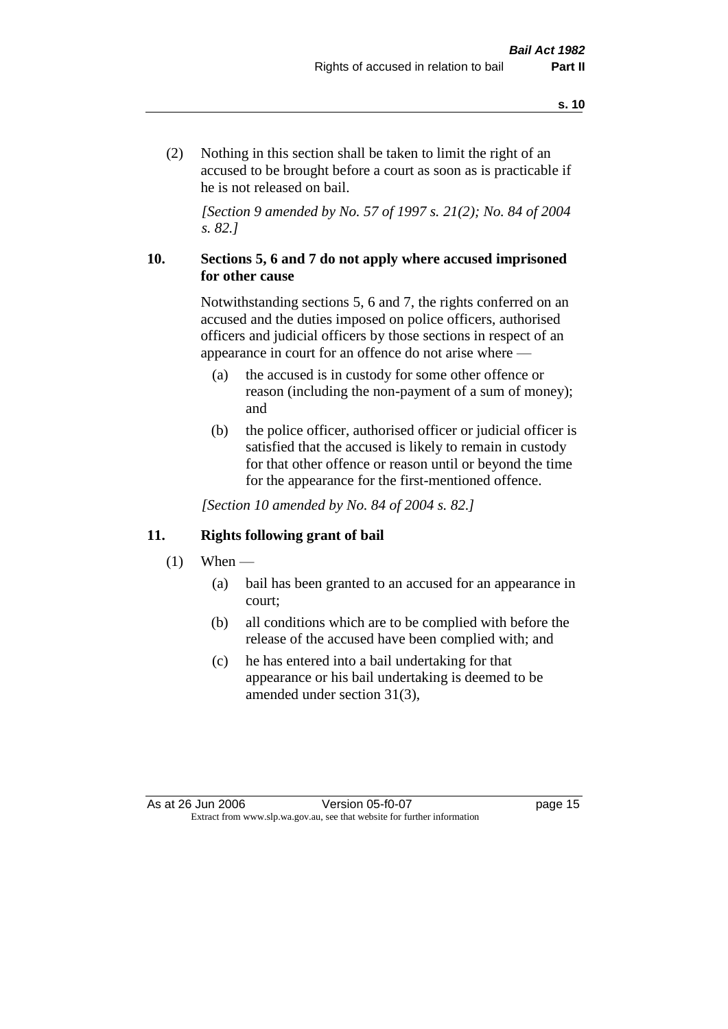(2) Nothing in this section shall be taken to limit the right of an accused to be brought before a court as soon as is practicable if he is not released on bail.

*[Section 9 amended by No. 57 of 1997 s. 21(2); No. 84 of 2004 s. 82.]*

## 10. Sections 5, 6 and 7 do not apply where accused imprisoned for other cause

Notwithstanding sections 5, 6 and 7, the rights conferred on an accused and the duties imposed on police officers, authorised officers and judicial officers by those sections in respect of an appearance in court for an offence do not arise where —

(a) the accused is in custody for some other offence or reason (including the non-payment of a sum of money); and

(b) the police officer, authorised officer or judicial officer is satisfied that the accused is likely to remain in custody for that other offence or reason until or beyond the time for the appearance for the first-mentioned offence.

*[Section 10 amended by No. 84 of 2004 s. 82.]*

## 11. Rights following grant of bail

(1) When —

(a) bail has been granted to an accused for an appearance in court;

(b) all conditions which are to be complied with before the release of the accused have been complied with; and

(c) he has entered into a bail undertaking for that appearance or his bail undertaking is deemed to be amended under section 31(3),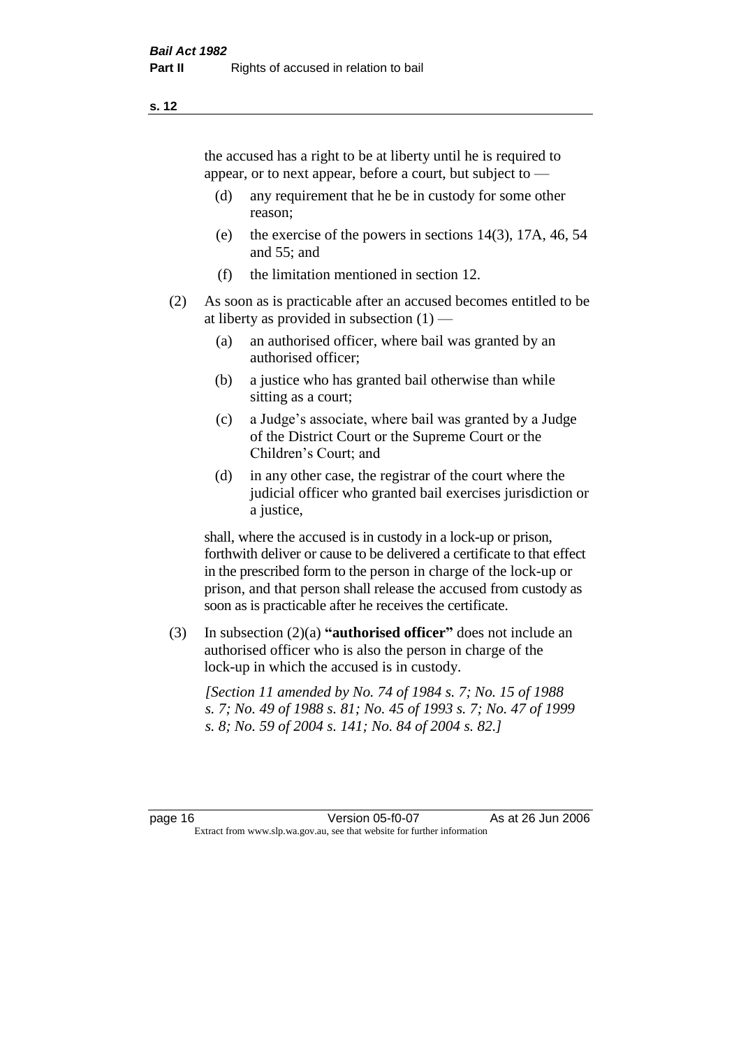the accused has a right to be at liberty until he is required to appear, or to next appear, before a court, but subject to —

(d) any requirement that he be in custody for some other reason;

(e) the exercise of the powers in sections 14(3), 17A, 46, 54 and 55; and

(f) the limitation mentioned in section 12.

(2) As soon as is practicable after an accused becomes entitled to be at liberty as provided in subsection (1) —

(a) an authorised officer, where bail was granted by an authorised officer;

(b) a justice who has granted bail otherwise than while sitting as a court;

(c) a Judge's associate, where bail was granted by a Judge of the District Court or the Supreme Court or the Children's Court; and

(d) in any other case, the registrar of the court where the judicial officer who granted bail exercises jurisdiction or a justice,

shall, where the accused is in custody in a lock-up or prison, forthwith deliver or cause to be delivered a certificate to that effect in the prescribed form to the person in charge of the lock-up or prison, and that person shall release the accused from custody as soon as is practicable after he receives the certificate.

(3) In subsection (2)(a) **"authorised officer"** does not include an authorised officer who is also the person in charge of the lock-up in which the accused is in custody.

*[Section 11 amended by No. 74 of 1984 s. 7; No. 15 of 1988 s. 7; No. 49 of 1988 s. 81; No. 45 of 1993 s. 7; No. 47 of 1999 s. 8; No. 59 of 2004 s. 141; No. 84 of 2004 s. 82.]*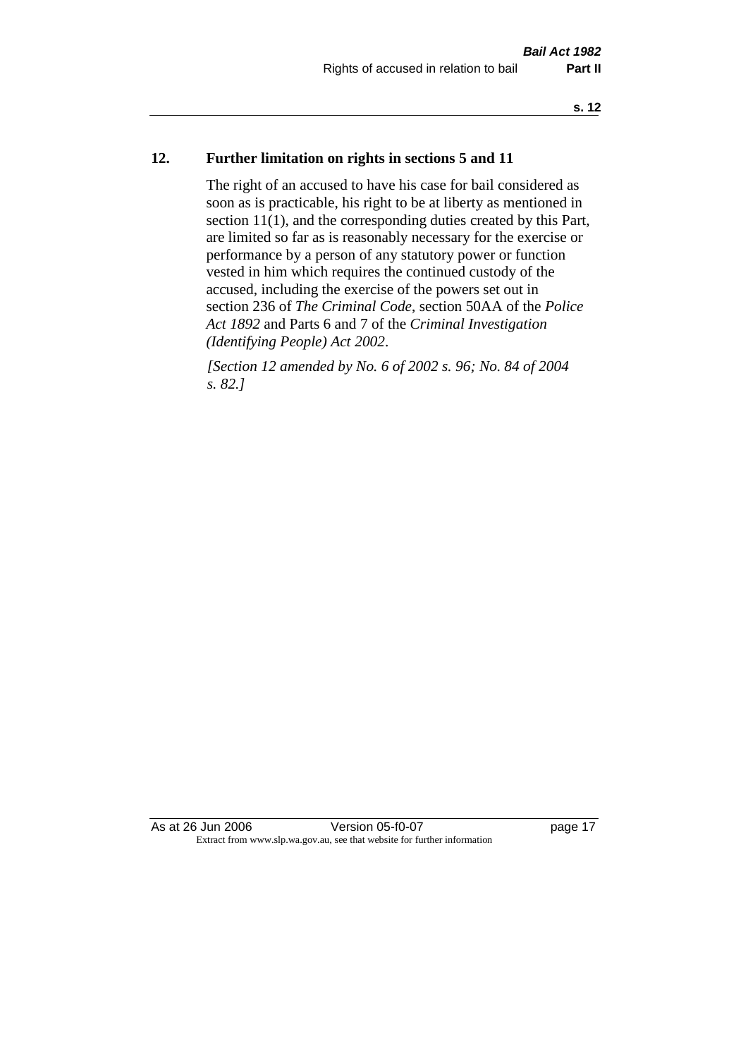## 12. Further limitation on rights in sections 5 and 11

The right of an accused to have his case for bail considered as soon as is practicable, his right to be at liberty as mentioned in section 11(1), and the corresponding duties created by this Part, are limited so far as is reasonably necessary for the exercise or performance by a person of any statutory power or function vested in him which requires the continued custody of the accused, including the exercise of the powers set out in section 236 of *The Criminal Code*, section 50AA of the *Police Act 1892* and Parts 6 and 7 of the *Criminal Investigation (Identifying People) Act 2002*.

*[Section 12 amended by No. 6 of 2002 s. 96; No. 84 of 2004 s. 82.]*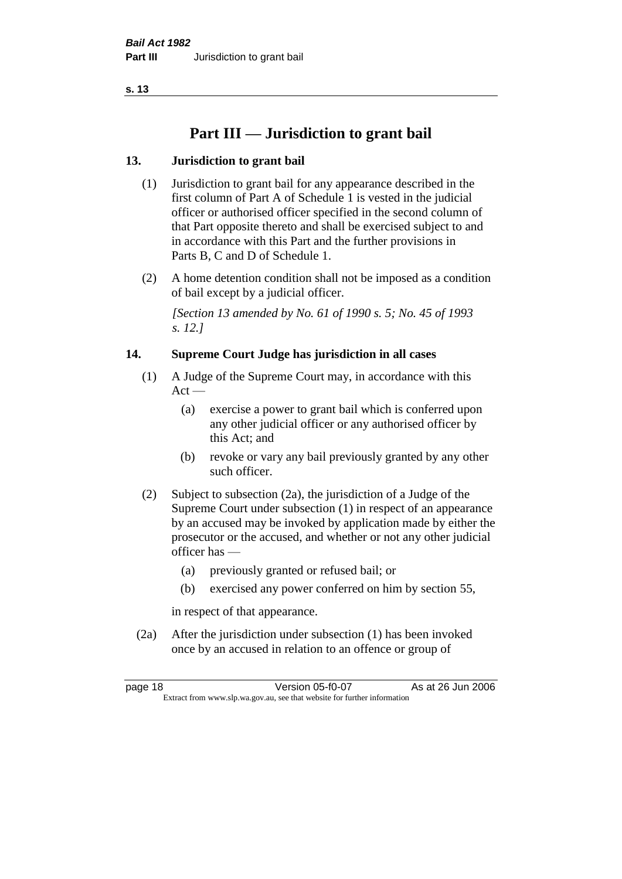# Part III — Jurisdiction to grant bail

### 13. Jurisdiction to grant bail

(1) Jurisdiction to grant bail for any appearance described in the first column of Part A of Schedule 1 is vested in the judicial officer or authorised officer specified in the second column of that Part opposite thereto and shall be exercised subject to and in accordance with this Part and the further provisions in Parts B, C and D of Schedule 1.

(2) A home detention condition shall not be imposed as a condition of bail except by a judicial officer.

*[Section 13 amended by No. 61 of 1990 s. 5; No. 45 of 1993 s. 12.]*

### 14. Supreme Court Judge has jurisdiction in all cases

(1) A Judge of the Supreme Court may, in accordance with this Act —

- (a) exercise a power to grant bail which is conferred upon any other judicial officer or any authorised officer by this Act; and
- (b) revoke or vary any bail previously granted by any other such officer.

(2) Subject to subsection (2a), the jurisdiction of a Judge of the Supreme Court under subsection (1) in respect of an appearance by an accused may be invoked by application made by either the prosecutor or the accused, and whether or not any other judicial officer has —

- (a) previously granted or refused bail; or
- (b) exercised any power conferred on him by section 55,

in respect of that appearance.

(2a) After the jurisdiction under subsection (1) has been invoked once by an accused in relation to an offence or group of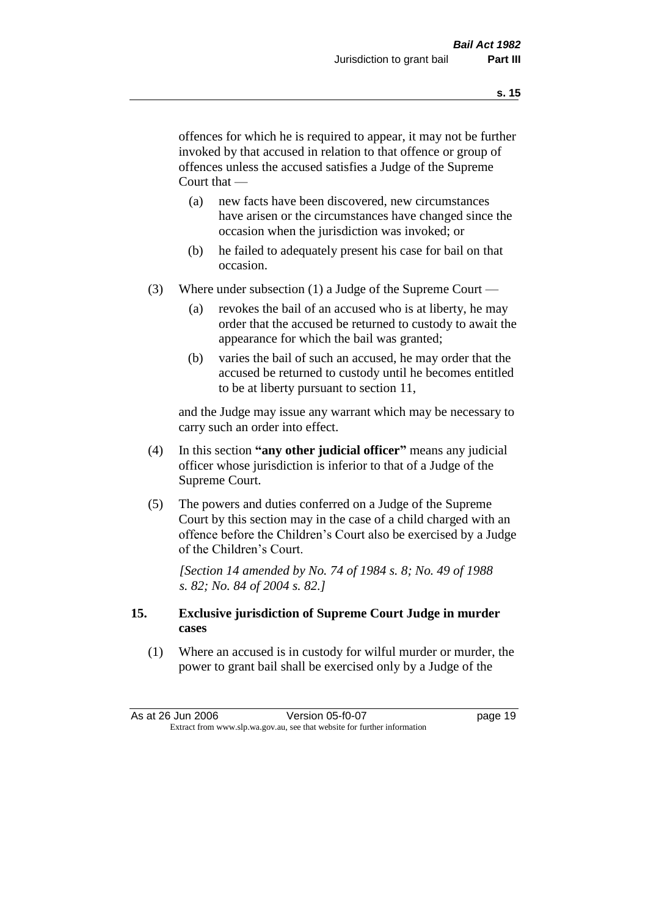offences for which he is required to appear, it may not be further invoked by that accused in relation to that offence or group of offences unless the accused satisfies a Judge of the Supreme Court that —

- (a) new facts have been discovered, new circumstances have arisen or the circumstances have changed since the occasion when the jurisdiction was invoked; or
- (b) he failed to adequately present his case for bail on that occasion.

(3) Where under subsection (1) a Judge of the Supreme Court —

- (a) revokes the bail of an accused who is at liberty, he may order that the accused be returned to custody to await the appearance for which the bail was granted;
- (b) varies the bail of such an accused, he may order that the accused be returned to custody until he becomes entitled to be at liberty pursuant to section 11,

and the Judge may issue any warrant which may be necessary to carry such an order into effect.

(4) In this section **"any other judicial officer"** means any judicial officer whose jurisdiction is inferior to that of a Judge of the Supreme Court.

(5) The powers and duties conferred on a Judge of the Supreme Court by this section may in the case of a child charged with an offence before the Children's Court also be exercised by a Judge of the Children's Court.

*[Section 14 amended by No. 74 of 1984 s. 8; No. 49 of 1988 s. 82; No. 84 of 2004 s. 82.]*

### 15. Exclusive jurisdiction of Supreme Court Judge in murder cases

(1) Where an accused is in custody for wilful murder or murder, the power to grant bail shall be exercised only by a Judge of the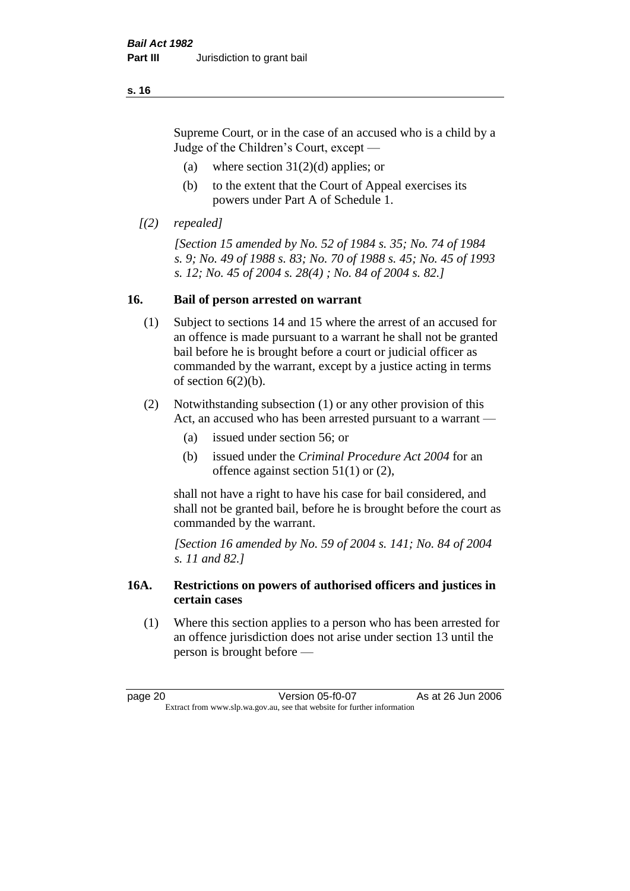Supreme Court, or in the case of an accused who is a child by a Judge of the Children's Court, except —

(a) where section 31(2)(d) applies; or

(b) to the extent that the Court of Appeal exercises its powers under Part A of Schedule 1.

*[(2) repealed]*

*[Section 15 amended by No. 52 of 1984 s. 35; No. 74 of 1984 s. 9; No. 49 of 1988 s. 83; No. 70 of 1988 s. 45; No. 45 of 1993 s. 12; No. 45 of 2004 s. 28(4) ; No. 84 of 2004 s. 82.]*

## 16. Bail of person arrested on warrant

(1) Subject to sections 14 and 15 where the arrest of an accused for an offence is made pursuant to a warrant he shall not be granted bail before he is brought before a court or judicial officer as commanded by the warrant, except by a justice acting in terms of section 6(2)(b).

(2) Notwithstanding subsection (1) or any other provision of this Act, an accused who has been arrested pursuant to a warrant —

(a) issued under section 56; or

(b) issued under the *Criminal Procedure Act 2004* for an offence against section 51(1) or (2),

shall not have a right to have his case for bail considered, and shall not be granted bail, before he is brought before the court as commanded by the warrant.

*[Section 16 amended by No. 59 of 2004 s. 141; No. 84 of 2004 s. 11 and 82.]*

## 16A. Restrictions on powers of authorised officers and justices in certain cases

(1) Where this section applies to a person who has been arrested for an offence jurisdiction does not arise under section 13 until the person is brought before —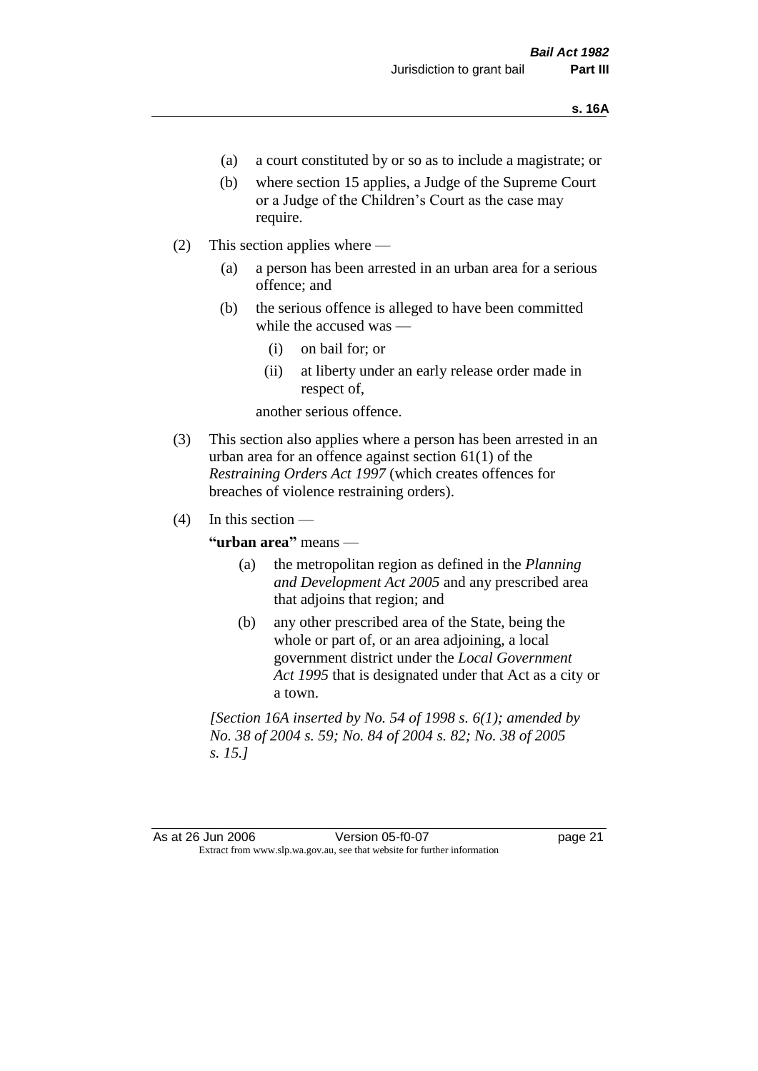(a) a court constituted by or so as to include a magistrate; or

(b) where section 15 applies, a Judge of the Supreme Court or a Judge of the Children's Court as the case may require.

(2) This section applies where —

(a) a person has been arrested in an urban area for a serious offence; and

(b) the serious offence is alleged to have been committed while the accused was —

(i) on bail for; or

(ii) at liberty under an early release order made in respect of,

another serious offence.

(3) This section also applies where a person has been arrested in an urban area for an offence against section 61(1) of the *Restraining Orders Act 1997* (which creates offences for breaches of violence restraining orders).

(4) In this section —

**"urban area"** means —

(a) the metropolitan region as defined in the *Planning and Development Act 2005* and any prescribed area that adjoins that region; and

(b) any other prescribed area of the State, being the whole or part of, or an area adjoining, a local government district under the *Local Government Act 1995* that is designated under that Act as a city or a town.

*[Section 16A inserted by No. 54 of 1998 s. 6(1); amended by No. 38 of 2004 s. 59; No. 84 of 2004 s. 82; No. 38 of 2005 s. 15.]*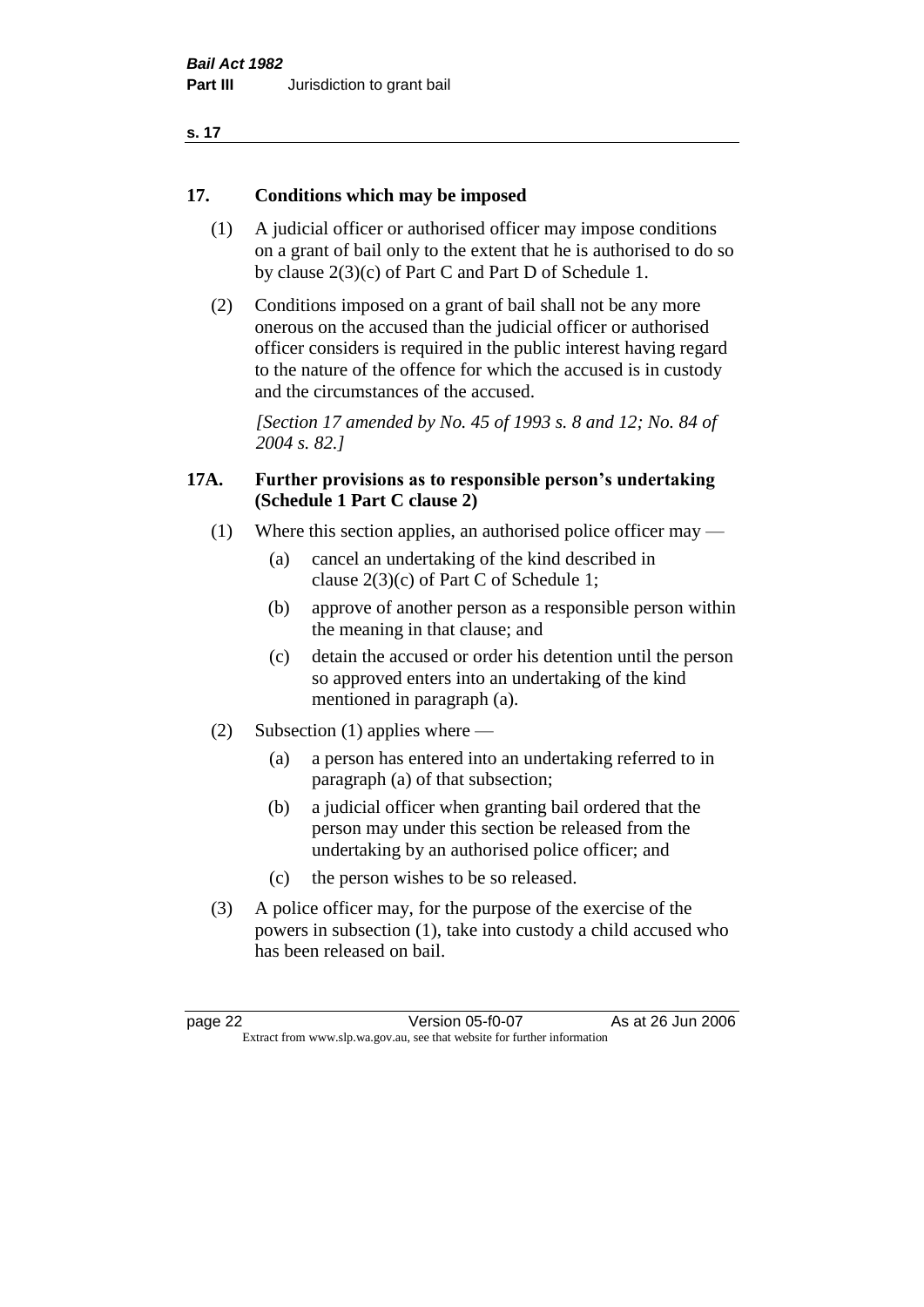## 17. Conditions which may be imposed

(1) A judicial officer or authorised officer may impose conditions on a grant of bail only to the extent that he is authorised to do so by clause 2(3)(c) of Part C and Part D of Schedule 1.

(2) Conditions imposed on a grant of bail shall not be any more onerous on the accused than the judicial officer or authorised officer considers is required in the public interest having regard to the nature of the offence for which the accused is in custody and the circumstances of the accused.

*[Section 17 amended by No. 45 of 1993 s. 8 and 12; No. 84 of 2004 s. 82.]*

## 17A. Further provisions as to responsible person's undertaking (Schedule 1 Part C clause 2)

(1) Where this section applies, an authorised police officer may —

- (a) cancel an undertaking of the kind described in clause 2(3)(c) of Part C of Schedule 1;
- (b) approve of another person as a responsible person within the meaning in that clause; and
- (c) detain the accused or order his detention until the person so approved enters into an undertaking of the kind mentioned in paragraph (a).

(2) Subsection (1) applies where —

- (a) a person has entered into an undertaking referred to in paragraph (a) of that subsection;
- (b) a judicial officer when granting bail ordered that the person may under this section be released from the undertaking by an authorised police officer; and
- (c) the person wishes to be so released.

(3) A police officer may, for the purpose of the exercise of the powers in subsection (1), take into custody a child accused who has been released on bail.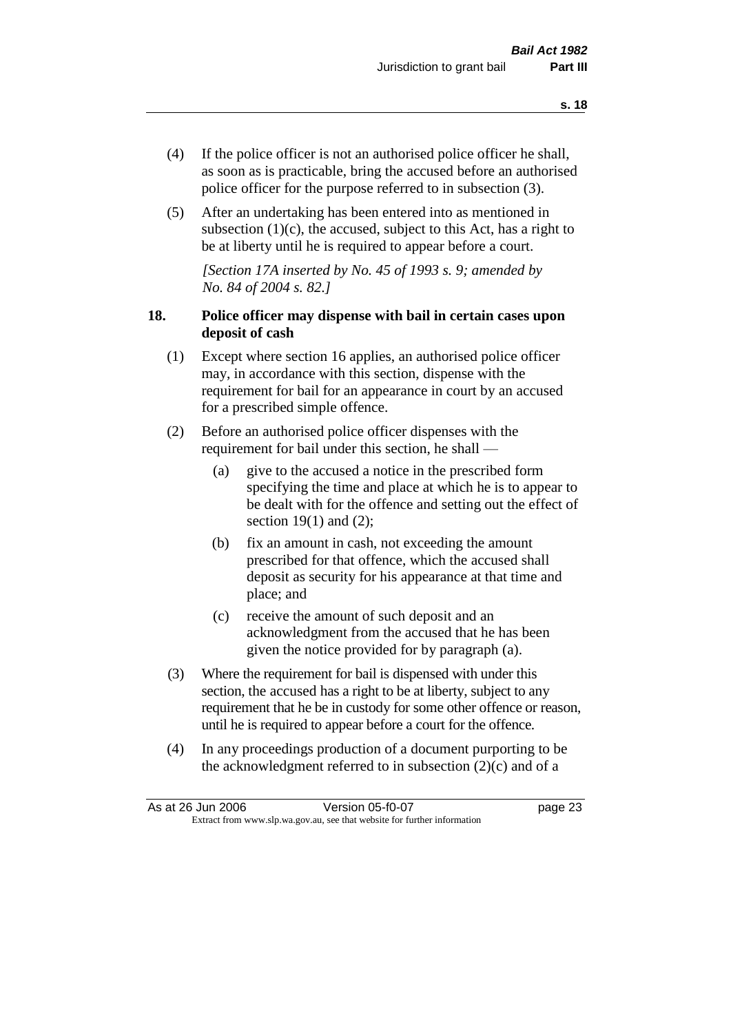(4) If the police officer is not an authorised police officer he shall, as soon as is practicable, bring the accused before an authorised police officer for the purpose referred to in subsection (3).

(5) After an undertaking has been entered into as mentioned in subsection (1)(c), the accused, subject to this Act, has a right to be at liberty until he is required to appear before a court.

*[Section 17A inserted by No. 45 of 1993 s. 9; amended by No. 84 of 2004 s. 82.]*

## 18. Police officer may dispense with bail in certain cases upon deposit of cash

(1) Except where section 16 applies, an authorised police officer may, in accordance with this section, dispense with the requirement for bail for an appearance in court by an accused for a prescribed simple offence.

(2) Before an authorised police officer dispenses with the requirement for bail under this section, he shall —

- (a) give to the accused a notice in the prescribed form specifying the time and place at which he is to appear to be dealt with for the offence and setting out the effect of section 19(1) and (2);
- (b) fix an amount in cash, not exceeding the amount prescribed for that offence, which the accused shall deposit as security for his appearance at that time and place; and
- (c) receive the amount of such deposit and an acknowledgment from the accused that he has been given the notice provided for by paragraph (a).

(3) Where the requirement for bail is dispensed with under this section, the accused has a right to be at liberty, subject to any requirement that he be in custody for some other offence or reason, until he is required to appear before a court for the offence.

(4) In any proceedings production of a document purporting to be the acknowledgment referred to in subsection (2)(c) and of a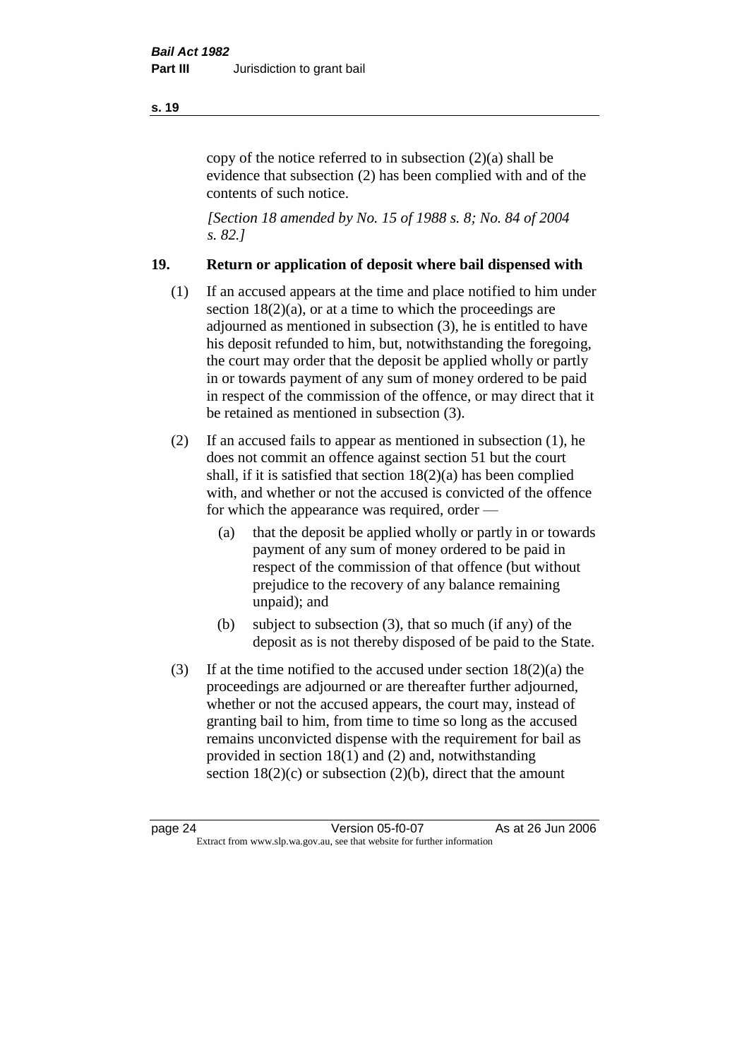copy of the notice referred to in subsection (2)(a) shall be evidence that subsection (2) has been complied with and of the contents of such notice.

*[Section 18 amended by No. 15 of 1988 s. 8; No. 84 of 2004 s. 82.]*

## 19. Return or application of deposit where bail dispensed with

(1) If an accused appears at the time and place notified to him under section 18(2)(a), or at a time to which the proceedings are adjourned as mentioned in subsection (3), he is entitled to have his deposit refunded to him, but, notwithstanding the foregoing, the court may order that the deposit be applied wholly or partly in or towards payment of any sum of money ordered to be paid in respect of the commission of the offence, or may direct that it be retained as mentioned in subsection (3).

(2) If an accused fails to appear as mentioned in subsection (1), he does not commit an offence against section 51 but the court shall, if it is satisfied that section 18(2)(a) has been complied with, and whether or not the accused is convicted of the offence for which the appearance was required, order —

(a) that the deposit be applied wholly or partly in or towards payment of any sum of money ordered to be paid in respect of the commission of that offence (but without prejudice to the recovery of any balance remaining unpaid); and

(b) subject to subsection (3), that so much (if any) of the deposit as is not thereby disposed of be paid to the State.

(3) If at the time notified to the accused under section 18(2)(a) the proceedings are adjourned or are thereafter further adjourned, whether or not the accused appears, the court may, instead of granting bail to him, from time to time so long as the accused remains unconvicted dispense with the requirement for bail as provided in section 18(1) and (2) and, notwithstanding section 18(2)(c) or subsection (2)(b), direct that the amount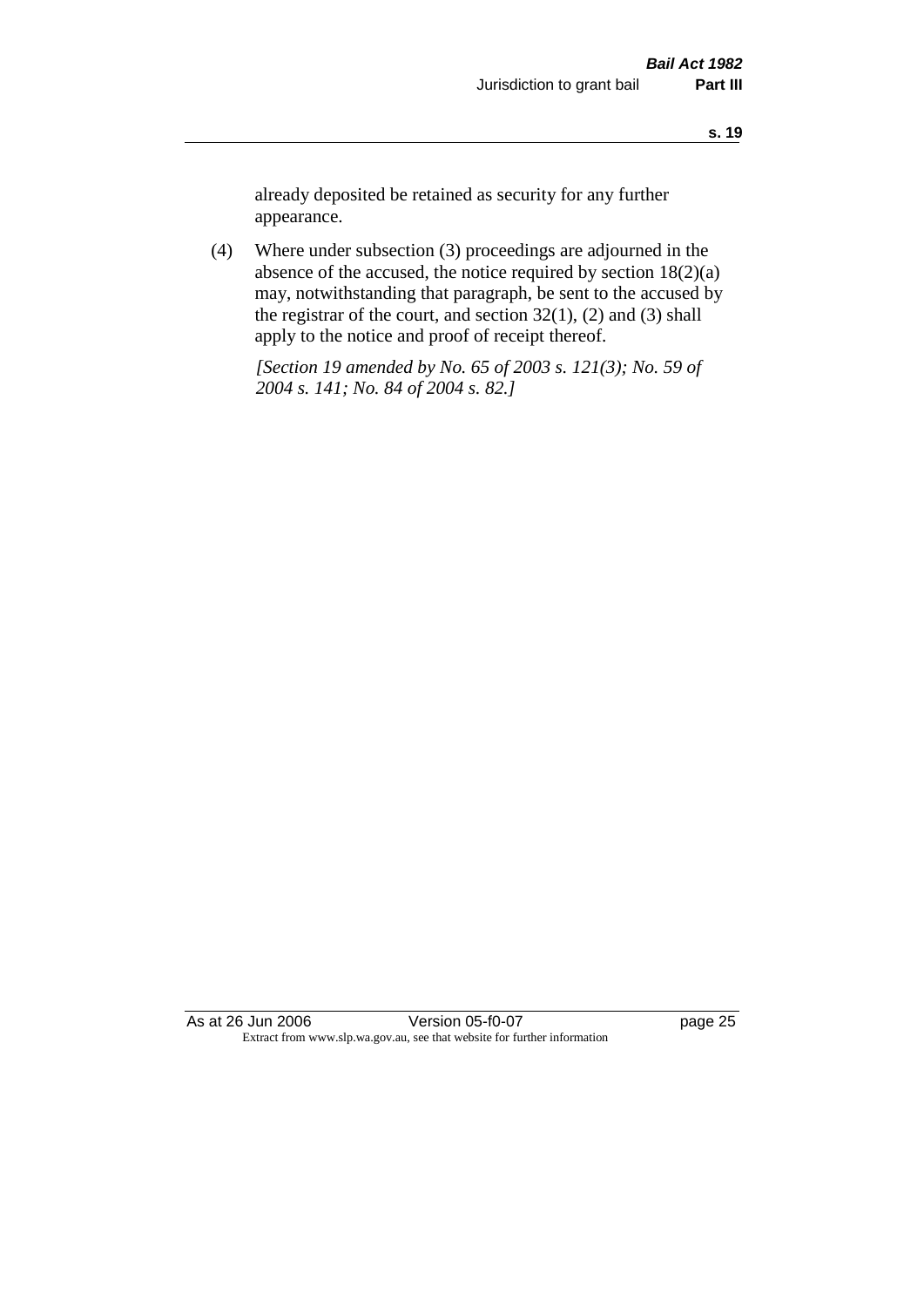already deposited be retained as security for any further appearance.

(4) Where under subsection (3) proceedings are adjourned in the absence of the accused, the notice required by section 18(2)(a) may, notwithstanding that paragraph, be sent to the accused by the registrar of the court, and section 32(1), (2) and (3) shall apply to the notice and proof of receipt thereof.

*[Section 19 amended by No. 65 of 2003 s. 121(3); No. 59 of 2004 s. 141; No. 84 of 2004 s. 82.]*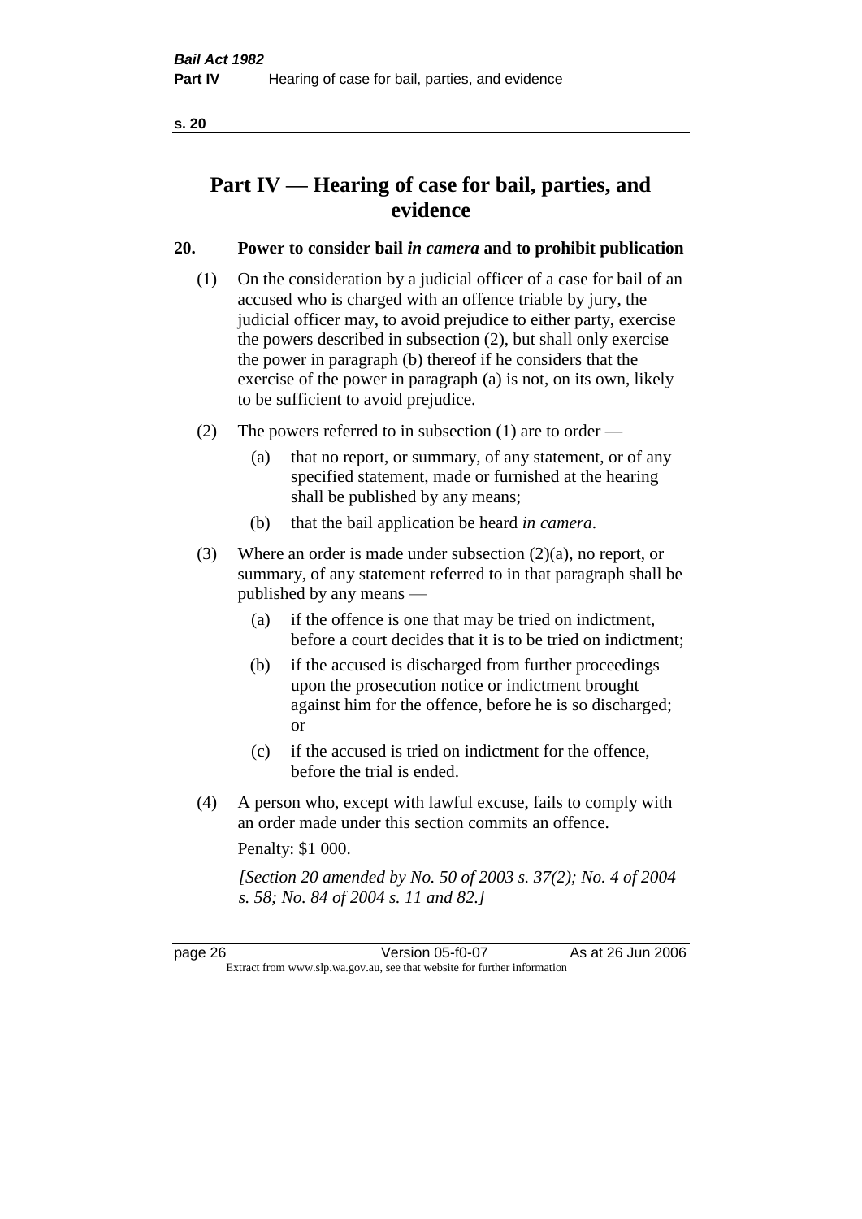# Part IV — Hearing of case for bail, parties, and evidence

## 20. Power to consider bail *in camera* and to prohibit publication

(1) On the consideration by a judicial officer of a case for bail of an accused who is charged with an offence triable by jury, the judicial officer may, to avoid prejudice to either party, exercise the powers described in subsection (2), but shall only exercise the power in paragraph (b) thereof if he considers that the exercise of the power in paragraph (a) is not, on its own, likely to be sufficient to avoid prejudice.

(2) The powers referred to in subsection (1) are to order —

- (a) that no report, or summary, of any statement, or of any specified statement, made or furnished at the hearing shall be published by any means;
- (b) that the bail application be heard *in camera*.

(3) Where an order is made under subsection (2)(a), no report, or summary, of any statement referred to in that paragraph shall be published by any means —

- (a) if the offence is one that may be tried on indictment, before a court decides that it is to be tried on indictment;
- (b) if the accused is discharged from further proceedings upon the prosecution notice or indictment brought against him for the offence, before he is so discharged; or
- (c) if the accused is tried on indictment for the offence, before the trial is ended.

(4) A person who, except with lawful excuse, fails to comply with an order made under this section commits an offence.

Penalty: $1 000.

*[Section 20 amended by No. 50 of 2003 s. 37(2); No. 4 of 2004 s. 58; No. 84 of 2004 s. 11 and 82.]*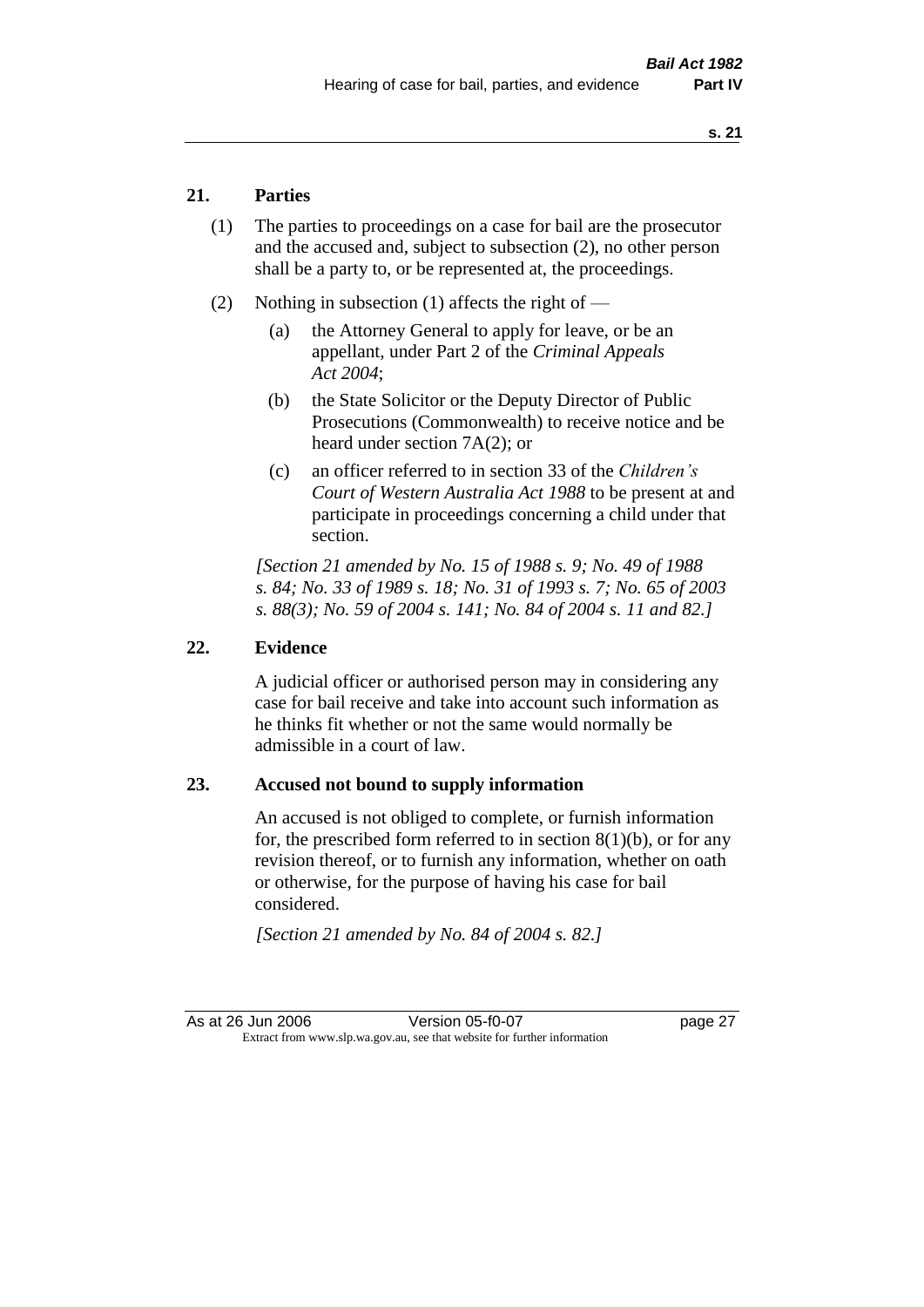## 21. Parties

(1) The parties to proceedings on a case for bail are the prosecutor and the accused and, subject to subsection (2), no other person shall be a party to, or be represented at, the proceedings.

(2) Nothing in subsection (1) affects the right of —

- (a) the Attorney General to apply for leave, or be an appellant, under Part 2 of the *Criminal Appeals Act 2004*;
- (b) the State Solicitor or the Deputy Director of Public Prosecutions (Commonwealth) to receive notice and be heard under section 7A(2); or
- (c) an officer referred to in section 33 of the *Children's Court of Western Australia Act 1988* to be present at and participate in proceedings concerning a child under that section.

*[Section 21 amended by No. 15 of 1988 s. 9; No. 49 of 1988 s. 84; No. 33 of 1989 s. 18; No. 31 of 1993 s. 7; No. 65 of 2003 s. 88(3); No. 59 of 2004 s. 141; No. 84 of 2004 s. 11 and 82.]*

## 22. Evidence

A judicial officer or authorised person may in considering any case for bail receive and take into account such information as he thinks fit whether or not the same would normally be admissible in a court of law.

## 23. Accused not bound to supply information

An accused is not obliged to complete, or furnish information for, the prescribed form referred to in section 8(1)(b), or for any revision thereof, or to furnish any information, whether on oath or otherwise, for the purpose of having his case for bail considered.

*[Section 21 amended by No. 84 of 2004 s. 82.]*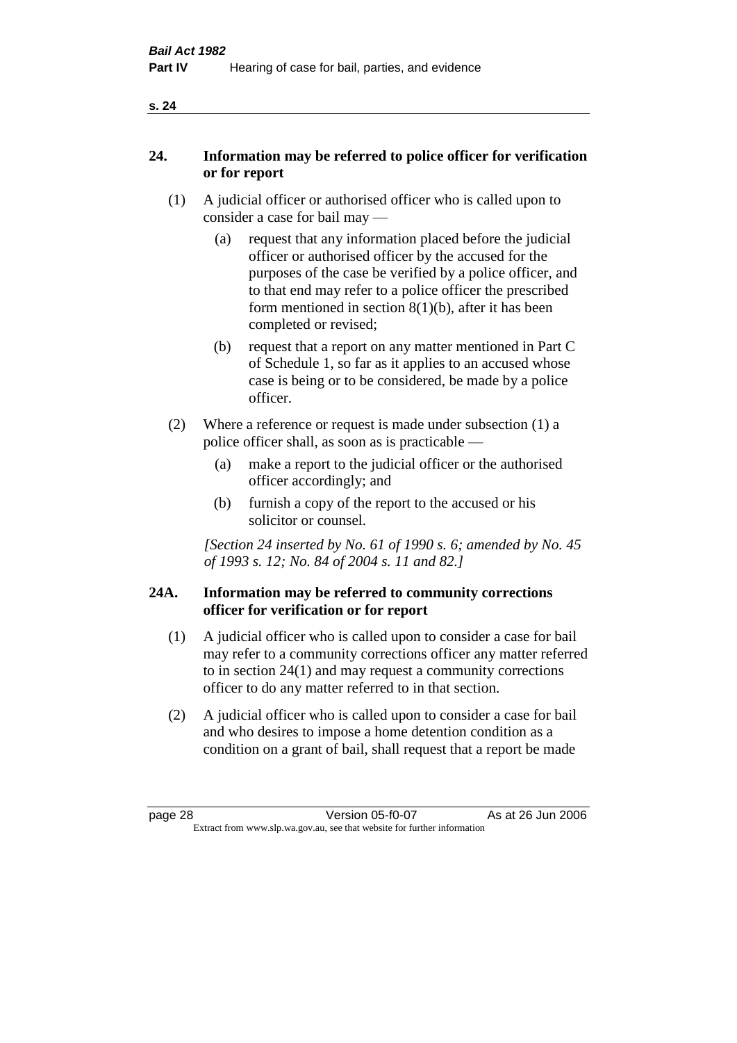## 24. Information may be referred to police officer for verification or for report

(1) A judicial officer or authorised officer who is called upon to consider a case for bail may —

(a) request that any information placed before the judicial officer or authorised officer by the accused for the purposes of the case be verified by a police officer, and to that end may refer to a police officer the prescribed form mentioned in section 8(1)(b), after it has been completed or revised;

(b) request that a report on any matter mentioned in Part C of Schedule 1, so far as it applies to an accused whose case is being or to be considered, be made by a police officer.

(2) Where a reference or request is made under subsection (1) a police officer shall, as soon as is practicable —

(a) make a report to the judicial officer or the authorised officer accordingly; and

(b) furnish a copy of the report to the accused or his solicitor or counsel.

*[Section 24 inserted by No. 61 of 1990 s. 6; amended by No. 45 of 1993 s. 12; No. 84 of 2004 s. 11 and 82.]*

## 24A. Information may be referred to community corrections officer for verification or for report

(1) A judicial officer who is called upon to consider a case for bail may refer to a community corrections officer any matter referred to in section 24(1) and may request a community corrections officer to do any matter referred to in that section.

(2) A judicial officer who is called upon to consider a case for bail and who desires to impose a home detention condition as a condition on a grant of bail, shall request that a report be made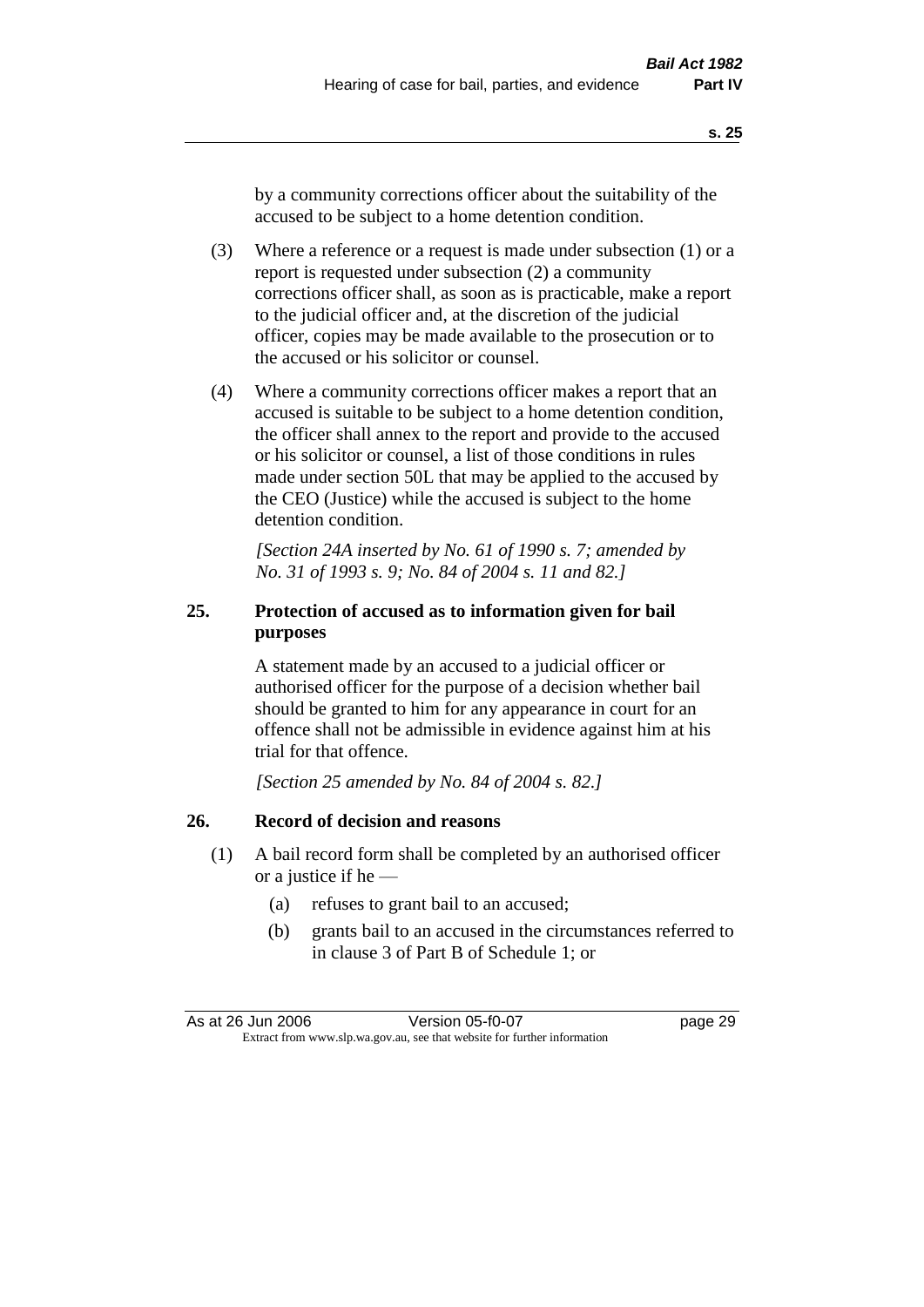by a community corrections officer about the suitability of the accused to be subject to a home detention condition.

(3) Where a reference or a request is made under subsection (1) or a report is requested under subsection (2) a community corrections officer shall, as soon as is practicable, make a report to the judicial officer and, at the discretion of the judicial officer, copies may be made available to the prosecution or to the accused or his solicitor or counsel.

(4) Where a community corrections officer makes a report that an accused is suitable to be subject to a home detention condition, the officer shall annex to the report and provide to the accused or his solicitor or counsel, a list of those conditions in rules made under section 50L that may be applied to the accused by the CEO (Justice) while the accused is subject to the home detention condition.

*[Section 24A inserted by No. 61 of 1990 s. 7; amended by No. 31 of 1993 s. 9; No. 84 of 2004 s. 11 and 82.]*

### 25. Protection of accused as to information given for bail purposes

A statement made by an accused to a judicial officer or authorised officer for the purpose of a decision whether bail should be granted to him for any appearance in court for an offence shall not be admissible in evidence against him at his trial for that offence.

*[Section 25 amended by No. 84 of 2004 s. 82.]*

### 26. Record of decision and reasons

(1) A bail record form shall be completed by an authorised officer or a justice if he —

- (a) refuses to grant bail to an accused;
- (b) grants bail to an accused in the circumstances referred to in clause 3 of Part B of Schedule 1; or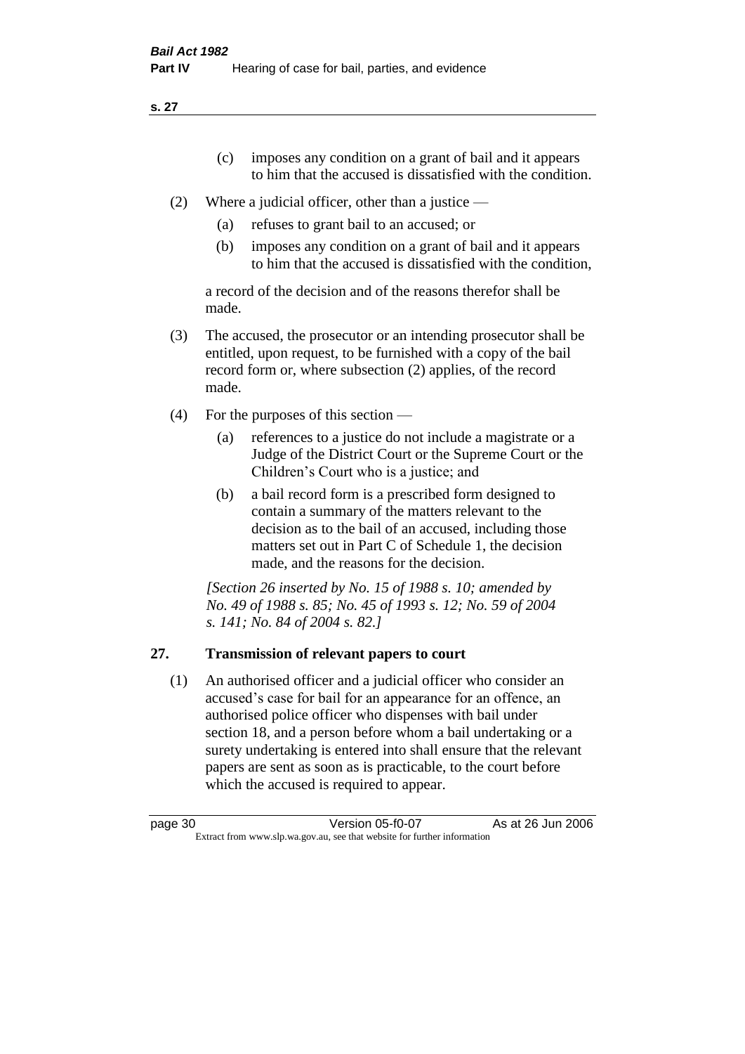(c) imposes any condition on a grant of bail and it appears to him that the accused is dissatisfied with the condition.

(2) Where a judicial officer, other than a justice —

(a) refuses to grant bail to an accused; or

(b) imposes any condition on a grant of bail and it appears to him that the accused is dissatisfied with the condition,

a record of the decision and of the reasons therefor shall be made.

(3) The accused, the prosecutor or an intending prosecutor shall be entitled, upon request, to be furnished with a copy of the bail record form or, where subsection (2) applies, of the record made.

(4) For the purposes of this section —

(a) references to a justice do not include a magistrate or a Judge of the District Court or the Supreme Court or the Children's Court who is a justice; and

(b) a bail record form is a prescribed form designed to contain a summary of the matters relevant to the decision as to the bail of an accused, including those matters set out in Part C of Schedule 1, the decision made, and the reasons for the decision.

*[Section 26 inserted by No. 15 of 1988 s. 10; amended by No. 49 of 1988 s. 85; No. 45 of 1993 s. 12; No. 59 of 2004 s. 141; No. 84 of 2004 s. 82.]*

## 27. Transmission of relevant papers to court

(1) An authorised officer and a judicial officer who consider an accused's case for bail for an appearance for an offence, an authorised police officer who dispenses with bail under section 18, and a person before whom a bail undertaking or a surety undertaking is entered into shall ensure that the relevant papers are sent as soon as is practicable, to the court before which the accused is required to appear.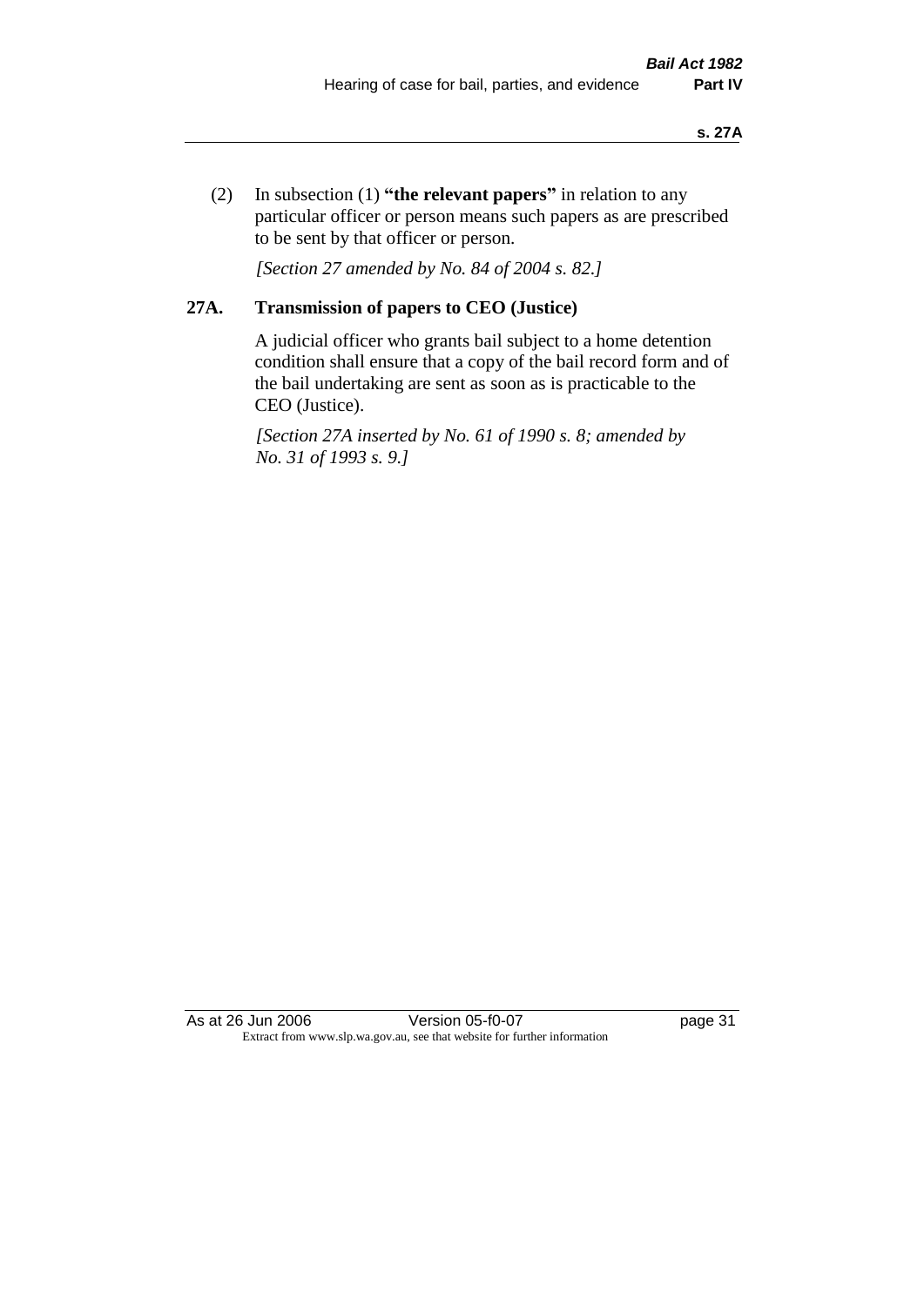(2) In subsection (1) **"the relevant papers"** in relation to any particular officer or person means such papers as are prescribed to be sent by that officer or person.

*[Section 27 amended by No. 84 of 2004 s. 82.]*

## 27A. Transmission of papers to CEO (Justice)

A judicial officer who grants bail subject to a home detention condition shall ensure that a copy of the bail record form and of the bail undertaking are sent as soon as is practicable to the CEO (Justice).

*[Section 27A inserted by No. 61 of 1990 s. 8; amended by No. 31 of 1993 s. 9.]*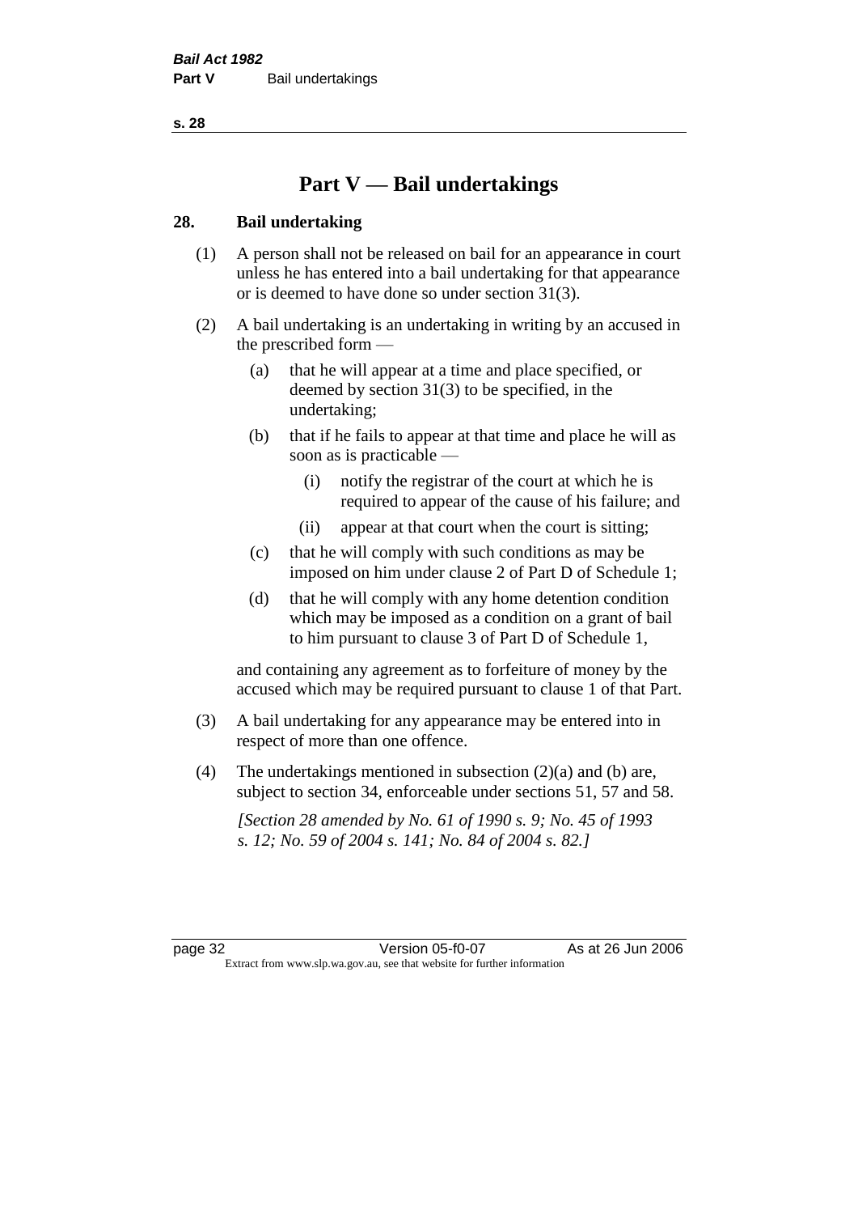# Part V — Bail undertakings

## 28. Bail undertaking

(1) A person shall not be released on bail for an appearance in court unless he has entered into a bail undertaking for that appearance or is deemed to have done so under section 31(3).

(2) A bail undertaking is an undertaking in writing by an accused in the prescribed form —

- (a) that he will appear at a time and place specified, or deemed by section 31(3) to be specified, in the undertaking;
- (b) that if he fails to appear at that time and place he will as soon as is practicable —
  - (i) notify the registrar of the court at which he is required to appear of the cause of his failure; and
  - (ii) appear at that court when the court is sitting;
- (c) that he will comply with such conditions as may be imposed on him under clause 2 of Part D of Schedule 1;
- (d) that he will comply with any home detention condition which may be imposed as a condition on a grant of bail to him pursuant to clause 3 of Part D of Schedule 1,

and containing any agreement as to forfeiture of money by the accused which may be required pursuant to clause 1 of that Part.

(3) A bail undertaking for any appearance may be entered into in respect of more than one offence.

(4) The undertakings mentioned in subsection (2)(a) and (b) are, subject to section 34, enforceable under sections 51, 57 and 58.

*[Section 28 amended by No. 61 of 1990 s. 9; No. 45 of 1993 s. 12; No. 59 of 2004 s. 141; No. 84 of 2004 s. 82.]*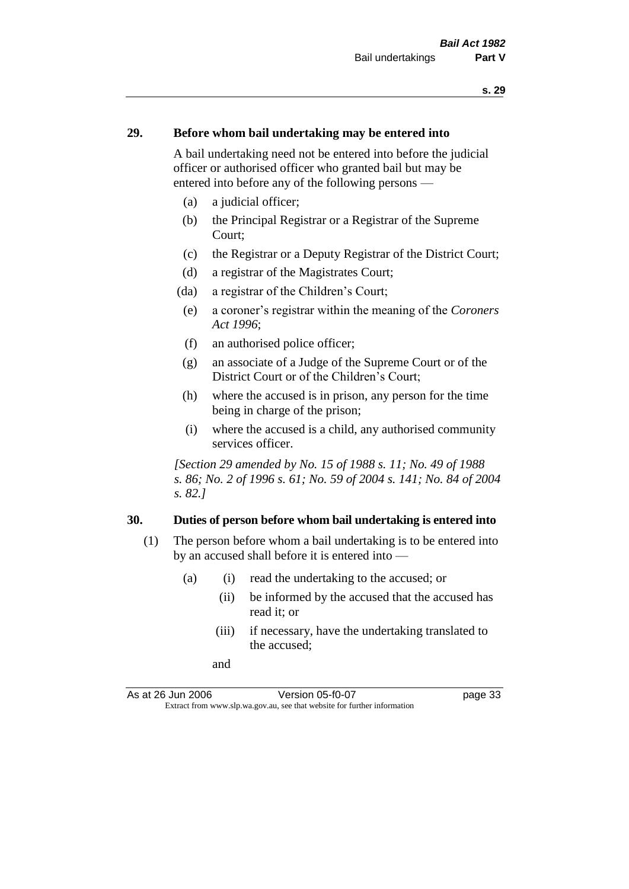## 29. Before whom bail undertaking may be entered into

A bail undertaking need not be entered into before the judicial officer or authorised officer who granted bail but may be entered into before any of the following persons —

- (a) a judicial officer;
- (b) the Principal Registrar or a Registrar of the Supreme Court;
- (c) the Registrar or a Deputy Registrar of the District Court;
- (d) a registrar of the Magistrates Court;
- (da) a registrar of the Children's Court;
- (e) a coroner's registrar within the meaning of the *Coroners Act 1996*;
- (f) an authorised police officer;
- (g) an associate of a Judge of the Supreme Court or of the District Court or of the Children's Court;
- (h) where the accused is in prison, any person for the time being in charge of the prison;
- (i) where the accused is a child, any authorised community services officer.

*[Section 29 amended by No. 15 of 1988 s. 11; No. 49 of 1988 s. 86; No. 2 of 1996 s. 61; No. 59 of 2004 s. 141; No. 84 of 2004 s. 82.]*

## 30. Duties of person before whom bail undertaking is entered into

(1) The person before whom a bail undertaking is to be entered into by an accused shall before it is entered into —

- (a) (i) read the undertaking to the accused; or
  - (ii) be informed by the accused that the accused has read it; or
  - (iii) if necessary, have the undertaking translated to the accused;

  and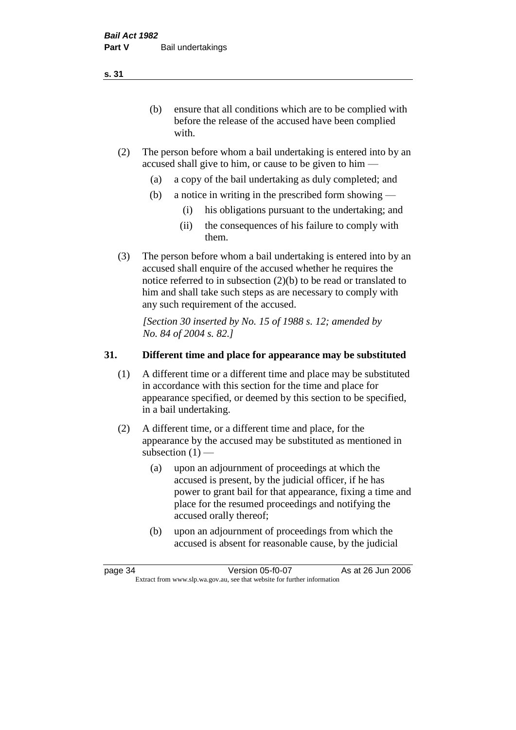(b) ensure that all conditions which are to be complied with before the release of the accused have been complied with.

(2) The person before whom a bail undertaking is entered into by an accused shall give to him, or cause to be given to him —

(a) a copy of the bail undertaking as duly completed; and

(b) a notice in writing in the prescribed form showing —

(i) his obligations pursuant to the undertaking; and

(ii) the consequences of his failure to comply with them.

(3) The person before whom a bail undertaking is entered into by an accused shall enquire of the accused whether he requires the notice referred to in subsection (2)(b) to be read or translated to him and shall take such steps as are necessary to comply with any such requirement of the accused.

*[Section 30 inserted by No. 15 of 1988 s. 12; amended by No. 84 of 2004 s. 82.]*

## 31. Different time and place for appearance may be substituted

(1) A different time or a different time and place may be substituted in accordance with this section for the time and place for appearance specified, or deemed by this section to be specified, in a bail undertaking.

(2) A different time, or a different time and place, for the appearance by the accused may be substituted as mentioned in subsection (1) —

(a) upon an adjournment of proceedings at which the accused is present, by the judicial officer, if he has power to grant bail for that appearance, fixing a time and place for the resumed proceedings and notifying the accused orally thereof;

(b) upon an adjournment of proceedings from which the accused is absent for reasonable cause, by the judicial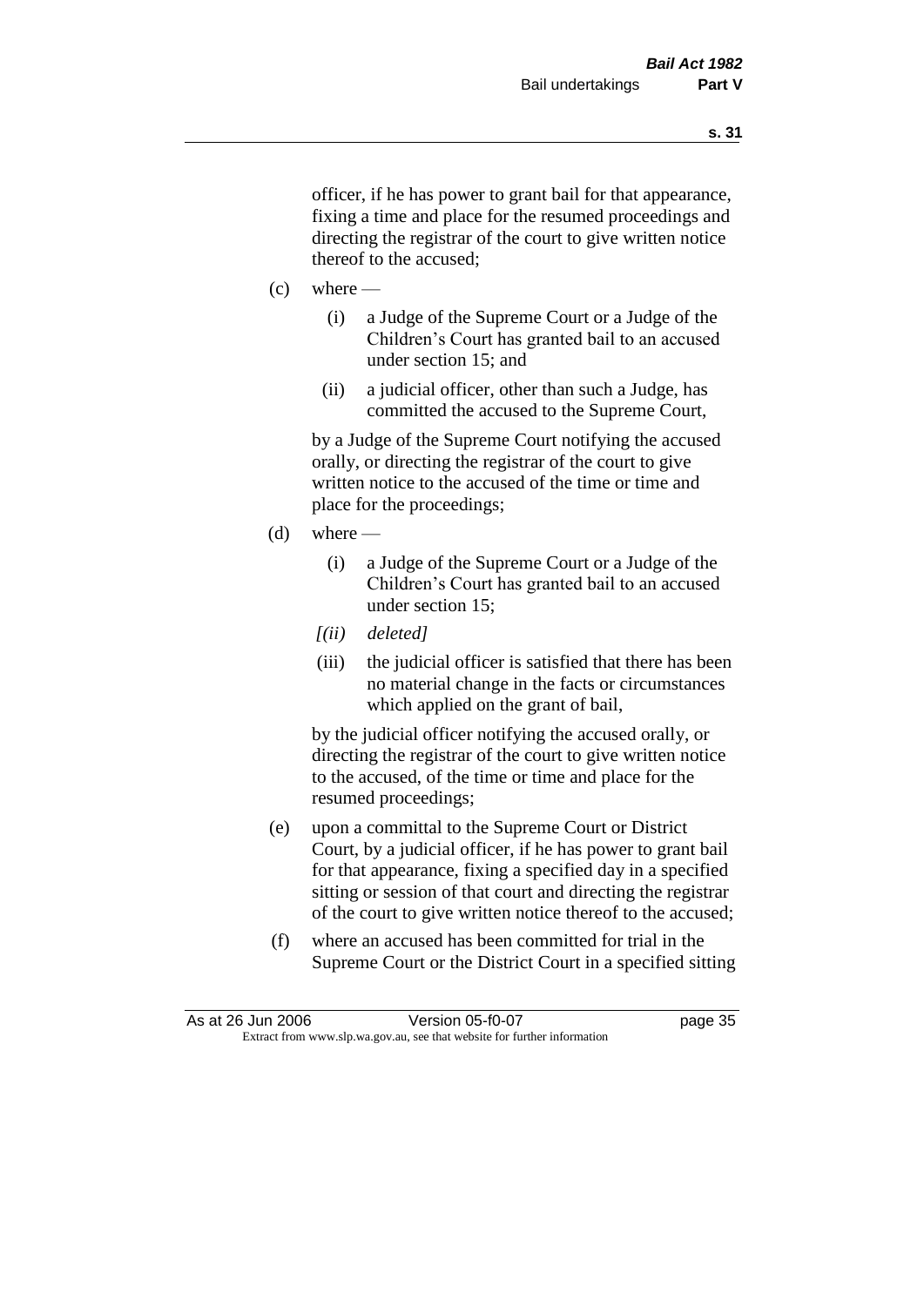officer, if he has power to grant bail for that appearance, fixing a time and place for the resumed proceedings and directing the registrar of the court to give written notice thereof to the accused;

(c) where —

  (i) a Judge of the Supreme Court or a Judge of the Children's Court has granted bail to an accused under section 15; and

  (ii) a judicial officer, other than such a Judge, has committed the accused to the Supreme Court,

  by a Judge of the Supreme Court notifying the accused orally, or directing the registrar of the court to give written notice to the accused of the time or time and place for the proceedings;

(d) where —

  (i) a Judge of the Supreme Court or a Judge of the Children's Court has granted bail to an accused under section 15;

  *[(ii) deleted]*

  (iii) the judicial officer is satisfied that there has been no material change in the facts or circumstances which applied on the grant of bail,

  by the judicial officer notifying the accused orally, or directing the registrar of the court to give written notice to the accused, of the time or time and place for the resumed proceedings;

(e) upon a committal to the Supreme Court or District Court, by a judicial officer, if he has power to grant bail for that appearance, fixing a specified day in a specified sitting or session of that court and directing the registrar of the court to give written notice thereof to the accused;

(f) where an accused has been committed for trial in the Supreme Court or the District Court in a specified sitting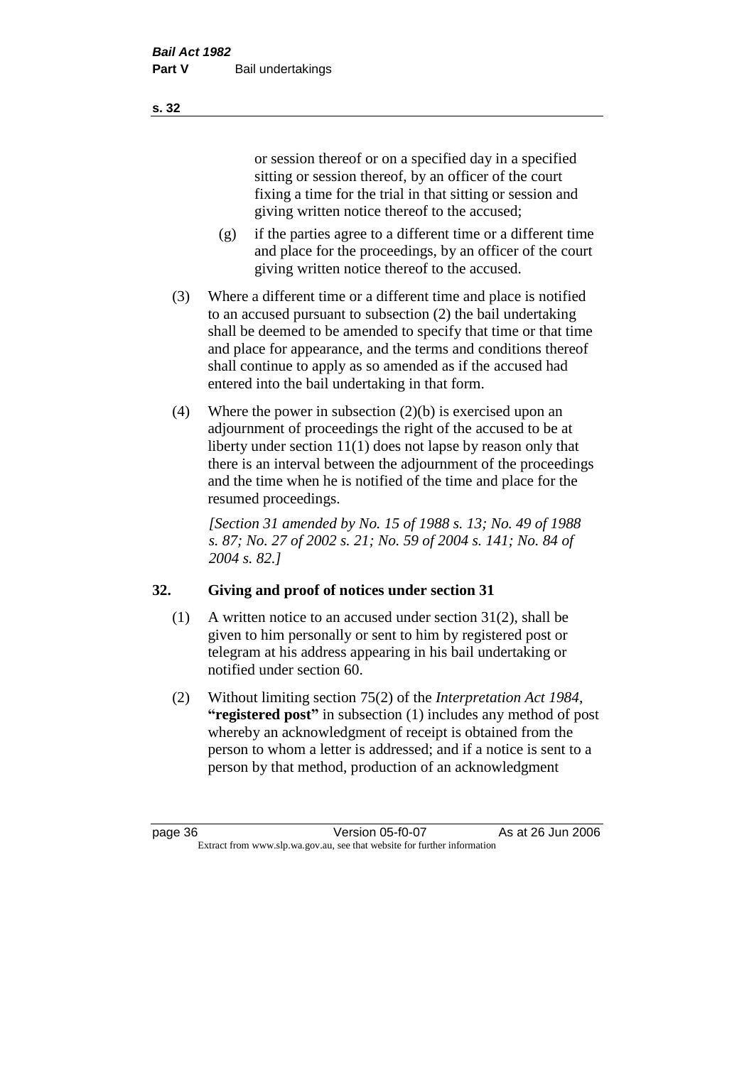or session thereof or on a specified day in a specified sitting or session thereof, by an officer of the court fixing a time for the trial in that sitting or session and giving written notice thereof to the accused;

(g) if the parties agree to a different time or a different time and place for the proceedings, by an officer of the court giving written notice thereof to the accused.

(3) Where a different time or a different time and place is notified to an accused pursuant to subsection (2) the bail undertaking shall be deemed to be amended to specify that time or that time and place for appearance, and the terms and conditions thereof shall continue to apply as so amended as if the accused had entered into the bail undertaking in that form.

(4) Where the power in subsection (2)(b) is exercised upon an adjournment of proceedings the right of the accused to be at liberty under section 11(1) does not lapse by reason only that there is an interval between the adjournment of the proceedings and the time when he is notified of the time and place for the resumed proceedings.

*[Section 31 amended by No. 15 of 1988 s. 13; No. 49 of 1988 s. 87; No. 27 of 2002 s. 21; No. 59 of 2004 s. 141; No. 84 of 2004 s. 82.]*

## 32. Giving and proof of notices under section 31

(1) A written notice to an accused under section 31(2), shall be given to him personally or sent to him by registered post or telegram at his address appearing in his bail undertaking or notified under section 60.

(2) Without limiting section 75(2) of the *Interpretation Act 1984*, **"registered post"** in subsection (1) includes any method of post whereby an acknowledgment of receipt is obtained from the person to whom a letter is addressed; and if a notice is sent to a person by that method, production of an acknowledgment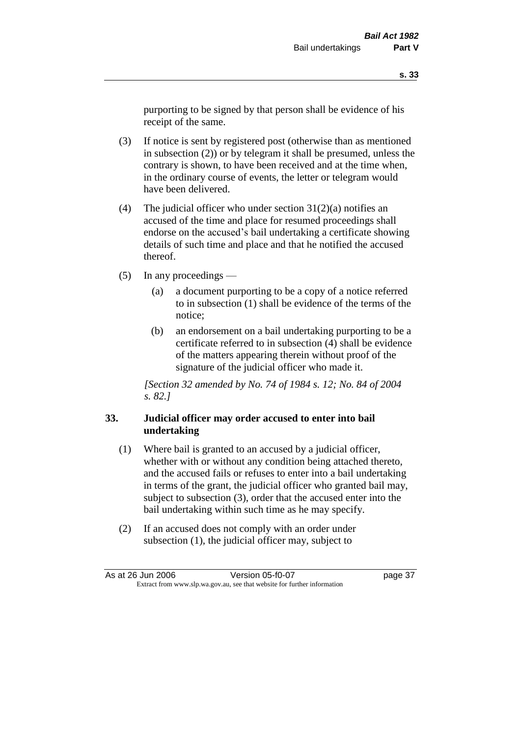purporting to be signed by that person shall be evidence of his receipt of the same.

(3) If notice is sent by registered post (otherwise than as mentioned in subsection (2)) or by telegram it shall be presumed, unless the contrary is shown, to have been received and at the time when, in the ordinary course of events, the letter or telegram would have been delivered.

(4) The judicial officer who under section 31(2)(a) notifies an accused of the time and place for resumed proceedings shall endorse on the accused's bail undertaking a certificate showing details of such time and place and that he notified the accused thereof.

(5) In any proceedings —

(a) a document purporting to be a copy of a notice referred to in subsection (1) shall be evidence of the terms of the notice;

(b) an endorsement on a bail undertaking purporting to be a certificate referred to in subsection (4) shall be evidence of the matters appearing therein without proof of the signature of the judicial officer who made it.

*[Section 32 amended by No. 74 of 1984 s. 12; No. 84 of 2004 s. 82.]*

### 33. Judicial officer may order accused to enter into bail undertaking

(1) Where bail is granted to an accused by a judicial officer, whether with or without any condition being attached thereto, and the accused fails or refuses to enter into a bail undertaking in terms of the grant, the judicial officer who granted bail may, subject to subsection (3), order that the accused enter into the bail undertaking within such time as he may specify.

(2) If an accused does not comply with an order under subsection (1), the judicial officer may, subject to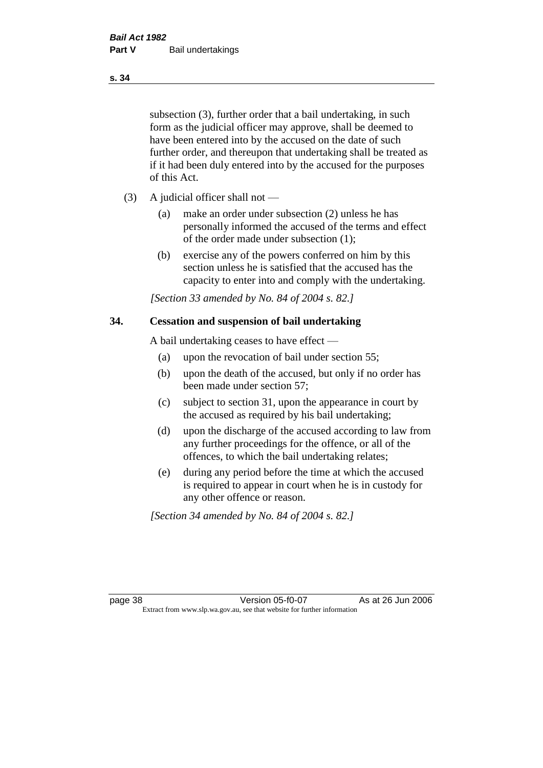subsection (3), further order that a bail undertaking, in such form as the judicial officer may approve, shall be deemed to have been entered into by the accused on the date of such further order, and thereupon that undertaking shall be treated as if it had been duly entered into by the accused for the purposes of this Act.

(3) A judicial officer shall not —

(a) make an order under subsection (2) unless he has personally informed the accused of the terms and effect of the order made under subsection (1);

(b) exercise any of the powers conferred on him by this section unless he is satisfied that the accused has the capacity to enter into and comply with the undertaking.

*[Section 33 amended by No. 84 of 2004 s. 82.]*

## 34. Cessation and suspension of bail undertaking

A bail undertaking ceases to have effect —

(a) upon the revocation of bail under section 55;

(b) upon the death of the accused, but only if no order has been made under section 57;

(c) subject to section 31, upon the appearance in court by the accused as required by his bail undertaking;

(d) upon the discharge of the accused according to law from any further proceedings for the offence, or all of the offences, to which the bail undertaking relates;

(e) during any period before the time at which the accused is required to appear in court when he is in custody for any other offence or reason.

*[Section 34 amended by No. 84 of 2004 s. 82.]*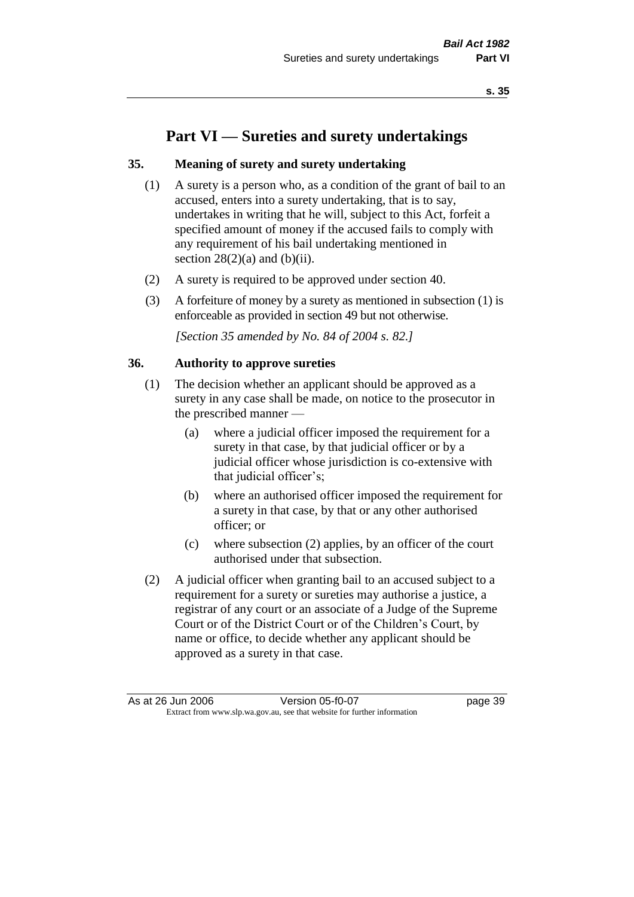# Part VI — Sureties and surety undertakings

## 35. Meaning of surety and surety undertaking

(1) A surety is a person who, as a condition of the grant of bail to an accused, enters into a surety undertaking, that is to say, undertakes in writing that he will, subject to this Act, forfeit a specified amount of money if the accused fails to comply with any requirement of his bail undertaking mentioned in section 28(2)(a) and (b)(ii).

(2) A surety is required to be approved under section 40.

(3) A forfeiture of money by a surety as mentioned in subsection (1) is enforceable as provided in section 49 but not otherwise.

*[Section 35 amended by No. 84 of 2004 s. 82.]*

## 36. Authority to approve sureties

(1) The decision whether an applicant should be approved as a surety in any case shall be made, on notice to the prosecutor in the prescribed manner —

- (a) where a judicial officer imposed the requirement for a surety in that case, by that judicial officer or by a judicial officer whose jurisdiction is co-extensive with that judicial officer's;
- (b) where an authorised officer imposed the requirement for a surety in that case, by that or any other authorised officer; or
- (c) where subsection (2) applies, by an officer of the court authorised under that subsection.

(2) A judicial officer when granting bail to an accused subject to a requirement for a surety or sureties may authorise a justice, a registrar of any court or an associate of a Judge of the Supreme Court or of the District Court or of the Children's Court, by name or office, to decide whether any applicant should be approved as a surety in that case.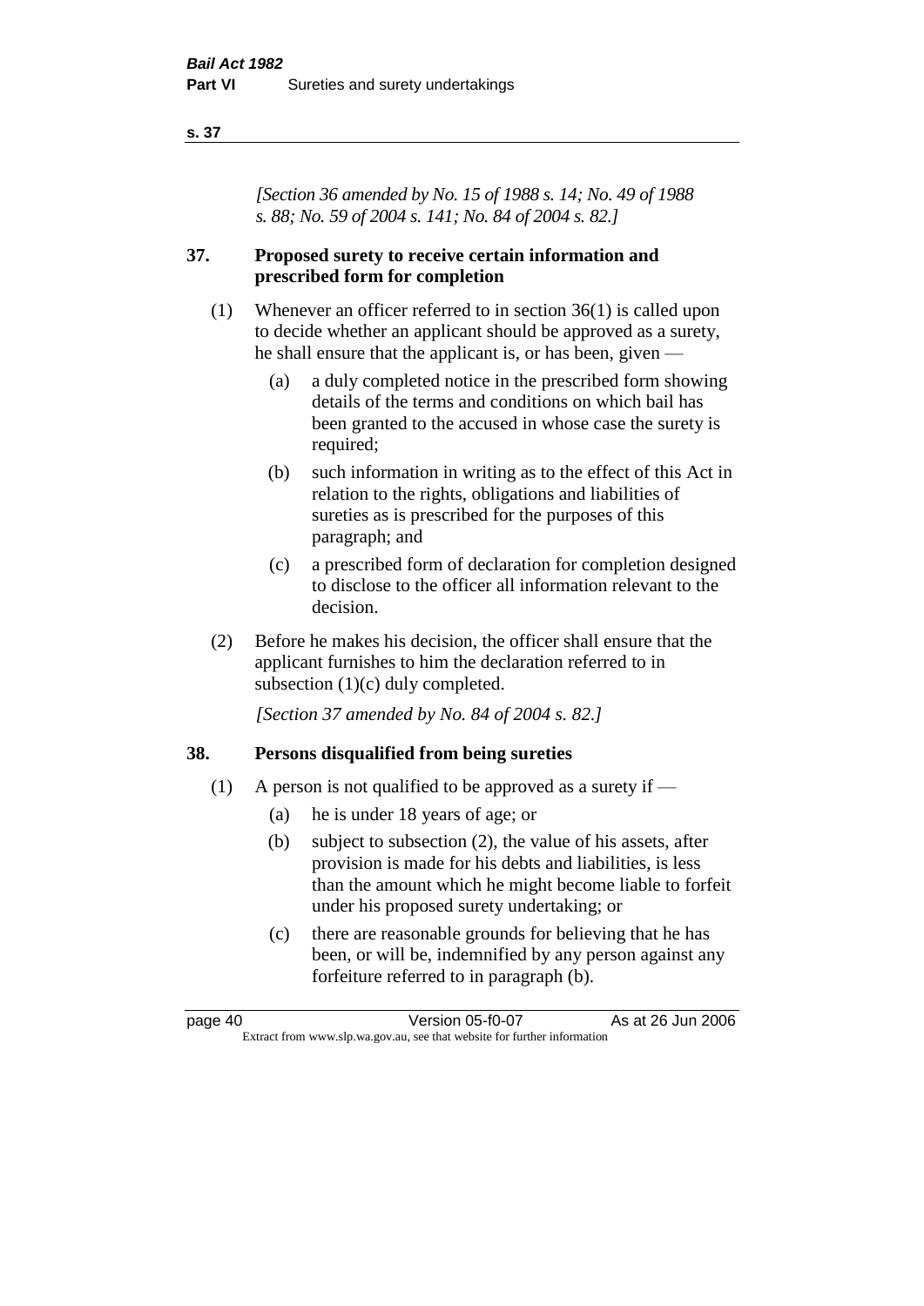*[Section 36 amended by No. 15 of 1988 s. 14; No. 49 of 1988 s. 88; No. 59 of 2004 s. 141; No. 84 of 2004 s. 82.]*

## 37. Proposed surety to receive certain information and prescribed form for completion

(1) Whenever an officer referred to in section 36(1) is called upon to decide whether an applicant should be approved as a surety, he shall ensure that the applicant is, or has been, given —

- (a) a duly completed notice in the prescribed form showing details of the terms and conditions on which bail has been granted to the accused in whose case the surety is required;
- (b) such information in writing as to the effect of this Act in relation to the rights, obligations and liabilities of sureties as is prescribed for the purposes of this paragraph; and
- (c) a prescribed form of declaration for completion designed to disclose to the officer all information relevant to the decision.

(2) Before he makes his decision, the officer shall ensure that the applicant furnishes to him the declaration referred to in subsection (1)(c) duly completed.

*[Section 37 amended by No. 84 of 2004 s. 82.]*

## 38. Persons disqualified from being sureties

(1) A person is not qualified to be approved as a surety if —

- (a) he is under 18 years of age; or
- (b) subject to subsection (2), the value of his assets, after provision is made for his debts and liabilities, is less than the amount which he might become liable to forfeit under his proposed surety undertaking; or
- (c) there are reasonable grounds for believing that he has been, or will be, indemnified by any person against any forfeiture referred to in paragraph (b).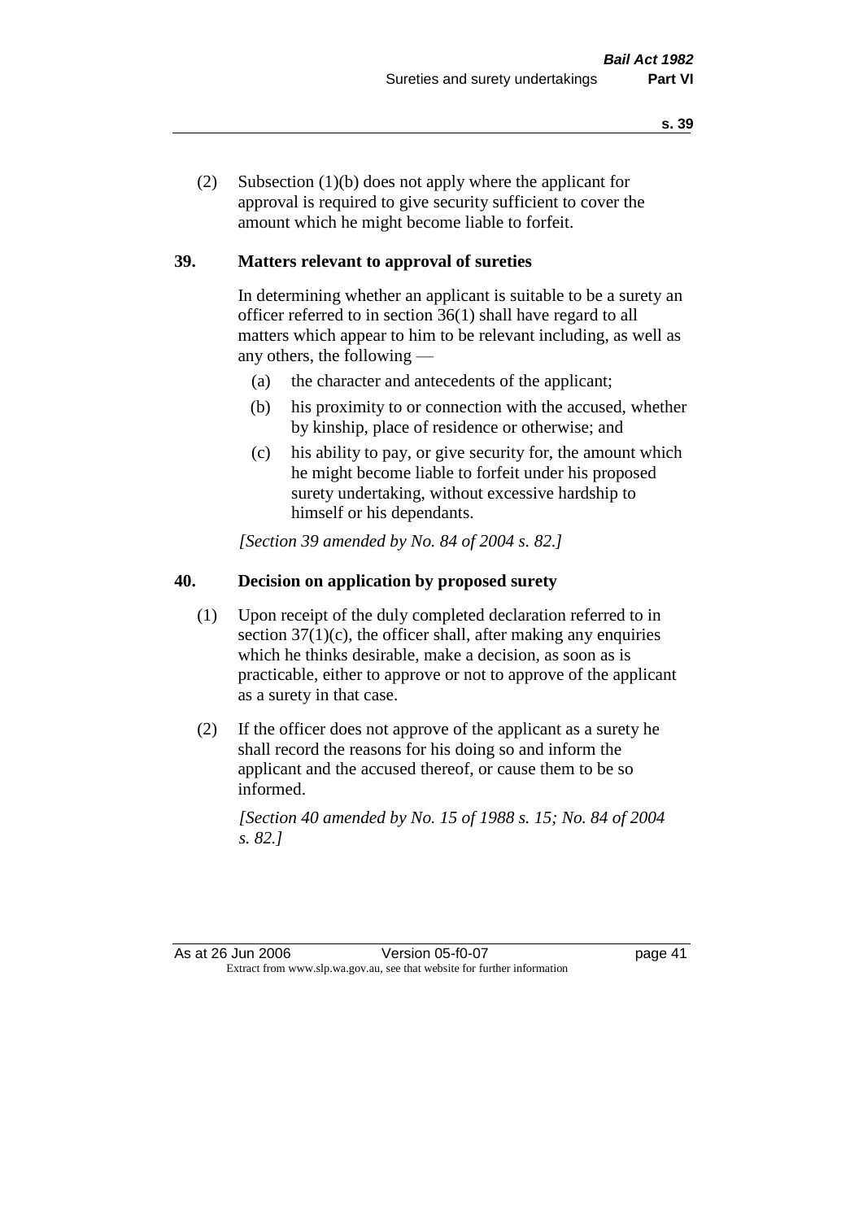(2) Subsection (1)(b) does not apply where the applicant for approval is required to give security sufficient to cover the amount which he might become liable to forfeit.

## 39. Matters relevant to approval of sureties

In determining whether an applicant is suitable to be a surety an officer referred to in section 36(1) shall have regard to all matters which appear to him to be relevant including, as well as any others, the following —

- (a) the character and antecedents of the applicant;
- (b) his proximity to or connection with the accused, whether by kinship, place of residence or otherwise; and
- (c) his ability to pay, or give security for, the amount which he might become liable to forfeit under his proposed surety undertaking, without excessive hardship to himself or his dependants.

*[Section 39 amended by No. 84 of 2004 s. 82.]*

## 40. Decision on application by proposed surety

(1) Upon receipt of the duly completed declaration referred to in section 37(1)(c), the officer shall, after making any enquiries which he thinks desirable, make a decision, as soon as is practicable, either to approve or not to approve of the applicant as a surety in that case.

(2) If the officer does not approve of the applicant as a surety he shall record the reasons for his doing so and inform the applicant and the accused thereof, or cause them to be so informed.

*[Section 40 amended by No. 15 of 1988 s. 15; No. 84 of 2004 s. 82.]*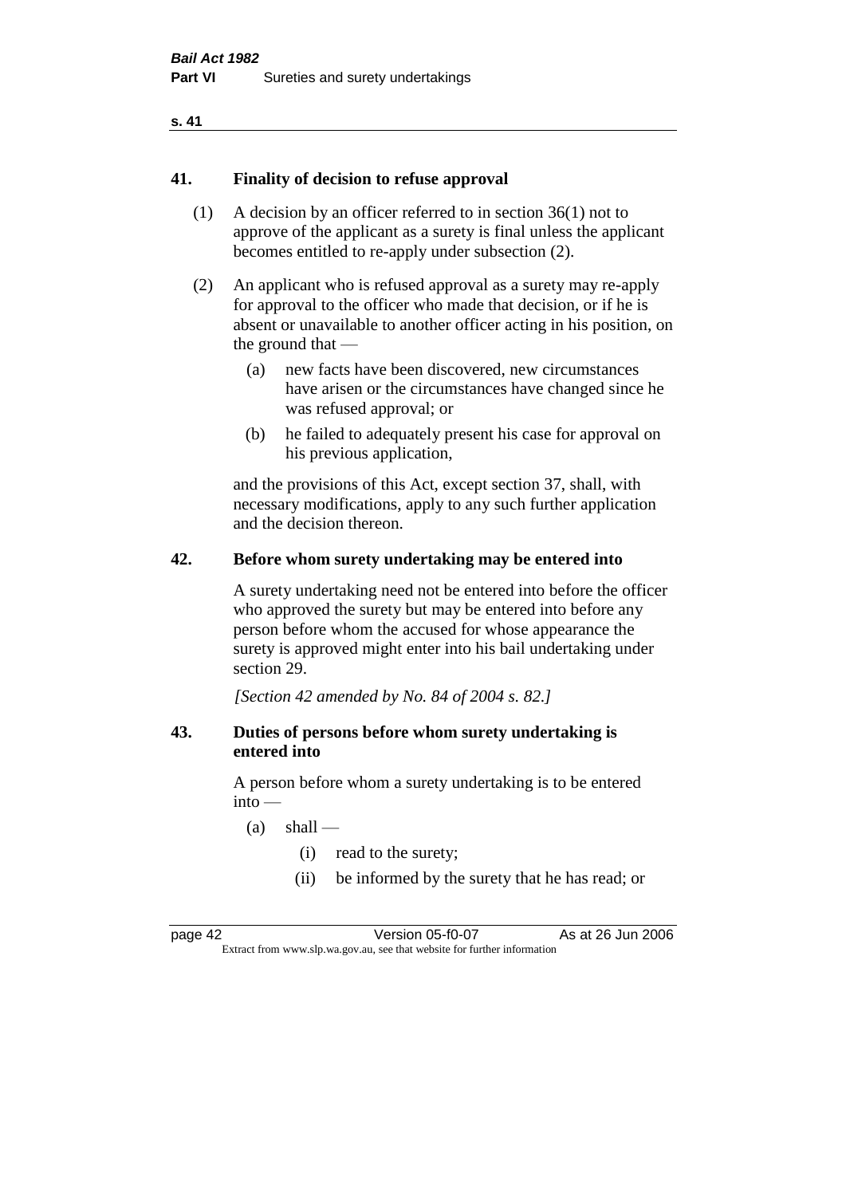### 41. Finality of decision to refuse approval

(1) A decision by an officer referred to in section 36(1) not to approve of the applicant as a surety is final unless the applicant becomes entitled to re-apply under subsection (2).

(2) An applicant who is refused approval as a surety may re-apply for approval to the officer who made that decision, or if he is absent or unavailable to another officer acting in his position, on the ground that —

- (a) new facts have been discovered, new circumstances have arisen or the circumstances have changed since he was refused approval; or
- (b) he failed to adequately present his case for approval on his previous application,

and the provisions of this Act, except section 37, shall, with necessary modifications, apply to any such further application and the decision thereon.

### 42. Before whom surety undertaking may be entered into

A surety undertaking need not be entered into before the officer who approved the surety but may be entered into before any person before whom the accused for whose appearance the surety is approved might enter into his bail undertaking under section 29.

*[Section 42 amended by No. 84 of 2004 s. 82.]*

### 43. Duties of persons before whom surety undertaking is entered into

A person before whom a surety undertaking is to be entered into —

- (a) shall —
  - (i) read to the surety;
  - (ii) be informed by the surety that he has read; or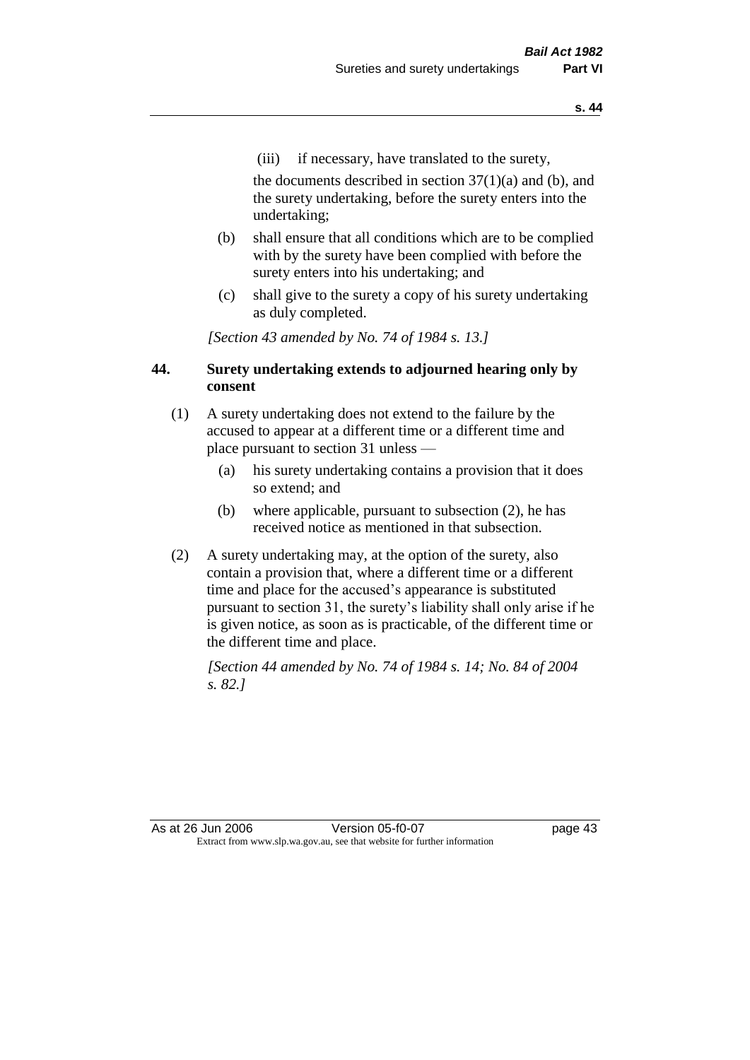(iii) if necessary, have translated to the surety,

the documents described in section 37(1)(a) and (b), and the surety undertaking, before the surety enters into the undertaking;

(b) shall ensure that all conditions which are to be complied with by the surety have been complied with before the surety enters into his undertaking; and

(c) shall give to the surety a copy of his surety undertaking as duly completed.

*[Section 43 amended by No. 74 of 1984 s. 13.]*

### 44. Surety undertaking extends to adjourned hearing only by consent

(1) A surety undertaking does not extend to the failure by the accused to appear at a different time or a different time and place pursuant to section 31 unless —

(a) his surety undertaking contains a provision that it does so extend; and

(b) where applicable, pursuant to subsection (2), he has received notice as mentioned in that subsection.

(2) A surety undertaking may, at the option of the surety, also contain a provision that, where a different time or a different time and place for the accused's appearance is substituted pursuant to section 31, the surety's liability shall only arise if he is given notice, as soon as is practicable, of the different time or the different time and place.

*[Section 44 amended by No. 74 of 1984 s. 14; No. 84 of 2004 s. 82.]*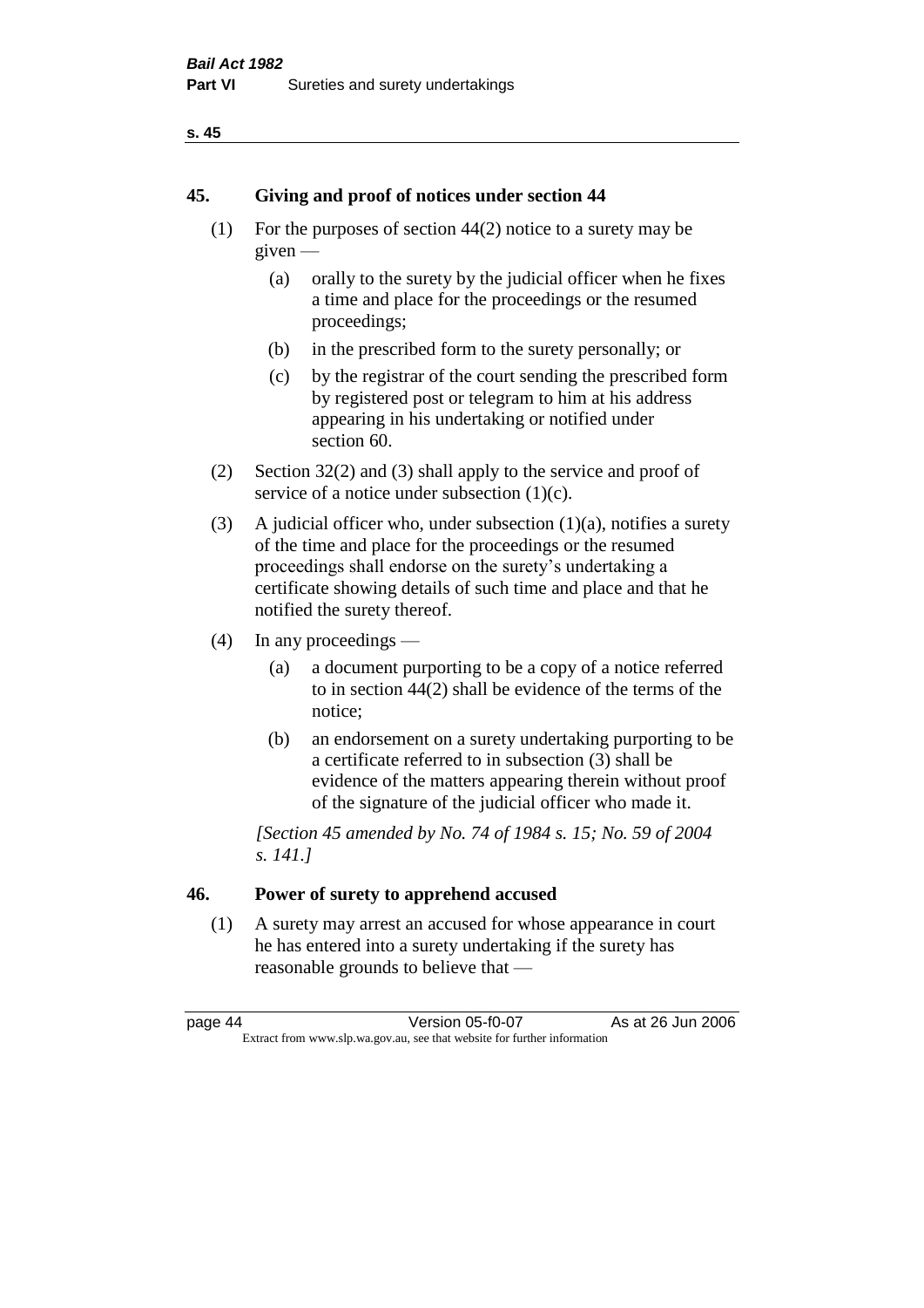## 45. Giving and proof of notices under section 44

(1) For the purposes of section 44(2) notice to a surety may be given —

(a) orally to the surety by the judicial officer when he fixes a time and place for the proceedings or the resumed proceedings;

(b) in the prescribed form to the surety personally; or

(c) by the registrar of the court sending the prescribed form by registered post or telegram to him at his address appearing in his undertaking or notified under section 60.

(2) Section 32(2) and (3) shall apply to the service and proof of service of a notice under subsection (1)(c).

(3) A judicial officer who, under subsection (1)(a), notifies a surety of the time and place for the proceedings or the resumed proceedings shall endorse on the surety's undertaking a certificate showing details of such time and place and that he notified the surety thereof.

(4) In any proceedings —

(a) a document purporting to be a copy of a notice referred to in section 44(2) shall be evidence of the terms of the notice;

(b) an endorsement on a surety undertaking purporting to be a certificate referred to in subsection (3) shall be evidence of the matters appearing therein without proof of the signature of the judicial officer who made it.

*[Section 45 amended by No. 74 of 1984 s. 15; No. 59 of 2004 s. 141.]*

## 46. Power of surety to apprehend accused

(1) A surety may arrest an accused for whose appearance in court he has entered into a surety undertaking if the surety has reasonable grounds to believe that —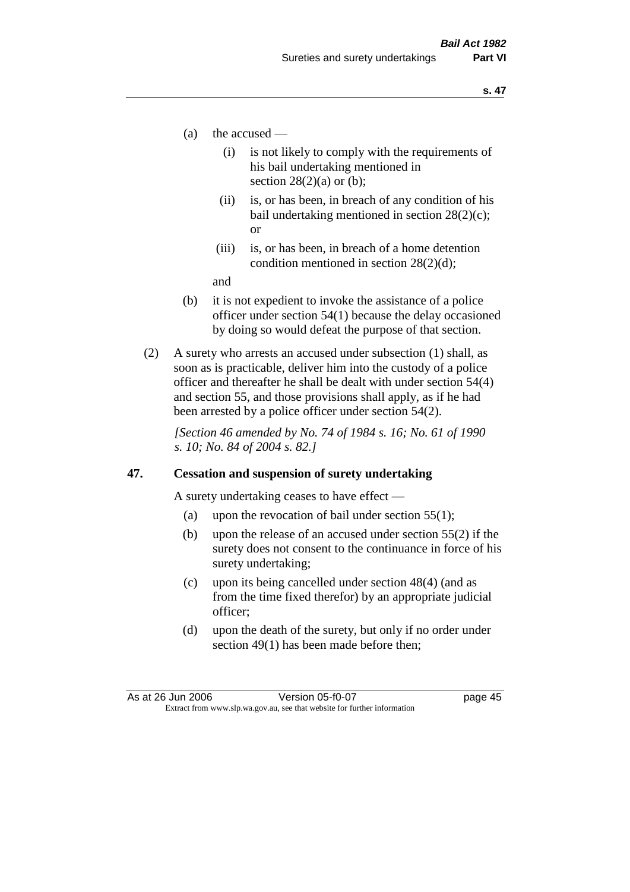(a) the accused —

   (i) is not likely to comply with the requirements of his bail undertaking mentioned in section 28(2)(a) or (b);

   (ii) is, or has been, in breach of any condition of his bail undertaking mentioned in section 28(2)(c); or

   (iii) is, or has been, in breach of a home detention condition mentioned in section 28(2)(d);

   and

(b) it is not expedient to invoke the assistance of a police officer under section 54(1) because the delay occasioned by doing so would defeat the purpose of that section.

(2) A surety who arrests an accused under subsection (1) shall, as soon as is practicable, deliver him into the custody of a police officer and thereafter he shall be dealt with under section 54(4) and section 55, and those provisions shall apply, as if he had been arrested by a police officer under section 54(2).

*[Section 46 amended by No. 74 of 1984 s. 16; No. 61 of 1990 s. 10; No. 84 of 2004 s. 82.]*

## 47. Cessation and suspension of surety undertaking

A surety undertaking ceases to have effect —

(a) upon the revocation of bail under section 55(1);

(b) upon the release of an accused under section 55(2) if the surety does not consent to the continuance in force of his surety undertaking;

(c) upon its being cancelled under section 48(4) (and as from the time fixed therefor) by an appropriate judicial officer;

(d) upon the death of the surety, but only if no order under section 49(1) has been made before then;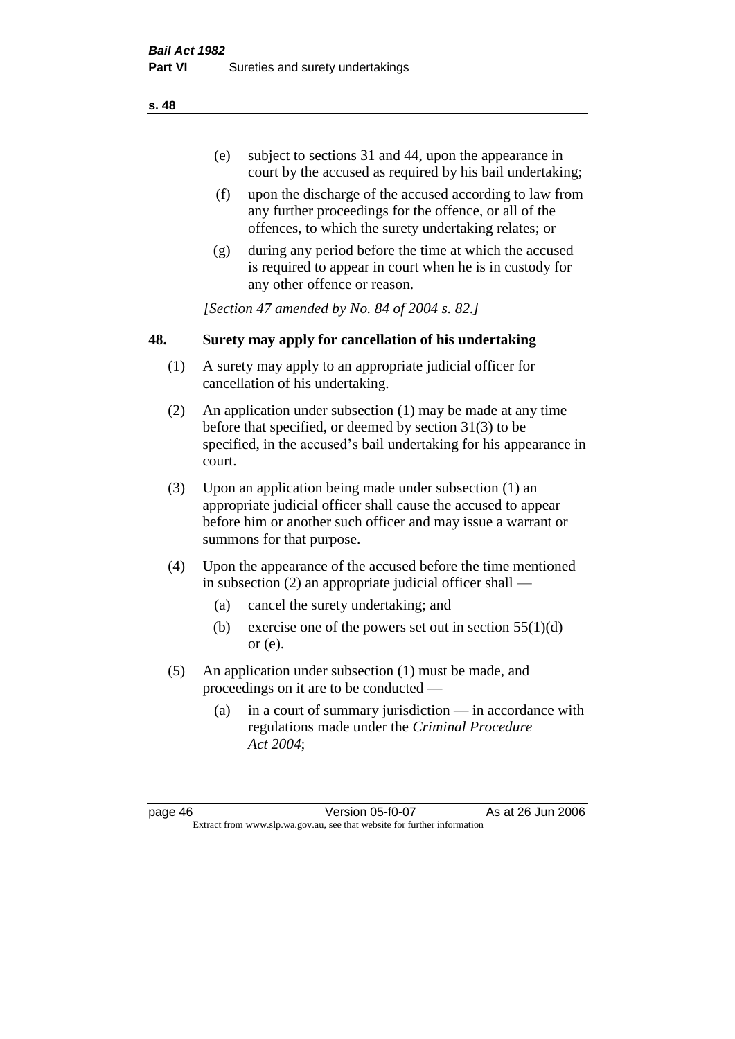(e) subject to sections 31 and 44, upon the appearance in court by the accused as required by his bail undertaking;

(f) upon the discharge of the accused according to law from any further proceedings for the offence, or all of the offences, to which the surety undertaking relates; or

(g) during any period before the time at which the accused is required to appear in court when he is in custody for any other offence or reason.

*[Section 47 amended by No. 84 of 2004 s. 82.]*

## 48. Surety may apply for cancellation of his undertaking

(1) A surety may apply to an appropriate judicial officer for cancellation of his undertaking.

(2) An application under subsection (1) may be made at any time before that specified, or deemed by section 31(3) to be specified, in the accused's bail undertaking for his appearance in court.

(3) Upon an application being made under subsection (1) an appropriate judicial officer shall cause the accused to appear before him or another such officer and may issue a warrant or summons for that purpose.

(4) Upon the appearance of the accused before the time mentioned in subsection (2) an appropriate judicial officer shall —

(a) cancel the surety undertaking; and

(b) exercise one of the powers set out in section 55(1)(d) or (e).

(5) An application under subsection (1) must be made, and proceedings on it are to be conducted —

(a) in a court of summary jurisdiction — in accordance with regulations made under the *Criminal Procedure Act 2004*;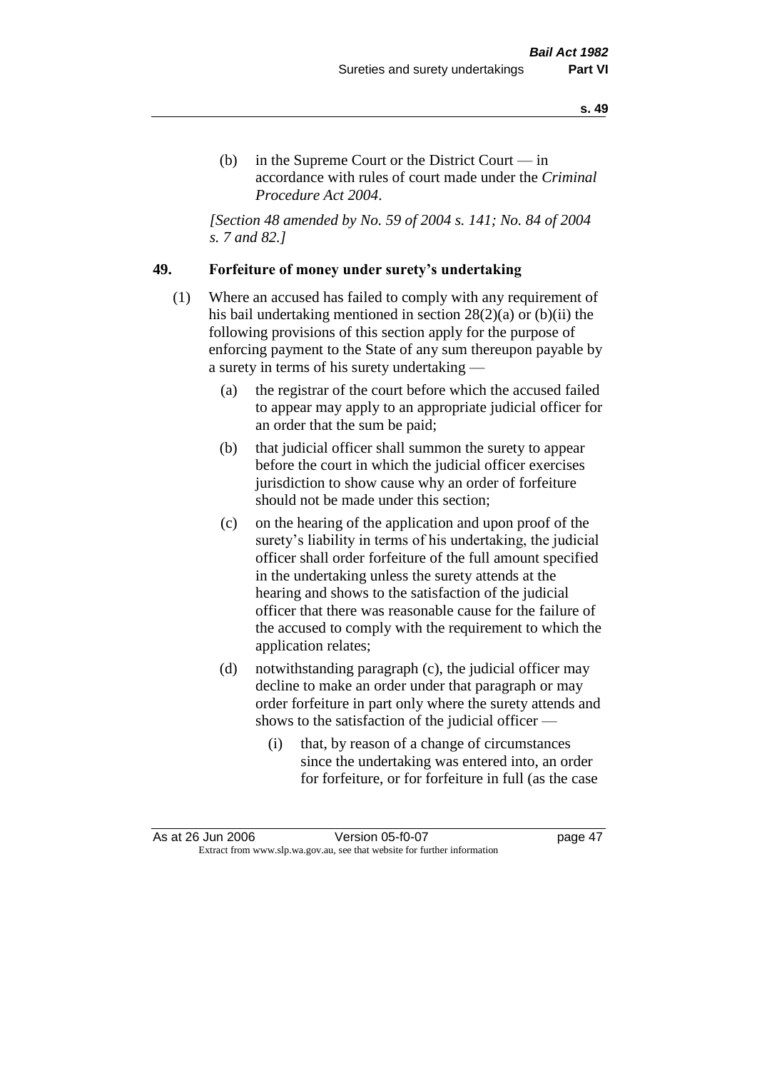(b) in the Supreme Court or the District Court — in accordance with rules of court made under the *Criminal Procedure Act 2004*.

*[Section 48 amended by No. 59 of 2004 s. 141; No. 84 of 2004 s. 7 and 82.]*

## 49. Forfeiture of money under surety's undertaking

(1) Where an accused has failed to comply with any requirement of his bail undertaking mentioned in section 28(2)(a) or (b)(ii) the following provisions of this section apply for the purpose of enforcing payment to the State of any sum thereupon payable by a surety in terms of his surety undertaking —

(a) the registrar of the court before which the accused failed to appear may apply to an appropriate judicial officer for an order that the sum be paid;

(b) that judicial officer shall summon the surety to appear before the court in which the judicial officer exercises jurisdiction to show cause why an order of forfeiture should not be made under this section;

(c) on the hearing of the application and upon proof of the surety's liability in terms of his undertaking, the judicial officer shall order forfeiture of the full amount specified in the undertaking unless the surety attends at the hearing and shows to the satisfaction of the judicial officer that there was reasonable cause for the failure of the accused to comply with the requirement to which the application relates;

(d) notwithstanding paragraph (c), the judicial officer may decline to make an order under that paragraph or may order forfeiture in part only where the surety attends and shows to the satisfaction of the judicial officer —

(i) that, by reason of a change of circumstances since the undertaking was entered into, an order for forfeiture, or for forfeiture in full (as the case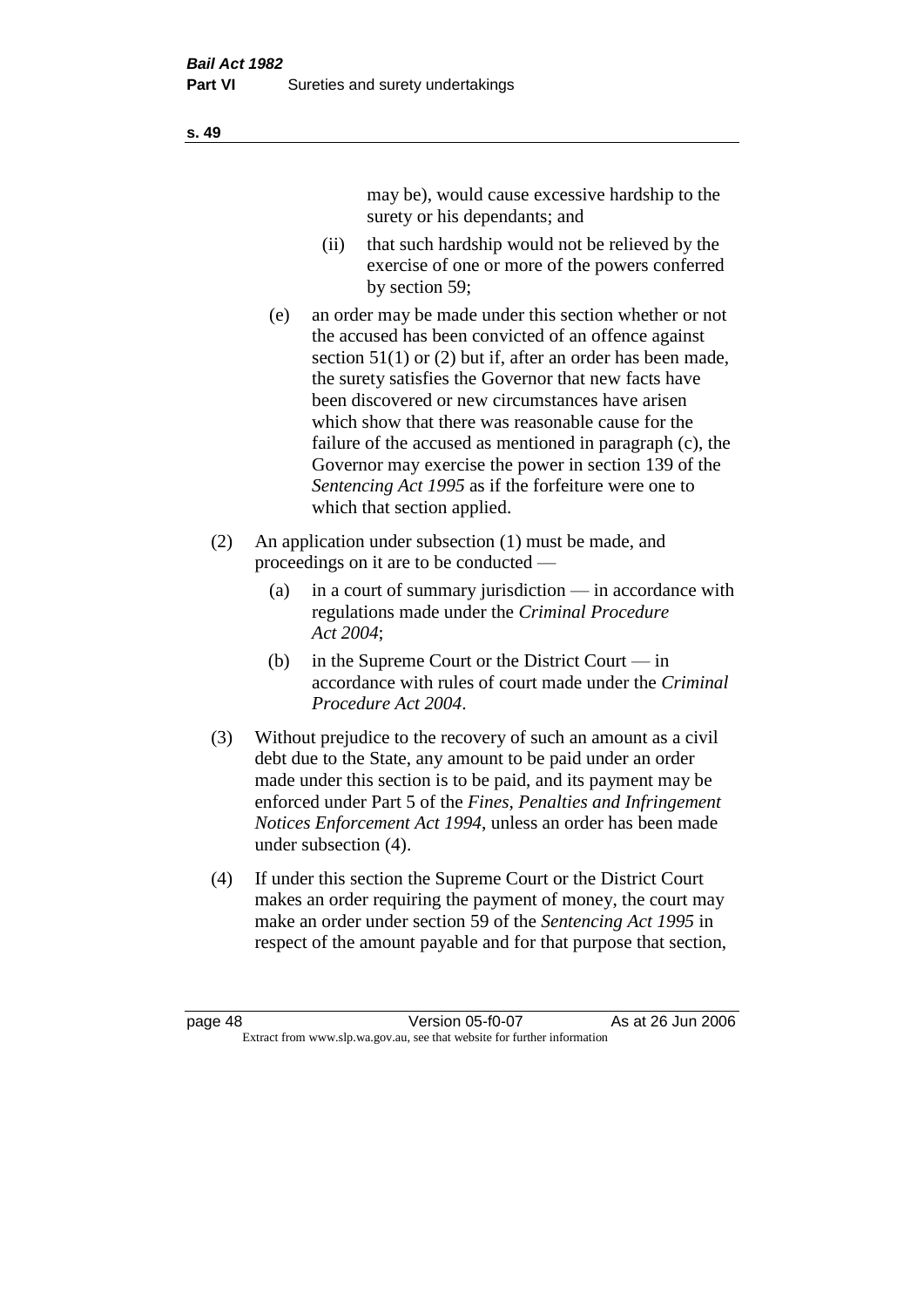may be), would cause excessive hardship to the surety or his dependants; and

(ii) that such hardship would not be relieved by the exercise of one or more of the powers conferred by section 59;

(e) an order may be made under this section whether or not the accused has been convicted of an offence against section 51(1) or (2) but if, after an order has been made, the surety satisfies the Governor that new facts have been discovered or new circumstances have arisen which show that there was reasonable cause for the failure of the accused as mentioned in paragraph (c), the Governor may exercise the power in section 139 of the *Sentencing Act 1995* as if the forfeiture were one to which that section applied.

(2) An application under subsection (1) must be made, and proceedings on it are to be conducted —

(a) in a court of summary jurisdiction — in accordance with regulations made under the *Criminal Procedure Act 2004*;

(b) in the Supreme Court or the District Court — in accordance with rules of court made under the *Criminal Procedure Act 2004*.

(3) Without prejudice to the recovery of such an amount as a civil debt due to the State, any amount to be paid under an order made under this section is to be paid, and its payment may be enforced under Part 5 of the *Fines, Penalties and Infringement Notices Enforcement Act 1994*, unless an order has been made under subsection (4).

(4) If under this section the Supreme Court or the District Court makes an order requiring the payment of money, the court may make an order under section 59 of the *Sentencing Act 1995* in respect of the amount payable and for that purpose that section,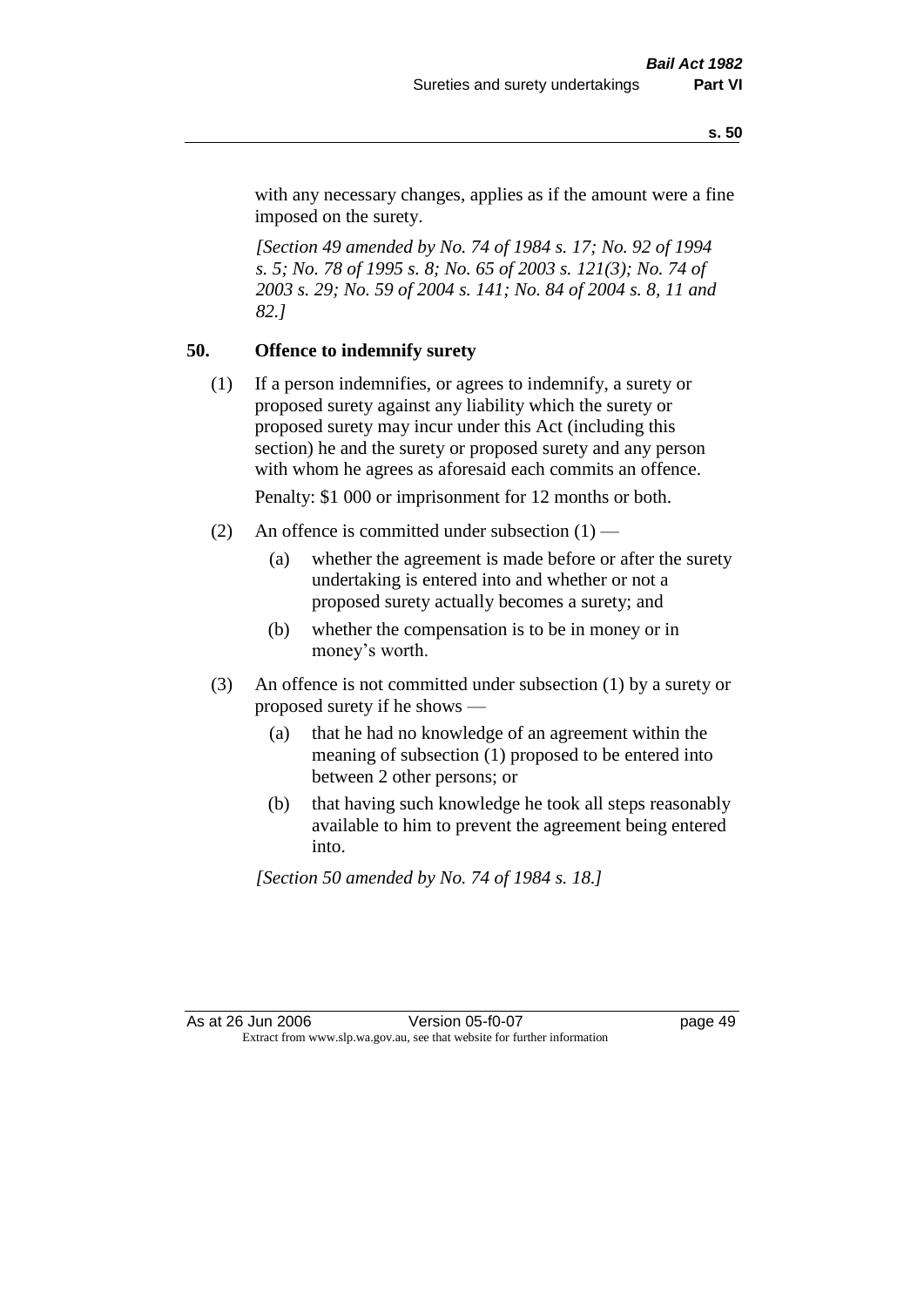with any necessary changes, applies as if the amount were a fine imposed on the surety.

*[Section 49 amended by No. 74 of 1984 s. 17; No. 92 of 1994 s. 5; No. 78 of 1995 s. 8; No. 65 of 2003 s. 121(3); No. 74 of 2003 s. 29; No. 59 of 2004 s. 141; No. 84 of 2004 s. 8, 11 and 82.]*

## 50. Offence to indemnify surety

(1) If a person indemnifies, or agrees to indemnify, a surety or proposed surety against any liability which the surety or proposed surety may incur under this Act (including this section) he and the surety or proposed surety and any person with whom he agrees as aforesaid each commits an offence.

Penalty: $1 000 or imprisonment for 12 months or both.

(2) An offence is committed under subsection (1) —

- (a) whether the agreement is made before or after the surety undertaking is entered into and whether or not a proposed surety actually becomes a surety; and
- (b) whether the compensation is to be in money or in money's worth.

(3) An offence is not committed under subsection (1) by a surety or proposed surety if he shows —

- (a) that he had no knowledge of an agreement within the meaning of subsection (1) proposed to be entered into between 2 other persons; or
- (b) that having such knowledge he took all steps reasonably available to him to prevent the agreement being entered into.

*[Section 50 amended by No. 74 of 1984 s. 18.]*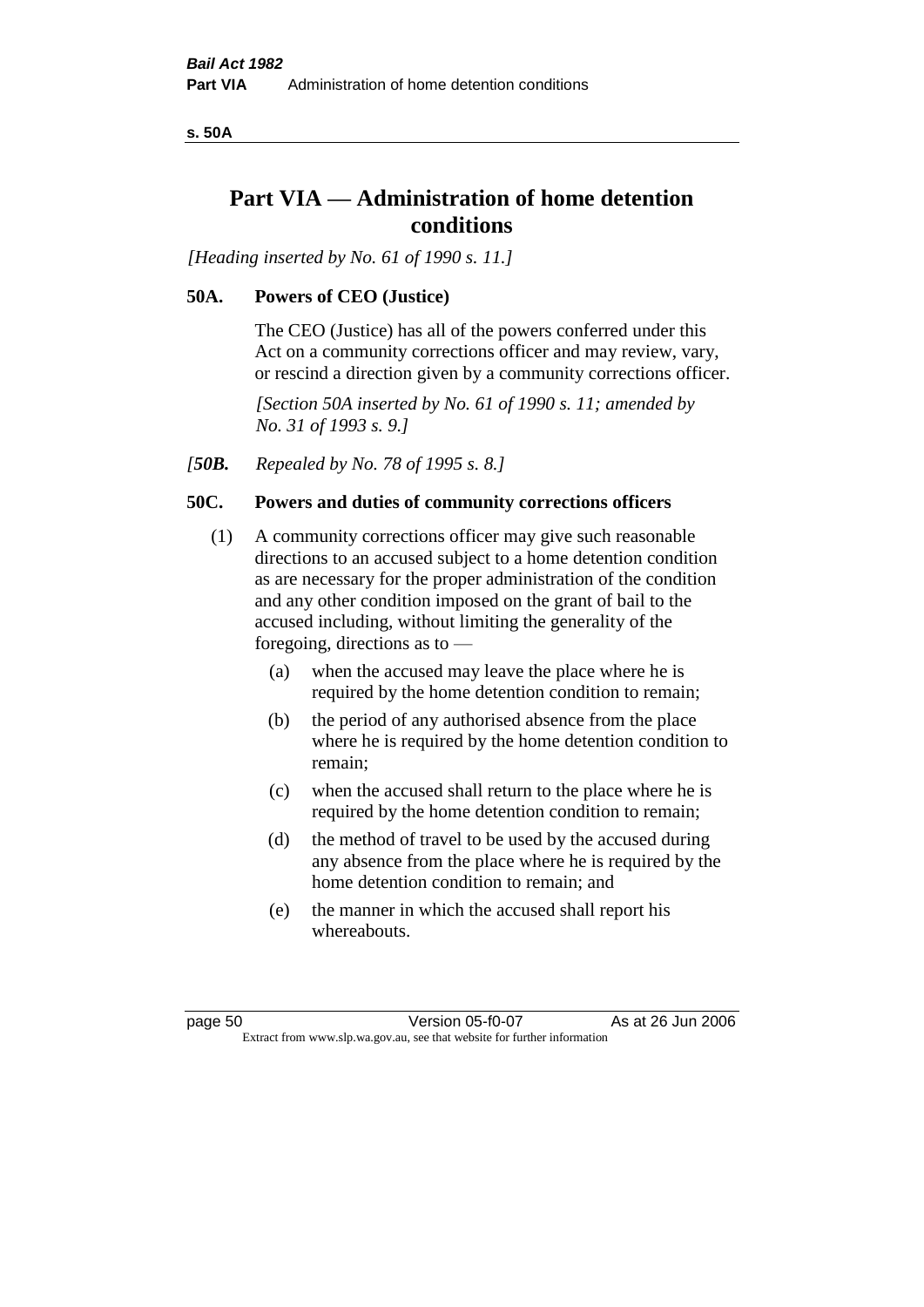# Part VIA — Administration of home detention conditions

*[Heading inserted by No. 61 of 1990 s. 11.]*

## 50A. Powers of CEO (Justice)

The CEO (Justice) has all of the powers conferred under this Act on a community corrections officer and may review, vary, or rescind a direction given by a community corrections officer.

*[Section 50A inserted by No. 61 of 1990 s. 11; amended by No. 31 of 1993 s. 9.]*

*[**50B.** Repealed by No. 78 of 1995 s. 8.]*

## 50C. Powers and duties of community corrections officers

(1) A community corrections officer may give such reasonable directions to an accused subject to a home detention condition as are necessary for the proper administration of the condition and any other condition imposed on the grant of bail to the accused including, without limiting the generality of the foregoing, directions as to —

- (a) when the accused may leave the place where he is required by the home detention condition to remain;
- (b) the period of any authorised absence from the place where he is required by the home detention condition to remain;
- (c) when the accused shall return to the place where he is required by the home detention condition to remain;
- (d) the method of travel to be used by the accused during any absence from the place where he is required by the home detention condition to remain; and
- (e) the manner in which the accused shall report his whereabouts.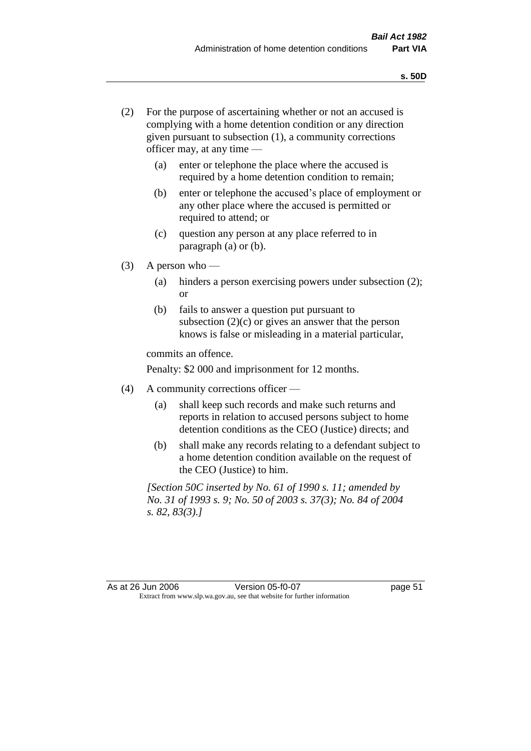(2) For the purpose of ascertaining whether or not an accused is complying with a home detention condition or any direction given pursuant to subsection (1), a community corrections officer may, at any time —

  (a) enter or telephone the place where the accused is required by a home detention condition to remain;

  (b) enter or telephone the accused's place of employment or any other place where the accused is permitted or required to attend; or

  (c) question any person at any place referred to in paragraph (a) or (b).

(3) A person who —

  (a) hinders a person exercising powers under subsection (2); or

  (b) fails to answer a question put pursuant to subsection (2)(c) or gives an answer that the person knows is false or misleading in a material particular,

commits an offence.

Penalty: $2 000 and imprisonment for 12 months.

(4) A community corrections officer —

  (a) shall keep such records and make such returns and reports in relation to accused persons subject to home detention conditions as the CEO (Justice) directs; and

  (b) shall make any records relating to a defendant subject to a home detention condition available on the request of the CEO (Justice) to him.

*[Section 50C inserted by No. 61 of 1990 s. 11; amended by No. 31 of 1993 s. 9; No. 50 of 2003 s. 37(3); No. 84 of 2004 s. 82, 83(3).]*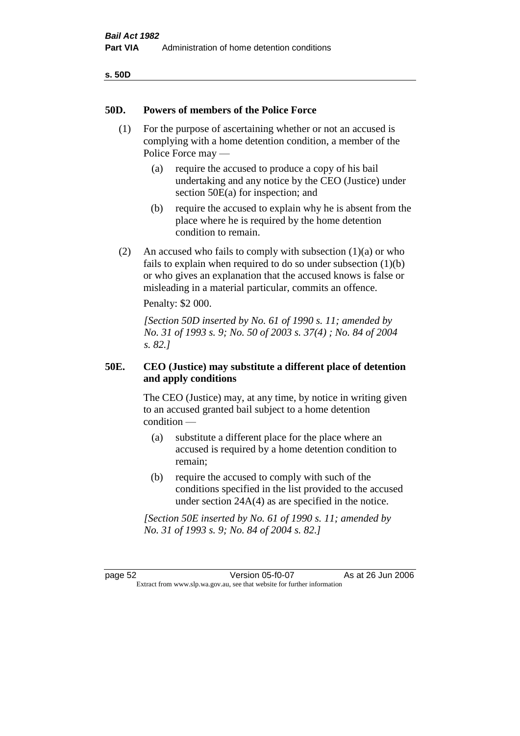## 50D. Powers of members of the Police Force

(1) For the purpose of ascertaining whether or not an accused is complying with a home detention condition, a member of the Police Force may —

(a) require the accused to produce a copy of his bail undertaking and any notice by the CEO (Justice) under section 50E(a) for inspection; and

(b) require the accused to explain why he is absent from the place where he is required by the home detention condition to remain.

(2) An accused who fails to comply with subsection (1)(a) or who fails to explain when required to do so under subsection (1)(b) or who gives an explanation that the accused knows is false or misleading in a material particular, commits an offence.

Penalty: $2 000.

*[Section 50D inserted by No. 61 of 1990 s. 11; amended by No. 31 of 1993 s. 9; No. 50 of 2003 s. 37(4) ; No. 84 of 2004 s. 82.]*

## 50E. CEO (Justice) may substitute a different place of detention and apply conditions

The CEO (Justice) may, at any time, by notice in writing given to an accused granted bail subject to a home detention condition —

(a) substitute a different place for the place where an accused is required by a home detention condition to remain;

(b) require the accused to comply with such of the conditions specified in the list provided to the accused under section 24A(4) as are specified in the notice.

*[Section 50E inserted by No. 61 of 1990 s. 11; amended by No. 31 of 1993 s. 9; No. 84 of 2004 s. 82.]*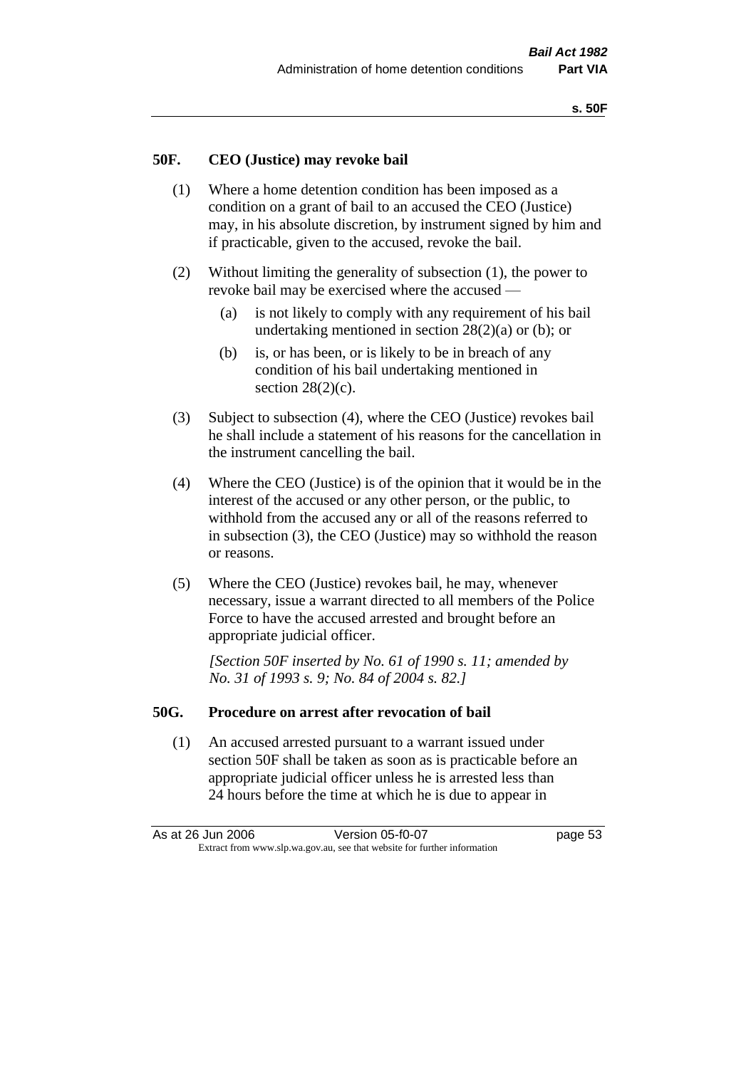## 50F. CEO (Justice) may revoke bail

(1) Where a home detention condition has been imposed as a condition on a grant of bail to an accused the CEO (Justice) may, in his absolute discretion, by instrument signed by him and if practicable, given to the accused, revoke the bail.

(2) Without limiting the generality of subsection (1), the power to revoke bail may be exercised where the accused —

- (a) is not likely to comply with any requirement of his bail undertaking mentioned in section 28(2)(a) or (b); or
- (b) is, or has been, or is likely to be in breach of any condition of his bail undertaking mentioned in section 28(2)(c).

(3) Subject to subsection (4), where the CEO (Justice) revokes bail he shall include a statement of his reasons for the cancellation in the instrument cancelling the bail.

(4) Where the CEO (Justice) is of the opinion that it would be in the interest of the accused or any other person, or the public, to withhold from the accused any or all of the reasons referred to in subsection (3), the CEO (Justice) may so withhold the reason or reasons.

(5) Where the CEO (Justice) revokes bail, he may, whenever necessary, issue a warrant directed to all members of the Police Force to have the accused arrested and brought before an appropriate judicial officer.

*[Section 50F inserted by No. 61 of 1990 s. 11; amended by No. 31 of 1993 s. 9; No. 84 of 2004 s. 82.]*

## 50G. Procedure on arrest after revocation of bail

(1) An accused arrested pursuant to a warrant issued under section 50F shall be taken as soon as is practicable before an appropriate judicial officer unless he is arrested less than 24 hours before the time at which he is due to appear in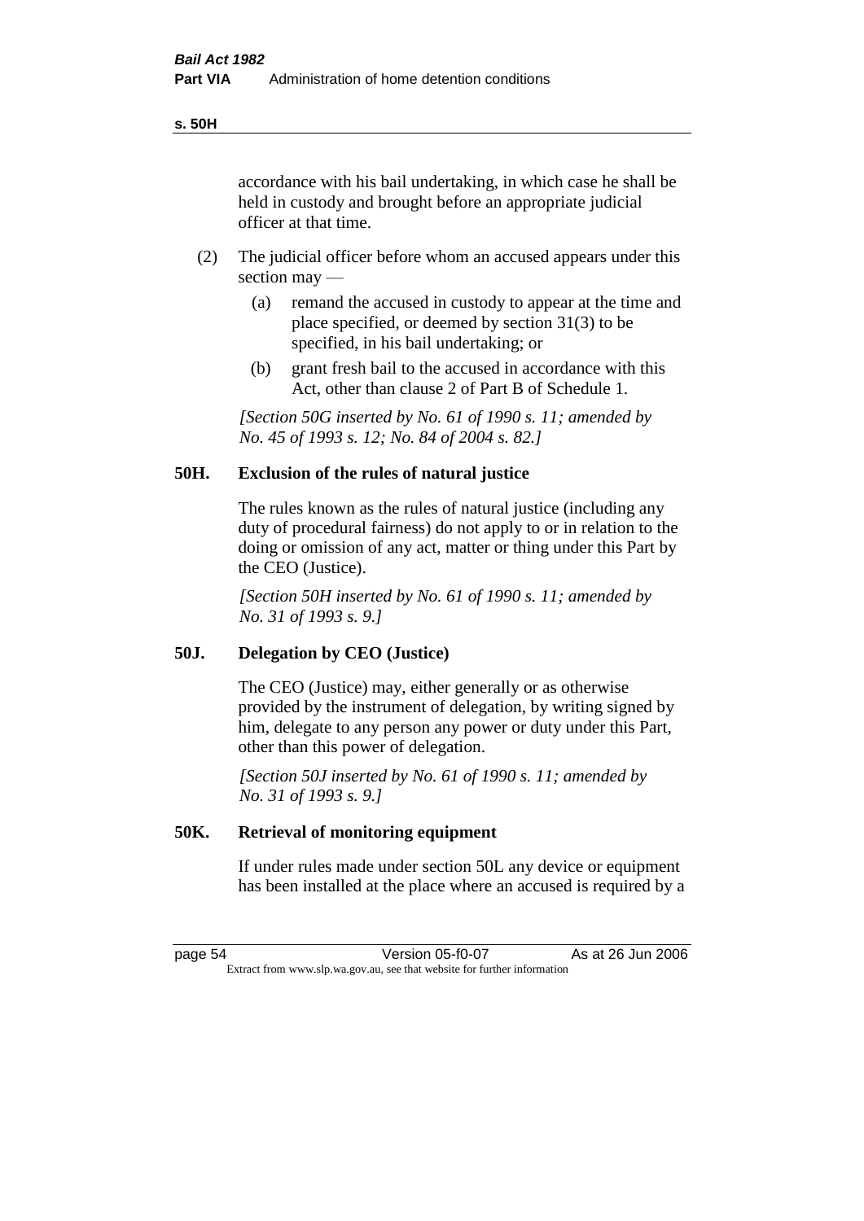accordance with his bail undertaking, in which case he shall be held in custody and brought before an appropriate judicial officer at that time.

(2) The judicial officer before whom an accused appears under this section may —

(a) remand the accused in custody to appear at the time and place specified, or deemed by section 31(3) to be specified, in his bail undertaking; or

(b) grant fresh bail to the accused in accordance with this Act, other than clause 2 of Part B of Schedule 1.

*[Section 50G inserted by No. 61 of 1990 s. 11; amended by No. 45 of 1993 s. 12; No. 84 of 2004 s. 82.]*

### 50H. Exclusion of the rules of natural justice

The rules known as the rules of natural justice (including any duty of procedural fairness) do not apply to or in relation to the doing or omission of any act, matter or thing under this Part by the CEO (Justice).

*[Section 50H inserted by No. 61 of 1990 s. 11; amended by No. 31 of 1993 s. 9.]*

### 50J. Delegation by CEO (Justice)

The CEO (Justice) may, either generally or as otherwise provided by the instrument of delegation, by writing signed by him, delegate to any person any power or duty under this Part, other than this power of delegation.

*[Section 50J inserted by No. 61 of 1990 s. 11; amended by No. 31 of 1993 s. 9.]*

### 50K. Retrieval of monitoring equipment

If under rules made under section 50L any device or equipment has been installed at the place where an accused is required by a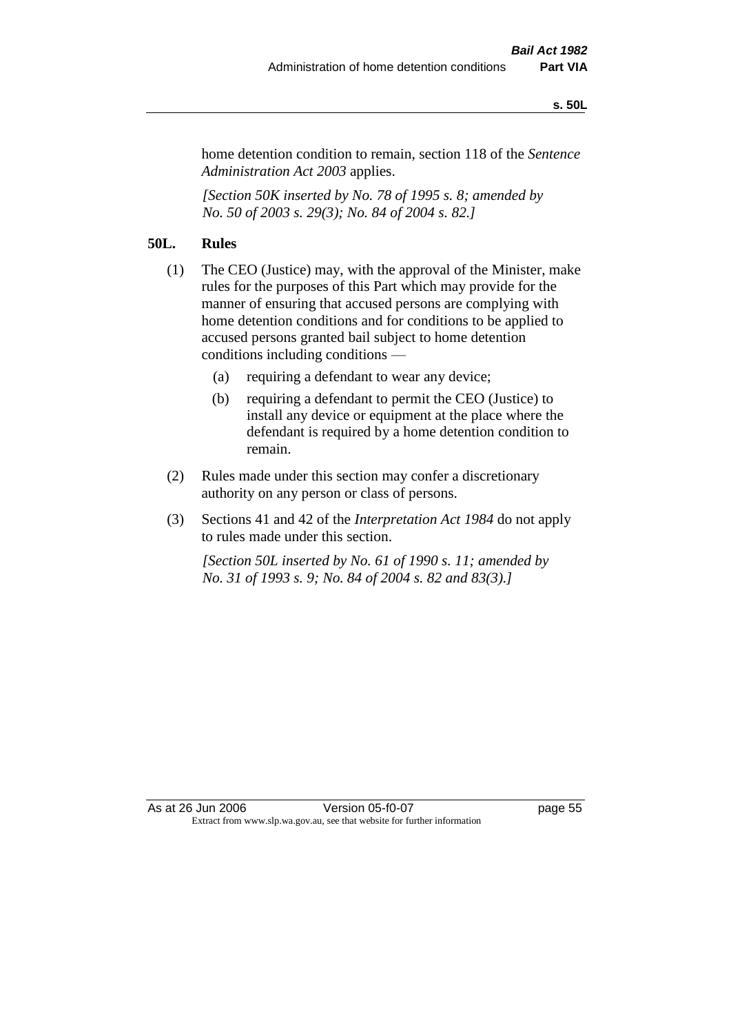home detention condition to remain, section 118 of the *Sentence Administration Act 2003* applies.

*[Section 50K inserted by No. 78 of 1995 s. 8; amended by No. 50 of 2003 s. 29(3); No. 84 of 2004 s. 82.]*

## 50L. Rules

(1) The CEO (Justice) may, with the approval of the Minister, make rules for the purposes of this Part which may provide for the manner of ensuring that accused persons are complying with home detention conditions and for conditions to be applied to accused persons granted bail subject to home detention conditions including conditions —

- (a) requiring a defendant to wear any device;
- (b) requiring a defendant to permit the CEO (Justice) to install any device or equipment at the place where the defendant is required by a home detention condition to remain.

(2) Rules made under this section may confer a discretionary authority on any person or class of persons.

(3) Sections 41 and 42 of the *Interpretation Act 1984* do not apply to rules made under this section.

*[Section 50L inserted by No. 61 of 1990 s. 11; amended by No. 31 of 1993 s. 9; No. 84 of 2004 s. 82 and 83(3).]*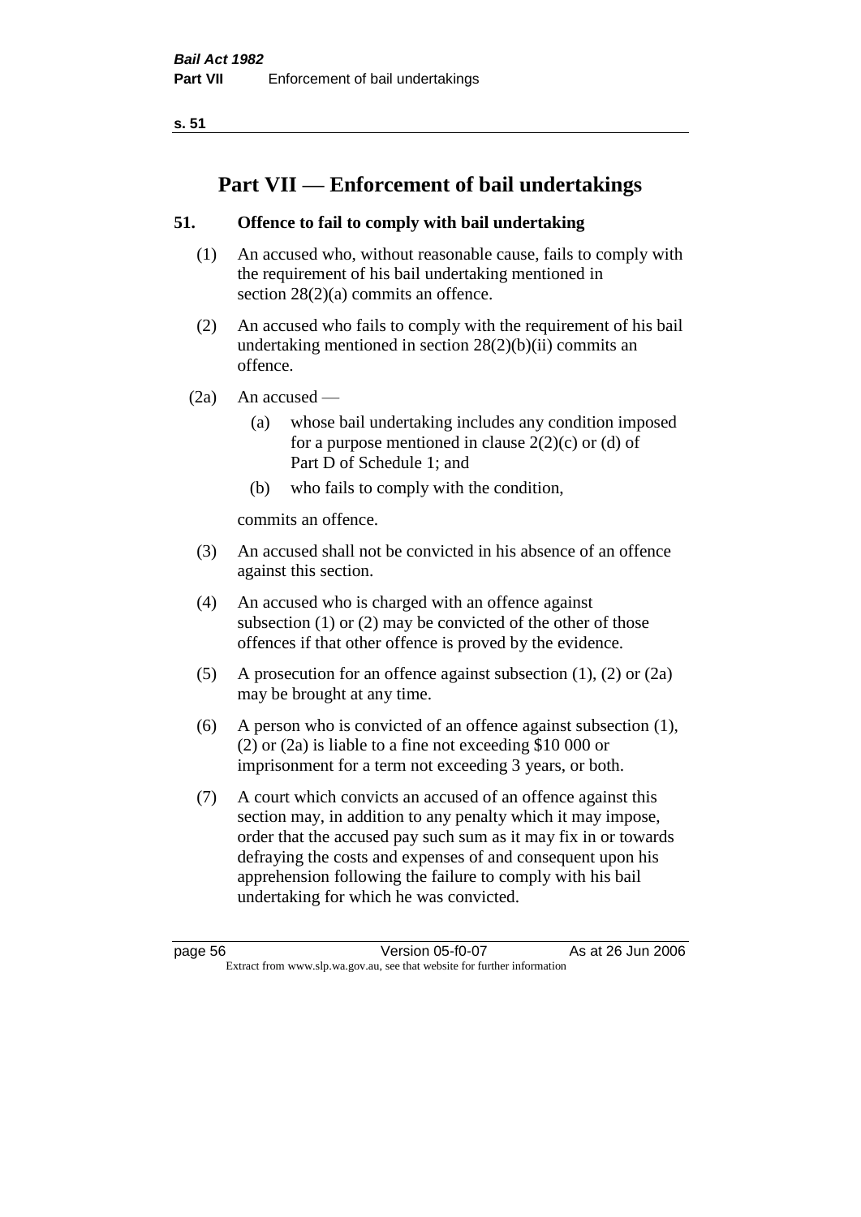# Part VII — Enforcement of bail undertakings

## 51. Offence to fail to comply with bail undertaking

(1) An accused who, without reasonable cause, fails to comply with the requirement of his bail undertaking mentioned in section 28(2)(a) commits an offence.

(2) An accused who fails to comply with the requirement of his bail undertaking mentioned in section 28(2)(b)(ii) commits an offence.

(2a) An accused —

- (a) whose bail undertaking includes any condition imposed for a purpose mentioned in clause 2(2)(c) or (d) of Part D of Schedule 1; and
- (b) who fails to comply with the condition,

commits an offence.

(3) An accused shall not be convicted in his absence of an offence against this section.

(4) An accused who is charged with an offence against subsection (1) or (2) may be convicted of the other of those offences if that other offence is proved by the evidence.

(5) A prosecution for an offence against subsection (1), (2) or (2a) may be brought at any time.

(6) A person who is convicted of an offence against subsection (1), (2) or (2a) is liable to a fine not exceeding $10 000 or imprisonment for a term not exceeding 3 years, or both.

(7) A court which convicts an accused of an offence against this section may, in addition to any penalty which it may impose, order that the accused pay such sum as it may fix in or towards defraying the costs and expenses of and consequent upon his apprehension following the failure to comply with his bail undertaking for which he was convicted.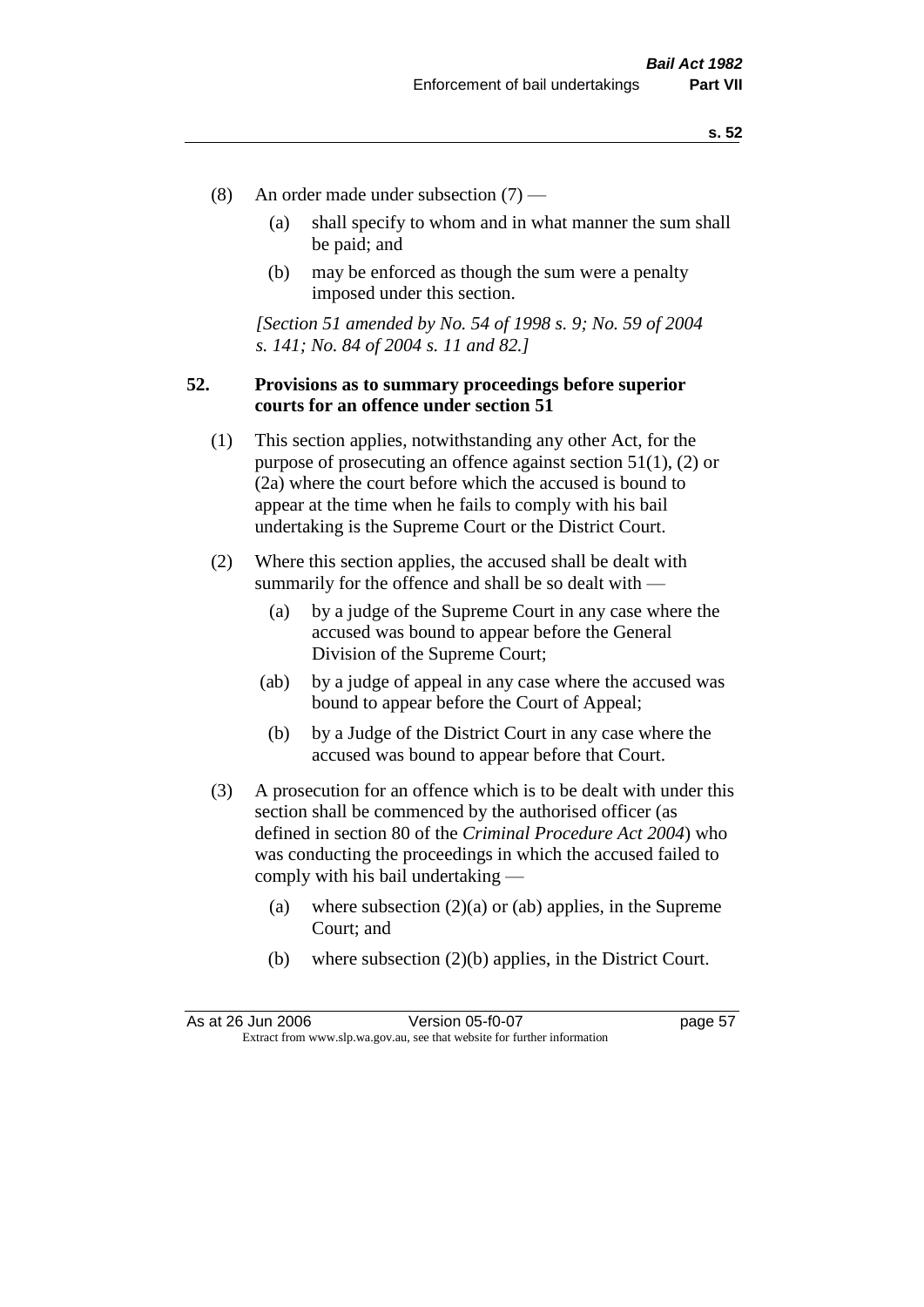(8) An order made under subsection (7) —

(a) shall specify to whom and in what manner the sum shall be paid; and

(b) may be enforced as though the sum were a penalty imposed under this section.

*[Section 51 amended by No. 54 of 1998 s. 9; No. 59 of 2004 s. 141; No. 84 of 2004 s. 11 and 82.]*

## 52. Provisions as to summary proceedings before superior courts for an offence under section 51

(1) This section applies, notwithstanding any other Act, for the purpose of prosecuting an offence against section 51(1), (2) or (2a) where the court before which the accused is bound to appear at the time when he fails to comply with his bail undertaking is the Supreme Court or the District Court.

(2) Where this section applies, the accused shall be dealt with summarily for the offence and shall be so dealt with —

(a) by a judge of the Supreme Court in any case where the accused was bound to appear before the General Division of the Supreme Court;

(ab) by a judge of appeal in any case where the accused was bound to appear before the Court of Appeal;

(b) by a Judge of the District Court in any case where the accused was bound to appear before that Court.

(3) A prosecution for an offence which is to be dealt with under this section shall be commenced by the authorised officer (as defined in section 80 of the *Criminal Procedure Act 2004*) who was conducting the proceedings in which the accused failed to comply with his bail undertaking —

(a) where subsection (2)(a) or (ab) applies, in the Supreme Court; and

(b) where subsection (2)(b) applies, in the District Court.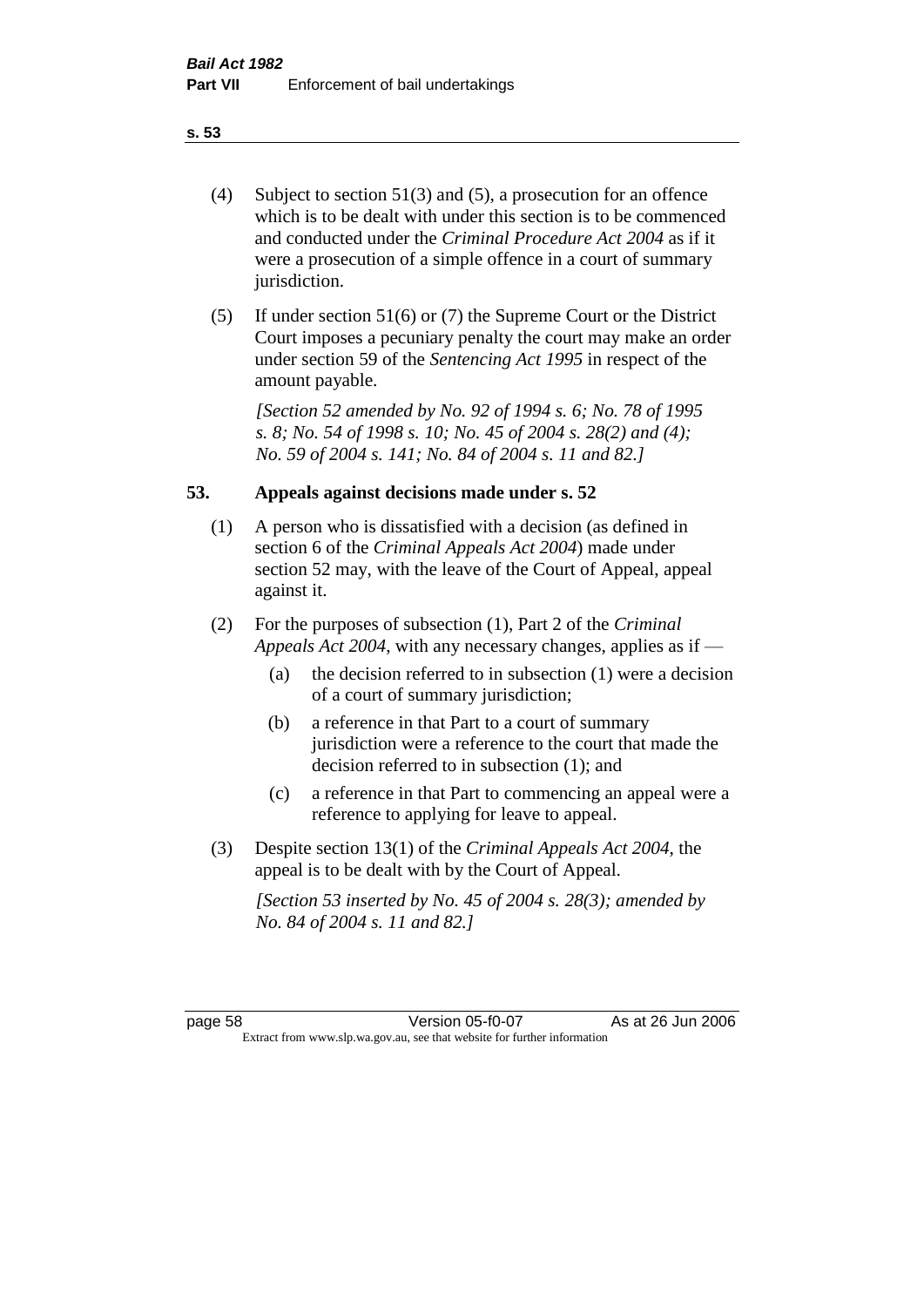(4) Subject to section 51(3) and (5), a prosecution for an offence which is to be dealt with under this section is to be commenced and conducted under the *Criminal Procedure Act 2004* as if it were a prosecution of a simple offence in a court of summary jurisdiction.

(5) If under section 51(6) or (7) the Supreme Court or the District Court imposes a pecuniary penalty the court may make an order under section 59 of the *Sentencing Act 1995* in respect of the amount payable.

*[Section 52 amended by No. 92 of 1994 s. 6; No. 78 of 1995 s. 8; No. 54 of 1998 s. 10; No. 45 of 2004 s. 28(2) and (4); No. 59 of 2004 s. 141; No. 84 of 2004 s. 11 and 82.]*

## 53. Appeals against decisions made under s. 52

(1) A person who is dissatisfied with a decision (as defined in section 6 of the *Criminal Appeals Act 2004*) made under section 52 may, with the leave of the Court of Appeal, appeal against it.

(2) For the purposes of subsection (1), Part 2 of the *Criminal Appeals Act 2004*, with any necessary changes, applies as if —

  (a) the decision referred to in subsection (1) were a decision of a court of summary jurisdiction;

  (b) a reference in that Part to a court of summary jurisdiction were a reference to the court that made the decision referred to in subsection (1); and

  (c) a reference in that Part to commencing an appeal were a reference to applying for leave to appeal.

(3) Despite section 13(1) of the *Criminal Appeals Act 2004*, the appeal is to be dealt with by the Court of Appeal.

*[Section 53 inserted by No. 45 of 2004 s. 28(3); amended by No. 84 of 2004 s. 11 and 82.]*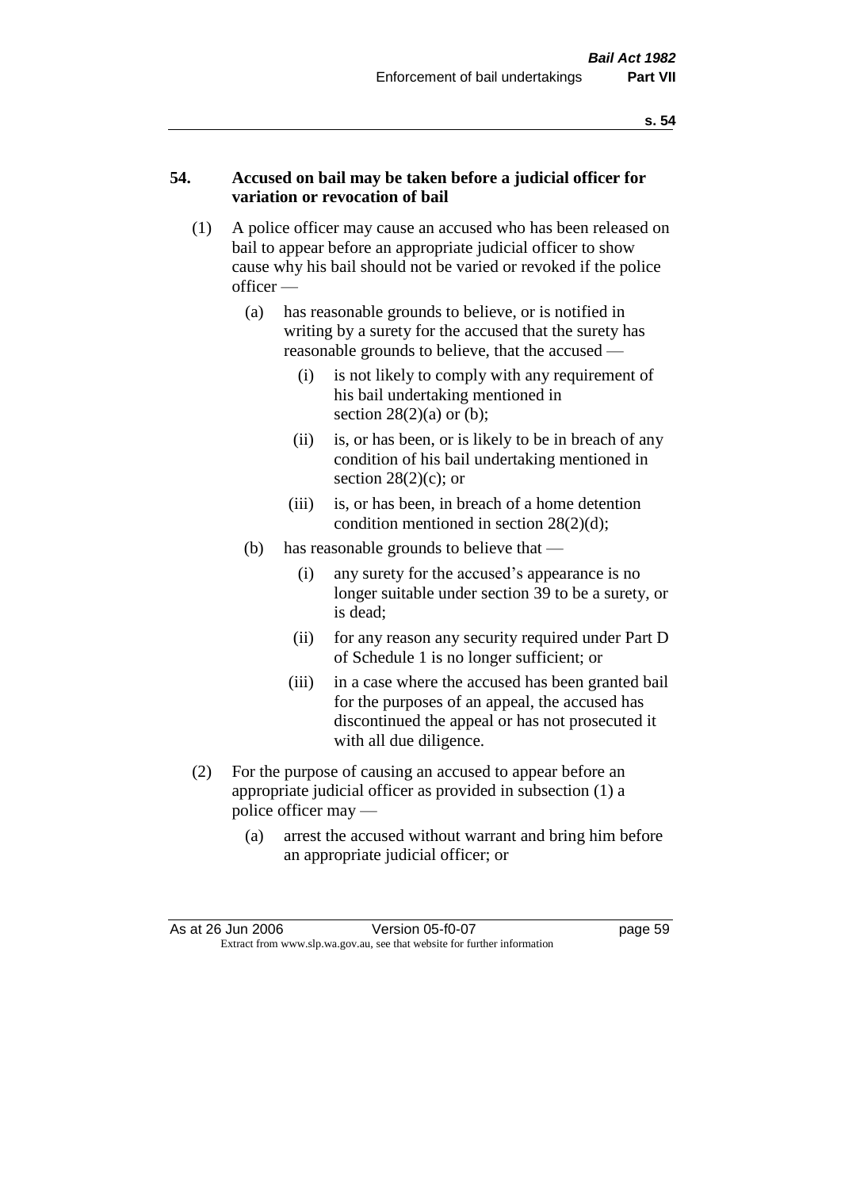## 54. Accused on bail may be taken before a judicial officer for variation or revocation of bail

(1) A police officer may cause an accused who has been released on bail to appear before an appropriate judicial officer to show cause why his bail should not be varied or revoked if the police officer —

- (a) has reasonable grounds to believe, or is notified in writing by a surety for the accused that the surety has reasonable grounds to believe, that the accused —
  - (i) is not likely to comply with any requirement of his bail undertaking mentioned in section 28(2)(a) or (b);
  - (ii) is, or has been, or is likely to be in breach of any condition of his bail undertaking mentioned in section 28(2)(c); or
  - (iii) is, or has been, in breach of a home detention condition mentioned in section 28(2)(d);
- (b) has reasonable grounds to believe that —
  - (i) any surety for the accused's appearance is no longer suitable under section 39 to be a surety, or is dead;
  - (ii) for any reason any security required under Part D of Schedule 1 is no longer sufficient; or
  - (iii) in a case where the accused has been granted bail for the purposes of an appeal, the accused has discontinued the appeal or has not prosecuted it with all due diligence.

(2) For the purpose of causing an accused to appear before an appropriate judicial officer as provided in subsection (1) a police officer may —

- (a) arrest the accused without warrant and bring him before an appropriate judicial officer; or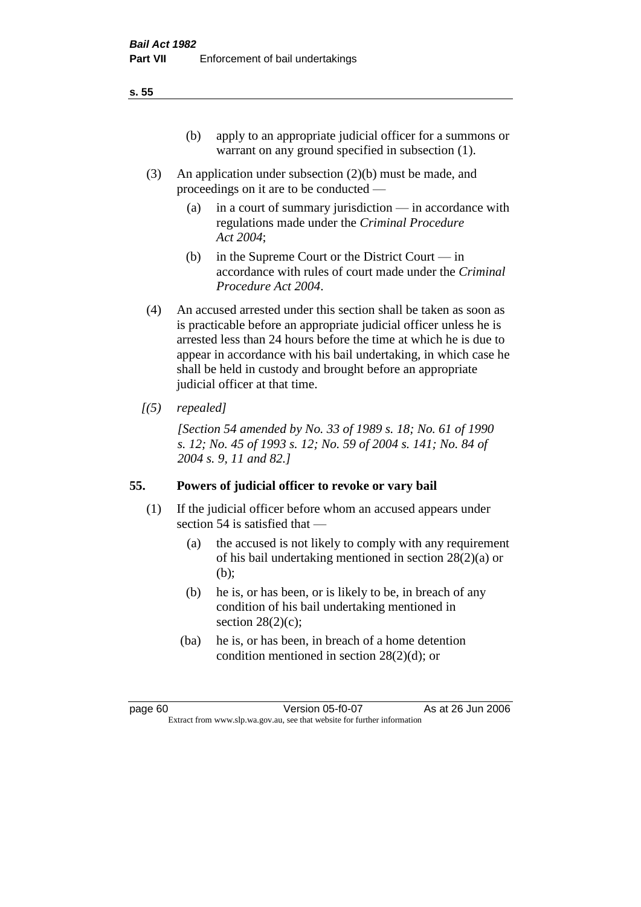(b) apply to an appropriate judicial officer for a summons or warrant on any ground specified in subsection (1).

(3) An application under subsection (2)(b) must be made, and proceedings on it are to be conducted —

(a) in a court of summary jurisdiction — in accordance with regulations made under the *Criminal Procedure Act 2004*;

(b) in the Supreme Court or the District Court — in accordance with rules of court made under the *Criminal Procedure Act 2004*.

(4) An accused arrested under this section shall be taken as soon as is practicable before an appropriate judicial officer unless he is arrested less than 24 hours before the time at which he is due to appear in accordance with his bail undertaking, in which case he shall be held in custody and brought before an appropriate judicial officer at that time.

*[(5) repealed]*

*[Section 54 amended by No. 33 of 1989 s. 18; No. 61 of 1990 s. 12; No. 45 of 1993 s. 12; No. 59 of 2004 s. 141; No. 84 of 2004 s. 9, 11 and 82.]*

## 55. Powers of judicial officer to revoke or vary bail

(1) If the judicial officer before whom an accused appears under section 54 is satisfied that —

(a) the accused is not likely to comply with any requirement of his bail undertaking mentioned in section 28(2)(a) or (b);

(b) he is, or has been, or is likely to be, in breach of any condition of his bail undertaking mentioned in section 28(2)(c);

(ba) he is, or has been, in breach of a home detention condition mentioned in section 28(2)(d); or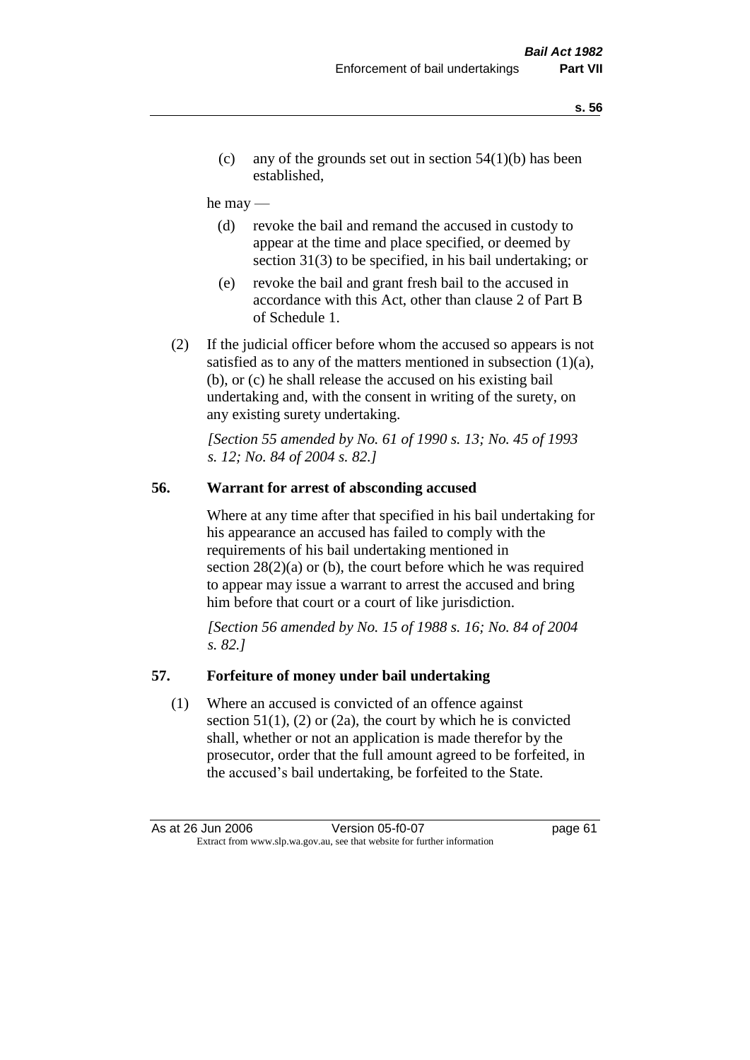(c) any of the grounds set out in section 54(1)(b) has been established,

he may —

(d) revoke the bail and remand the accused in custody to appear at the time and place specified, or deemed by section 31(3) to be specified, in his bail undertaking; or

(e) revoke the bail and grant fresh bail to the accused in accordance with this Act, other than clause 2 of Part B of Schedule 1.

(2) If the judicial officer before whom the accused so appears is not satisfied as to any of the matters mentioned in subsection (1)(a), (b), or (c) he shall release the accused on his existing bail undertaking and, with the consent in writing of the surety, on any existing surety undertaking.

*[Section 55 amended by No. 61 of 1990 s. 13; No. 45 of 1993 s. 12; No. 84 of 2004 s. 82.]*

## 56. Warrant for arrest of absconding accused

Where at any time after that specified in his bail undertaking for his appearance an accused has failed to comply with the requirements of his bail undertaking mentioned in section 28(2)(a) or (b), the court before which he was required to appear may issue a warrant to arrest the accused and bring him before that court or a court of like jurisdiction.

*[Section 56 amended by No. 15 of 1988 s. 16; No. 84 of 2004 s. 82.]*

## 57. Forfeiture of money under bail undertaking

(1) Where an accused is convicted of an offence against section 51(1), (2) or (2a), the court by which he is convicted shall, whether or not an application is made therefor by the prosecutor, order that the full amount agreed to be forfeited, in the accused's bail undertaking, be forfeited to the State.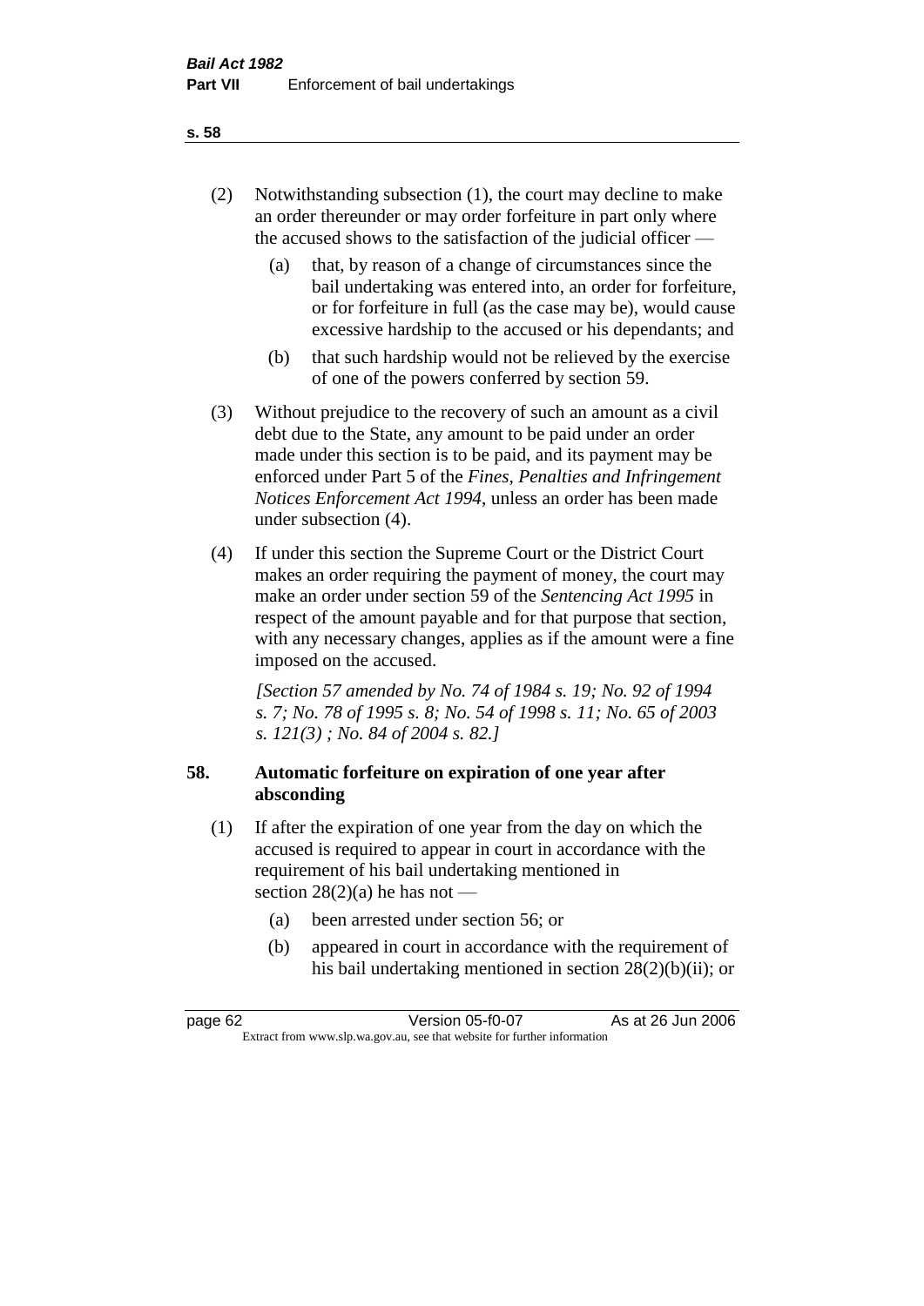(2) Notwithstanding subsection (1), the court may decline to make an order thereunder or may order forfeiture in part only where the accused shows to the satisfaction of the judicial officer —

(a) that, by reason of a change of circumstances since the bail undertaking was entered into, an order for forfeiture, or for forfeiture in full (as the case may be), would cause excessive hardship to the accused or his dependants; and

(b) that such hardship would not be relieved by the exercise of one of the powers conferred by section 59.

(3) Without prejudice to the recovery of such an amount as a civil debt due to the State, any amount to be paid under an order made under this section is to be paid, and its payment may be enforced under Part 5 of the *Fines, Penalties and Infringement Notices Enforcement Act 1994*, unless an order has been made under subsection (4).

(4) If under this section the Supreme Court or the District Court makes an order requiring the payment of money, the court may make an order under section 59 of the *Sentencing Act 1995* in respect of the amount payable and for that purpose that section, with any necessary changes, applies as if the amount were a fine imposed on the accused.

*[Section 57 amended by No. 74 of 1984 s. 19; No. 92 of 1994 s. 7; No. 78 of 1995 s. 8; No. 54 of 1998 s. 11; No. 65 of 2003 s. 121(3) ; No. 84 of 2004 s. 82.]*

**58. Automatic forfeiture on expiration of one year after absconding**

(1) If after the expiration of one year from the day on which the accused is required to appear in court in accordance with the requirement of his bail undertaking mentioned in section 28(2)(a) he has not —

(a) been arrested under section 56; or

(b) appeared in court in accordance with the requirement of his bail undertaking mentioned in section 28(2)(b)(ii); or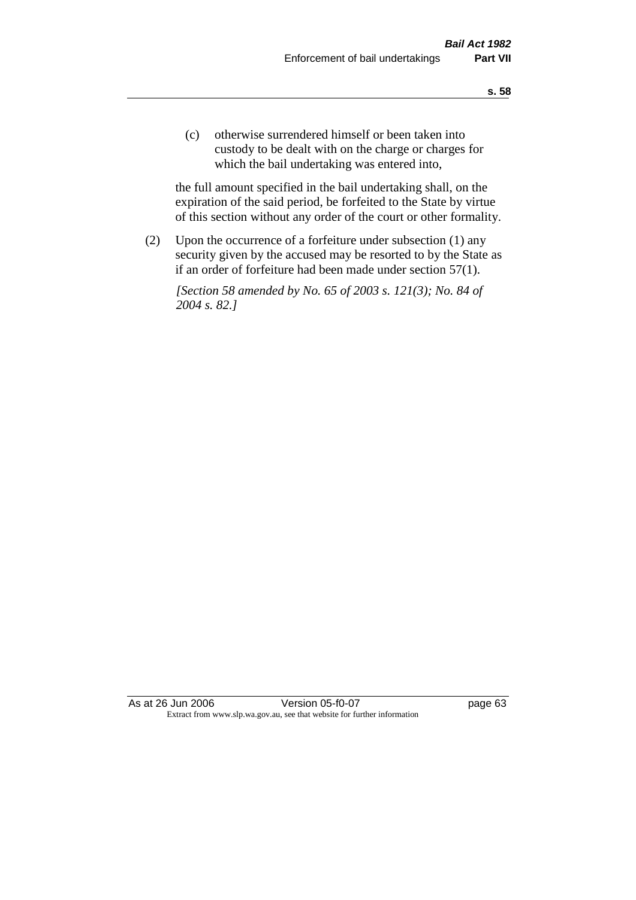(c) otherwise surrendered himself or been taken into custody to be dealt with on the charge or charges for which the bail undertaking was entered into,

the full amount specified in the bail undertaking shall, on the expiration of the said period, be forfeited to the State by virtue of this section without any order of the court or other formality.

(2) Upon the occurrence of a forfeiture under subsection (1) any security given by the accused may be resorted to by the State as if an order of forfeiture had been made under section 57(1).

*[Section 58 amended by No. 65 of 2003 s. 121(3); No. 84 of 2004 s. 82.]*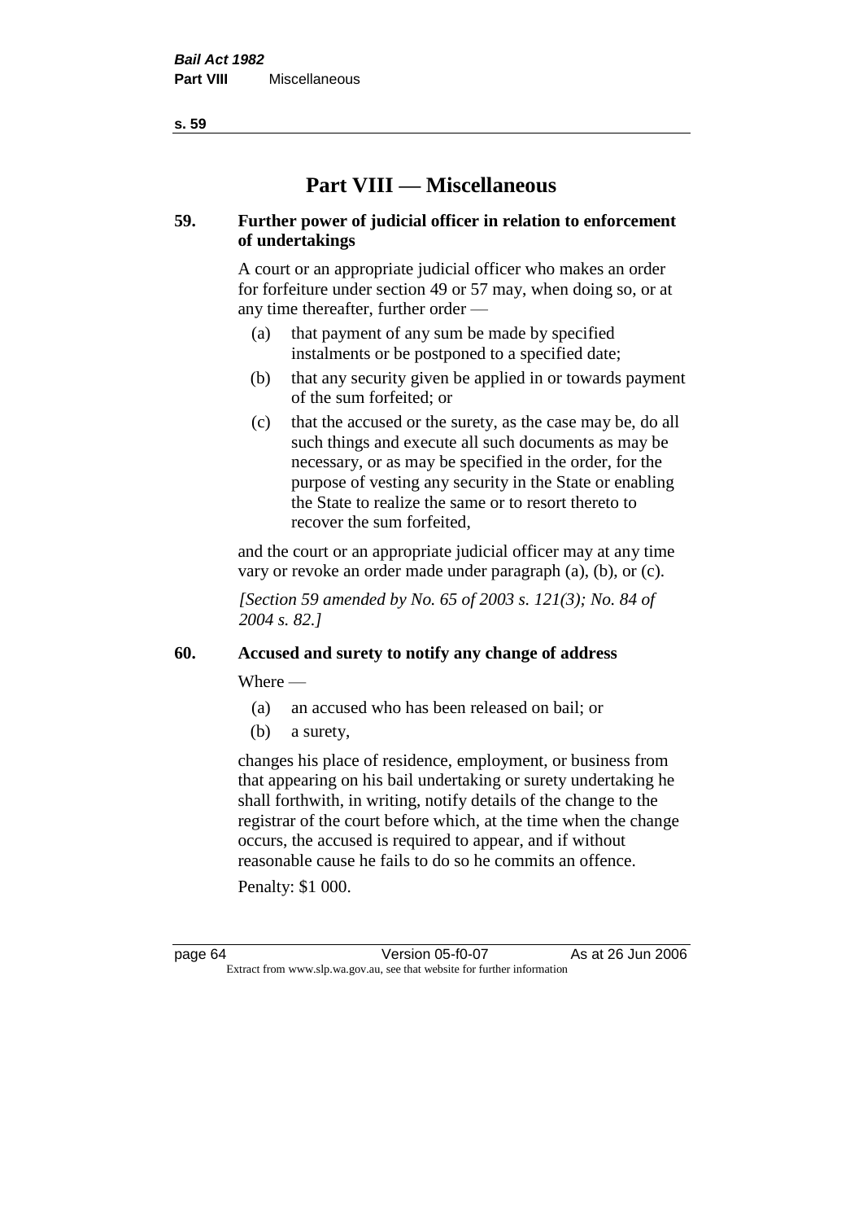# Part VIII — Miscellaneous

**59. Further power of judicial officer in relation to enforcement of undertakings**

A court or an appropriate judicial officer who makes an order for forfeiture under section 49 or 57 may, when doing so, or at any time thereafter, further order —

(a) that payment of any sum be made by specified instalments or be postponed to a specified date;

(b) that any security given be applied in or towards payment of the sum forfeited; or

(c) that the accused or the surety, as the case may be, do all such things and execute all such documents as may be necessary, or as may be specified in the order, for the purpose of vesting any security in the State or enabling the State to realize the same or to resort thereto to recover the sum forfeited,

and the court or an appropriate judicial officer may at any time vary or revoke an order made under paragraph (a), (b), or (c).

*[Section 59 amended by No. 65 of 2003 s. 121(3); No. 84 of 2004 s. 82.]*

**60. Accused and surety to notify any change of address**

Where —

(a) an accused who has been released on bail; or

(b) a surety,

changes his place of residence, employment, or business from that appearing on his bail undertaking or surety undertaking he shall forthwith, in writing, notify details of the change to the registrar of the court before which, at the time when the change occurs, the accused is required to appear, and if without reasonable cause he fails to do so he commits an offence.

Penalty: $1 000.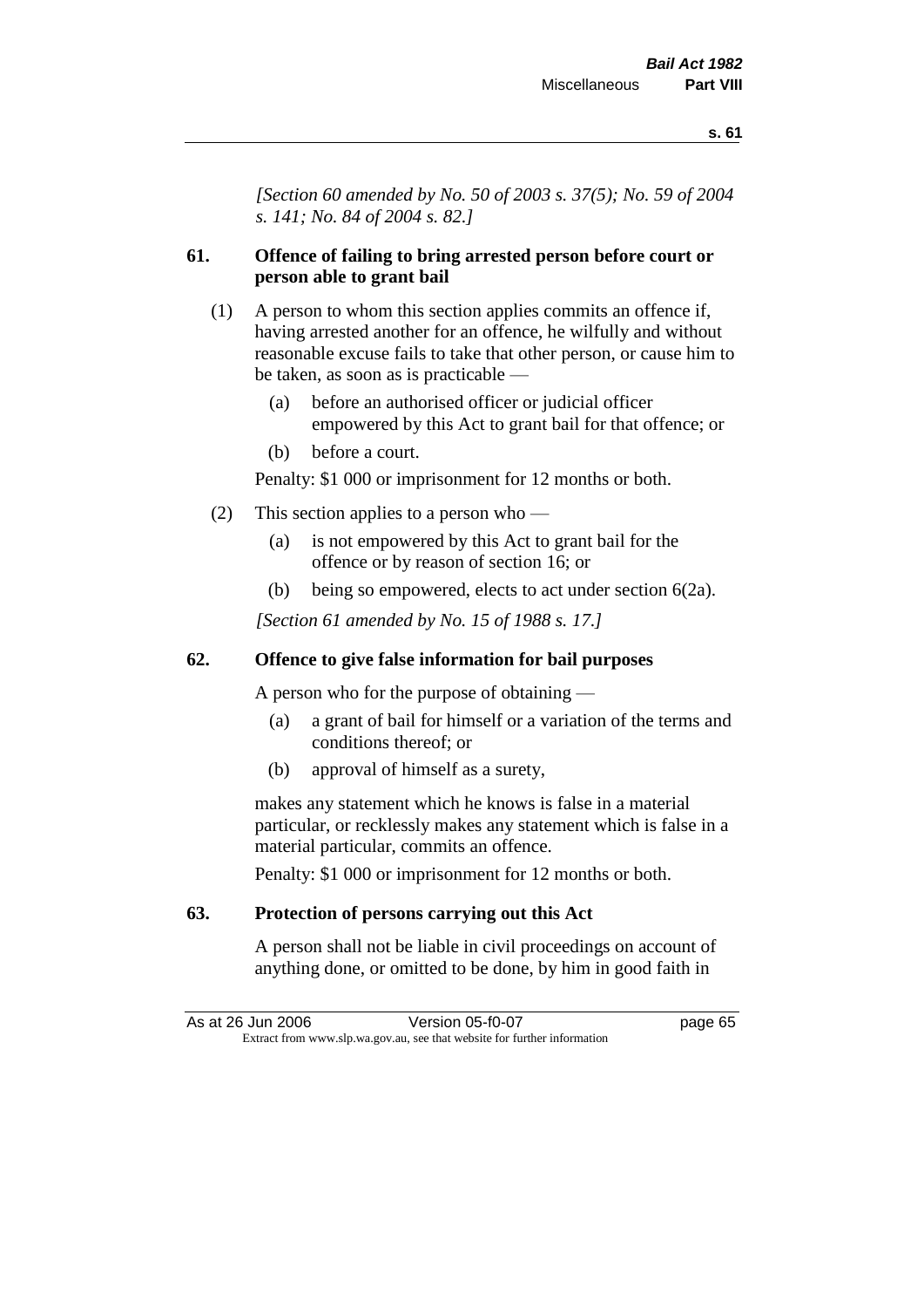*[Section 60 amended by No. 50 of 2003 s. 37(5); No. 59 of 2004 s. 141; No. 84 of 2004 s. 82.]*

**61. Offence of failing to bring arrested person before court or person able to grant bail**

(1) A person to whom this section applies commits an offence if, having arrested another for an offence, he wilfully and without reasonable excuse fails to take that other person, or cause him to be taken, as soon as is practicable —

(a) before an authorised officer or judicial officer empowered by this Act to grant bail for that offence; or

(b) before a court.

Penalty: $1 000 or imprisonment for 12 months or both.

(2) This section applies to a person who —

(a) is not empowered by this Act to grant bail for the offence or by reason of section 16; or

(b) being so empowered, elects to act under section 6(2a).

*[Section 61 amended by No. 15 of 1988 s. 17.]*

**62. Offence to give false information for bail purposes**

A person who for the purpose of obtaining —

(a) a grant of bail for himself or a variation of the terms and conditions thereof; or

(b) approval of himself as a surety,

makes any statement which he knows is false in a material particular, or recklessly makes any statement which is false in a material particular, commits an offence.

Penalty: $1 000 or imprisonment for 12 months or both.

**63. Protection of persons carrying out this Act**

A person shall not be liable in civil proceedings on account of anything done, or omitted to be done, by him in good faith in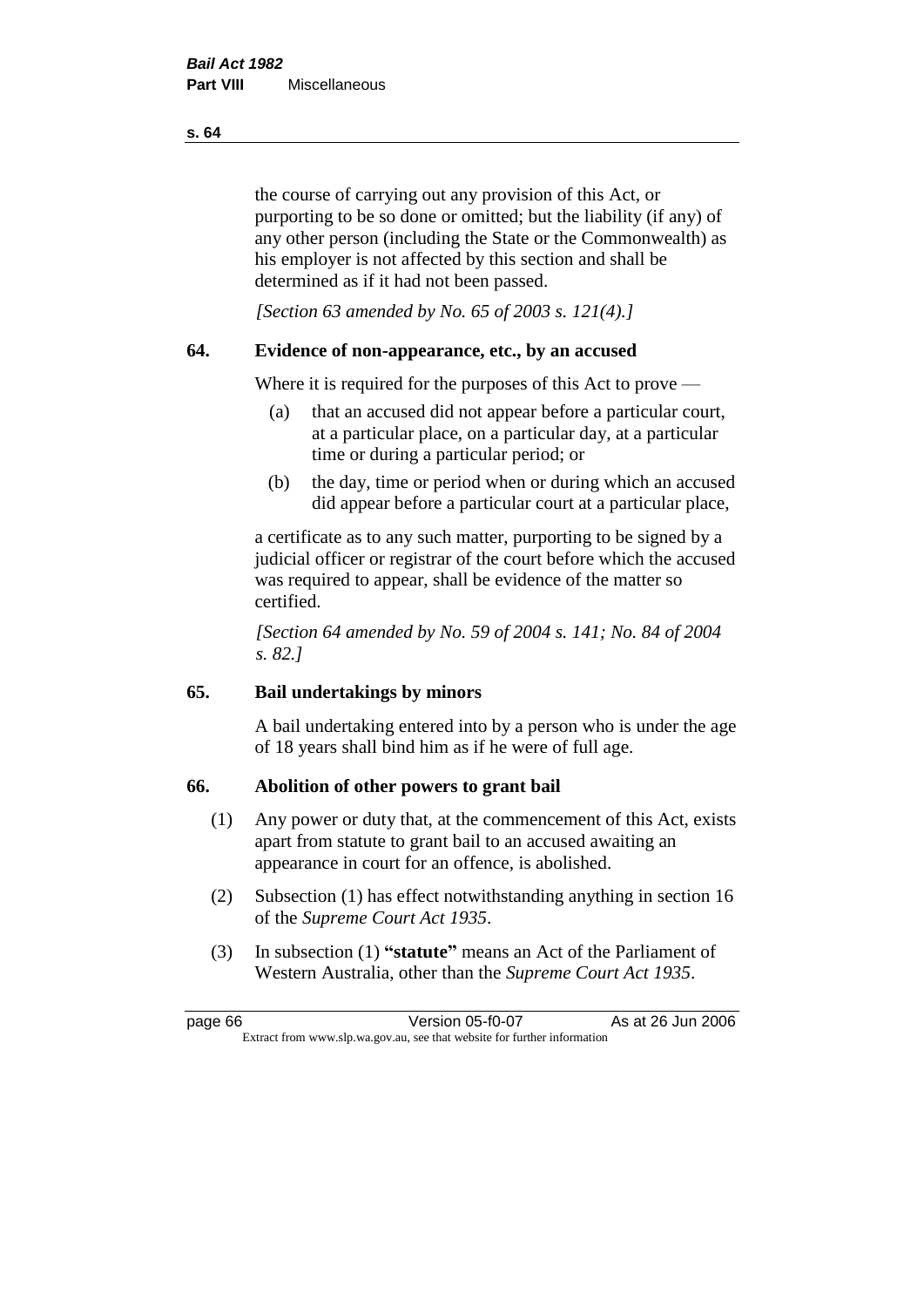the course of carrying out any provision of this Act, or purporting to be so done or omitted; but the liability (if any) of any other person (including the State or the Commonwealth) as his employer is not affected by this section and shall be determined as if it had not been passed.

*[Section 63 amended by No. 65 of 2003 s. 121(4).]*

## 64. Evidence of non-appearance, etc., by an accused

Where it is required for the purposes of this Act to prove —

(a) that an accused did not appear before a particular court, at a particular place, on a particular day, at a particular time or during a particular period; or

(b) the day, time or period when or during which an accused did appear before a particular court at a particular place,

a certificate as to any such matter, purporting to be signed by a judicial officer or registrar of the court before which the accused was required to appear, shall be evidence of the matter so certified.

*[Section 64 amended by No. 59 of 2004 s. 141; No. 84 of 2004 s. 82.]*

## 65. Bail undertakings by minors

A bail undertaking entered into by a person who is under the age of 18 years shall bind him as if he were of full age.

## 66. Abolition of other powers to grant bail

(1) Any power or duty that, at the commencement of this Act, exists apart from statute to grant bail to an accused awaiting an appearance in court for an offence, is abolished.

(2) Subsection (1) has effect notwithstanding anything in section 16 of the *Supreme Court Act 1935*.

(3) In subsection (1) **"statute"** means an Act of the Parliament of Western Australia, other than the *Supreme Court Act 1935*.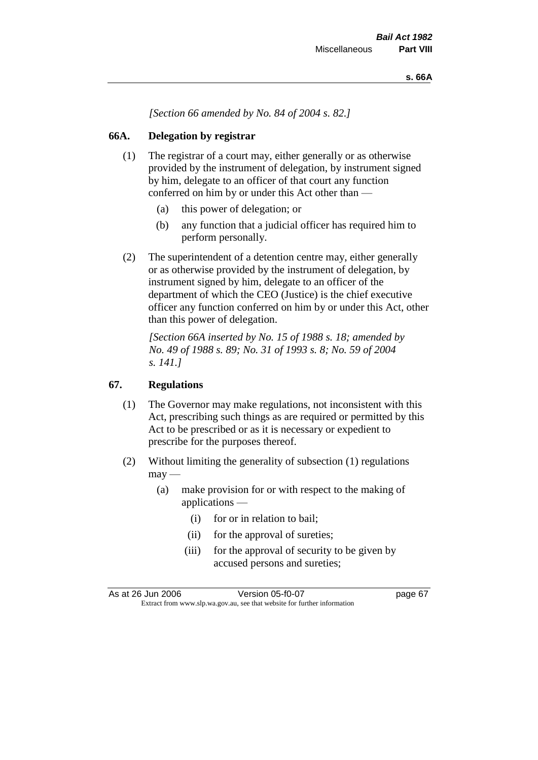*[Section 66 amended by No. 84 of 2004 s. 82.]*

## 66A. Delegation by registrar

(1) The registrar of a court may, either generally or as otherwise provided by the instrument of delegation, by instrument signed by him, delegate to an officer of that court any function conferred on him by or under this Act other than —

(a) this power of delegation; or

(b) any function that a judicial officer has required him to perform personally.

(2) The superintendent of a detention centre may, either generally or as otherwise provided by the instrument of delegation, by instrument signed by him, delegate to an officer of the department of which the CEO (Justice) is the chief executive officer any function conferred on him by or under this Act, other than this power of delegation.

*[Section 66A inserted by No. 15 of 1988 s. 18; amended by No. 49 of 1988 s. 89; No. 31 of 1993 s. 8; No. 59 of 2004 s. 141.]*

## 67. Regulations

(1) The Governor may make regulations, not inconsistent with this Act, prescribing such things as are required or permitted by this Act to be prescribed or as it is necessary or expedient to prescribe for the purposes thereof.

(2) Without limiting the generality of subsection (1) regulations may —

(a) make provision for or with respect to the making of applications —

(i) for or in relation to bail;

(ii) for the approval of sureties;

(iii) for the approval of security to be given by accused persons and sureties;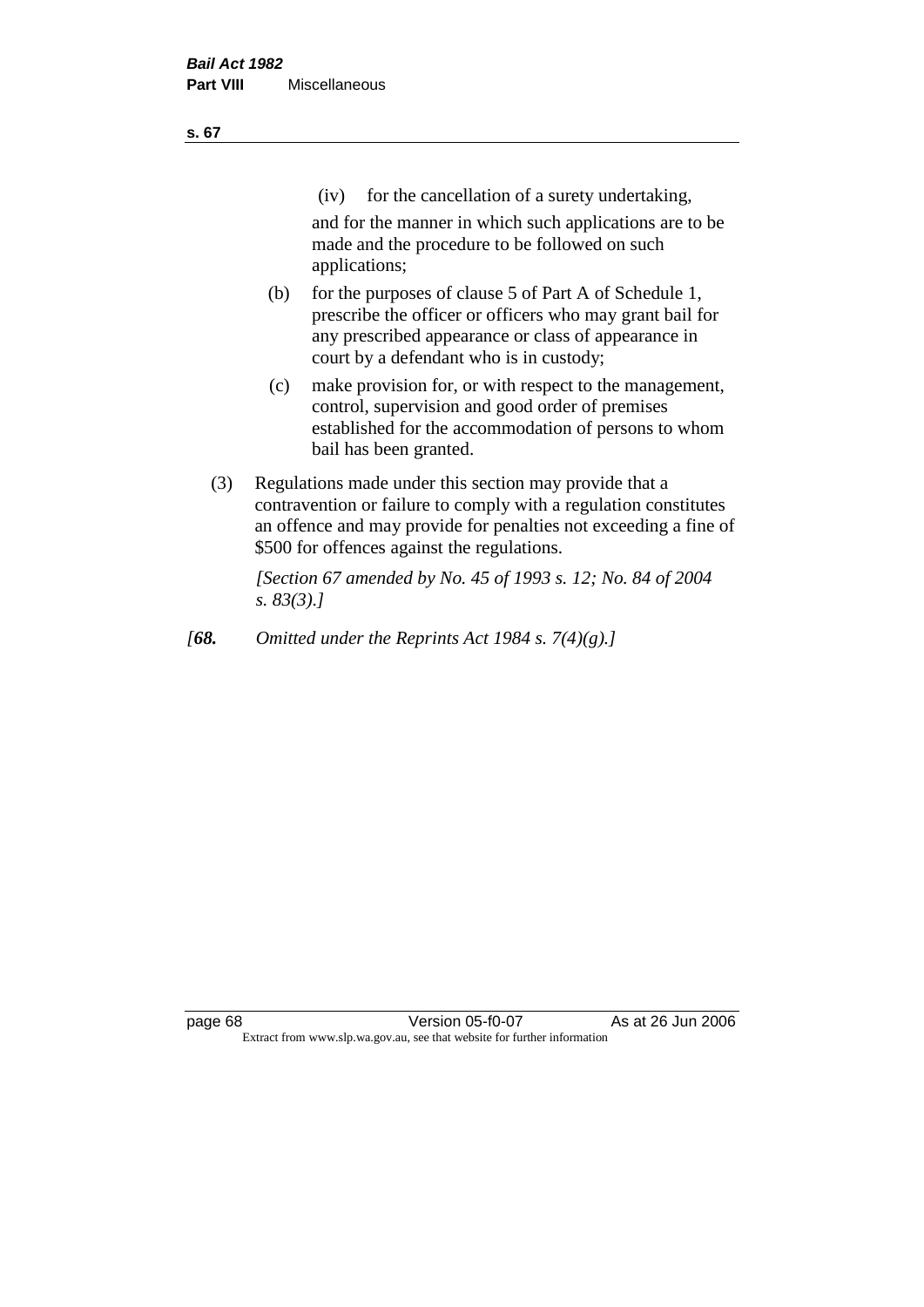(iv) for the cancellation of a surety undertaking,

and for the manner in which such applications are to be made and the procedure to be followed on such applications;

(b) for the purposes of clause 5 of Part A of Schedule 1, prescribe the officer or officers who may grant bail for any prescribed appearance or class of appearance in court by a defendant who is in custody;

(c) make provision for, or with respect to the management, control, supervision and good order of premises established for the accommodation of persons to whom bail has been granted.

(3) Regulations made under this section may provide that a contravention or failure to comply with a regulation constitutes an offence and may provide for penalties not exceeding a fine of $500 for offences against the regulations.

*[Section 67 amended by No. 45 of 1993 s. 12; No. 84 of 2004 s. 83(3).]*

*[**68.** Omitted under the Reprints Act 1984 s. 7(4)(g).]*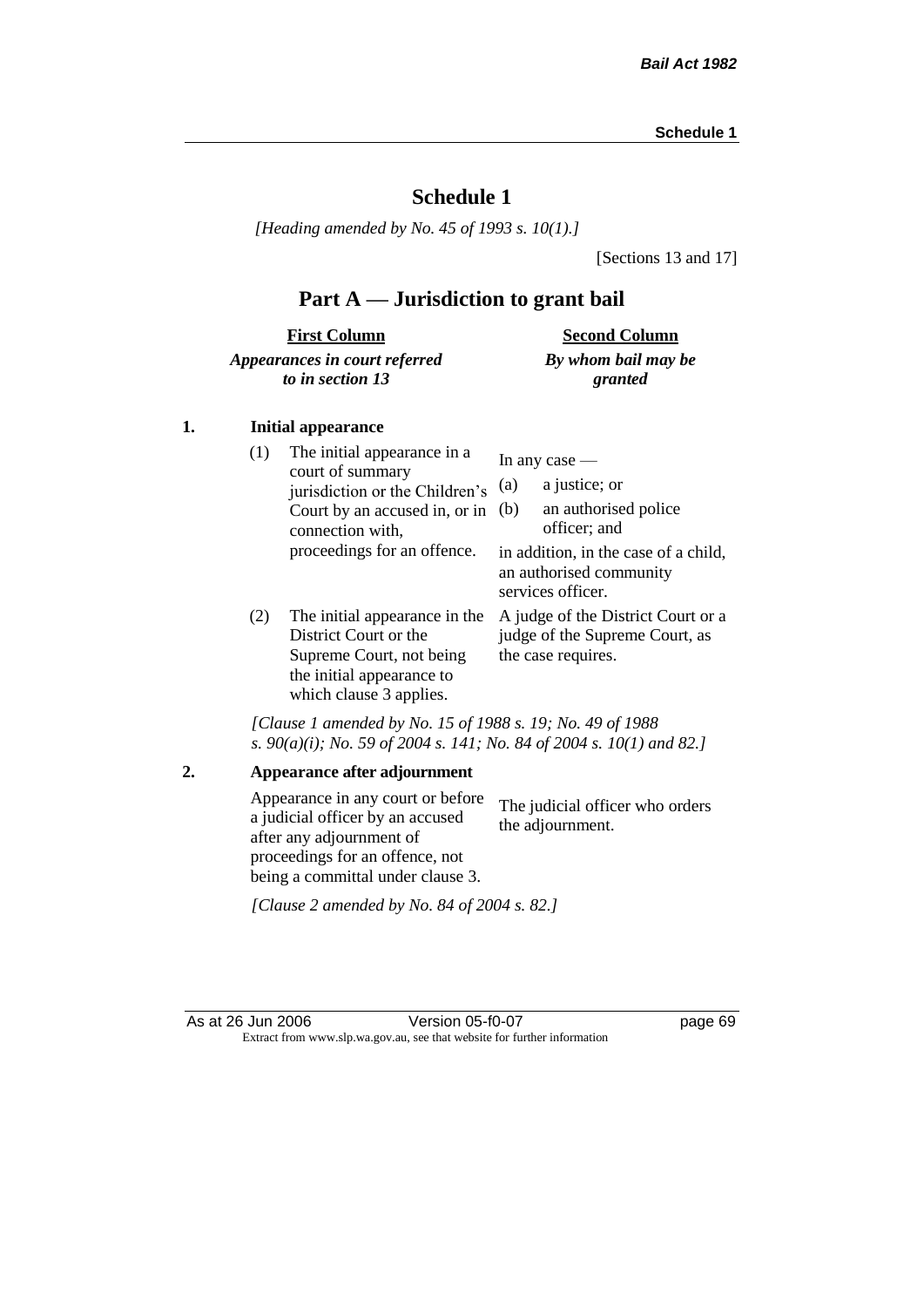# Schedule 1

*[Heading amended by No. 45 of 1993 s. 10(1).]*

[Sections 13 and 17]

## Part A — Jurisdiction to grant bail

| First Column *Appearances in court referred to in section 13* | Second Column *By whom bail may be granted* |
|---|---|
| **1. Initial appearance** | |
| (1) The initial appearance in a court of summary jurisdiction or the Children's Court by an accused in, or in connection with, proceedings for an offence. | In any case — (a) a justice; or (b) an authorised police officer; and in addition, in the case of a child, an authorised community services officer. |
| (2) The initial appearance in the District Court or the Supreme Court, not being the initial appearance to which clause 3 applies. | A judge of the District Court or a judge of the Supreme Court, as the case requires. |

*[Clause 1 amended by No. 15 of 1988 s. 19; No. 49 of 1988 s. 90(a)(i); No. 59 of 2004 s. 141; No. 84 of 2004 s. 10(1) and 82.]*

| | |
|---|---|
| **2. Appearance after adjournment** | |
| Appearance in any court or before a judicial officer by an accused after any adjournment of proceedings for an offence, not being a committal under clause 3. | The judicial officer who orders the adjournment. |

*[Clause 2 amended by No. 84 of 2004 s. 82.]*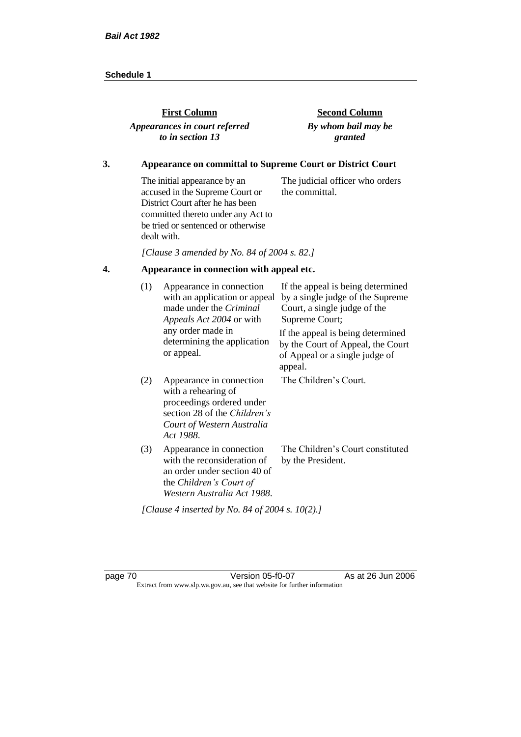| First Column | Second Column |
|---|---|
| ***Appearances in court referred to in section 13*** | ***By whom bail may be granted*** |

**3. Appearance on committal to Supreme Court or District Court**

| | |
|---|---|
| The initial appearance by an accused in the Supreme Court or District Court after he has been committed thereto under any Act to be tried or sentenced or otherwise dealt with. | The judicial officer who orders the committal. |

*[Clause 3 amended by No. 84 of 2004 s. 82.]*

**4. Appearance in connection with appeal etc.**

| | | |
|---|---|---|
| (1) | Appearance in connection with an application or appeal made under the *Criminal Appeals Act 2004* or with any order made in determining the application or appeal. | If the appeal is being determined by a single judge of the Supreme Court, a single judge of the Supreme Court; If the appeal is being determined by the Court of Appeal, the Court of Appeal or a single judge of appeal. |
| (2) | Appearance in connection with a rehearing of proceedings ordered under section 28 of the *Children's Court of Western Australia Act 1988*. | The Children's Court. |
| (3) | Appearance in connection with the reconsideration of an order under section 40 of the *Children's Court of Western Australia Act 1988*. | The Children's Court constituted by the President. |

*[Clause 4 inserted by No. 84 of 2004 s. 10(2).]*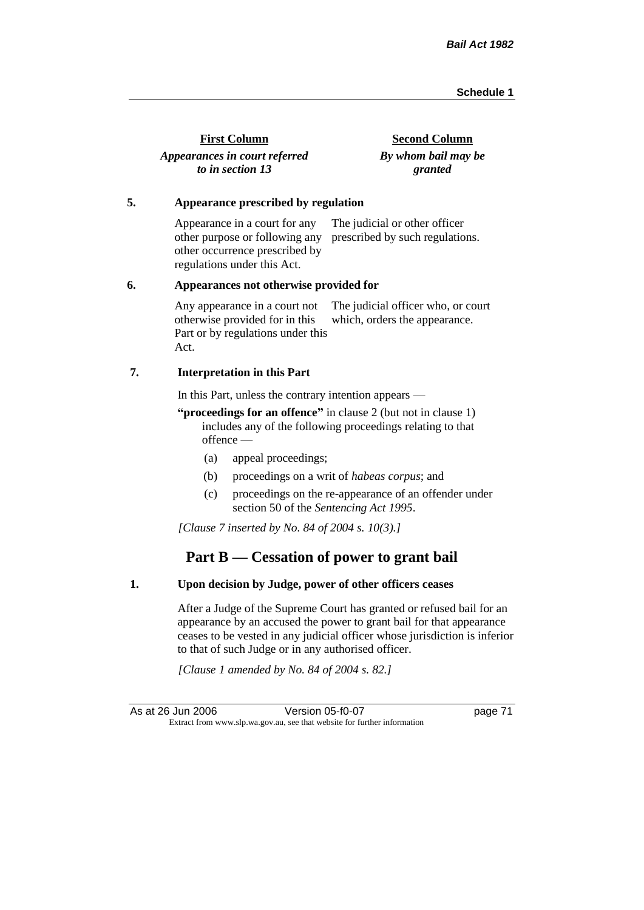| First Column | Second Column |
|---|---|
| *Appearances in court referred to in section 13* | *By whom bail may be granted* |

**5. Appearance prescribed by regulation**

| | |
|---|---|
| Appearance in a court for any other purpose or following any other occurrence prescribed by regulations under this Act. | The judicial or other officer prescribed by such regulations. |

**6. Appearances not otherwise provided for**

| | |
|---|---|
| Any appearance in a court not otherwise provided for in this Part or by regulations under this Act. | The judicial officer who, or court which, orders the appearance. |

**7. Interpretation in this Part**

In this Part, unless the contrary intention appears —

**"proceedings for an offence"** in clause 2 (but not in clause 1) includes any of the following proceedings relating to that offence —

(a) appeal proceedings;

(b) proceedings on a writ of *habeas corpus*; and

(c) proceedings on the re-appearance of an offender under section 50 of the *Sentencing Act 1995*.

*[Clause 7 inserted by No. 84 of 2004 s. 10(3).]*

## Part B — Cessation of power to grant bail

**1. Upon decision by Judge, power of other officers ceases**

After a Judge of the Supreme Court has granted or refused bail for an appearance by an accused the power to grant bail for that appearance ceases to be vested in any judicial officer whose jurisdiction is inferior to that of such Judge or in any authorised officer.

*[Clause 1 amended by No. 84 of 2004 s. 82.]*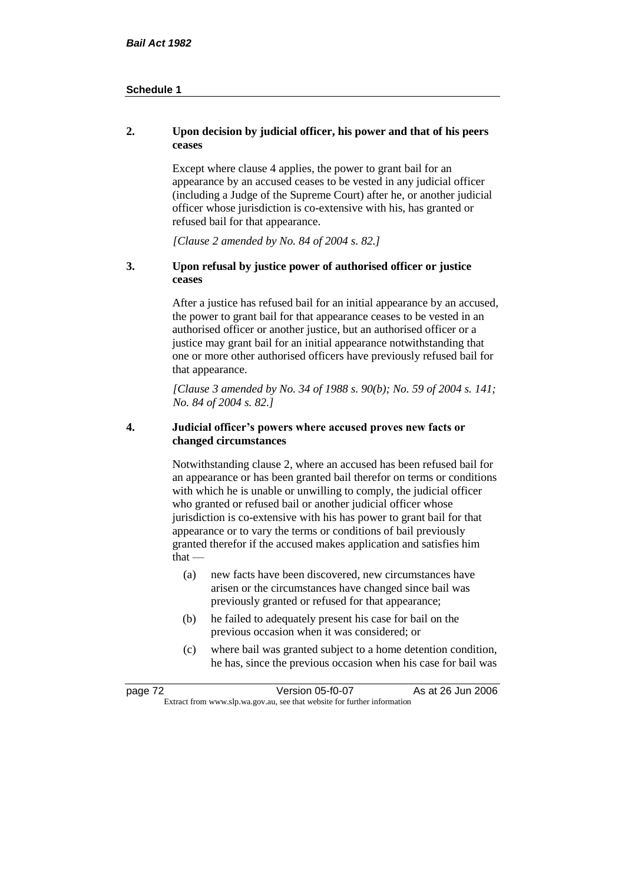**2. Upon decision by judicial officer, his power and that of his peers ceases**

Except where clause 4 applies, the power to grant bail for an appearance by an accused ceases to be vested in any judicial officer (including a Judge of the Supreme Court) after he, or another judicial officer whose jurisdiction is co-extensive with his, has granted or refused bail for that appearance.

*[Clause 2 amended by No. 84 of 2004 s. 82.]*

**3. Upon refusal by justice power of authorised officer or justice ceases**

After a justice has refused bail for an initial appearance by an accused, the power to grant bail for that appearance ceases to be vested in an authorised officer or another justice, but an authorised officer or a justice may grant bail for an initial appearance notwithstanding that one or more other authorised officers have previously refused bail for that appearance.

*[Clause 3 amended by No. 34 of 1988 s. 90(b); No. 59 of 2004 s. 141; No. 84 of 2004 s. 82.]*

**4. Judicial officer's powers where accused proves new facts or changed circumstances**

Notwithstanding clause 2, where an accused has been refused bail for an appearance or has been granted bail therefor on terms or conditions with which he is unable or unwilling to comply, the judicial officer who granted or refused bail or another judicial officer whose jurisdiction is co-extensive with his has power to grant bail for that appearance or to vary the terms or conditions of bail previously granted therefor if the accused makes application and satisfies him that —

(a) new facts have been discovered, new circumstances have arisen or the circumstances have changed since bail was previously granted or refused for that appearance;

(b) he failed to adequately present his case for bail on the previous occasion when it was considered; or

(c) where bail was granted subject to a home detention condition, he has, since the previous occasion when his case for bail was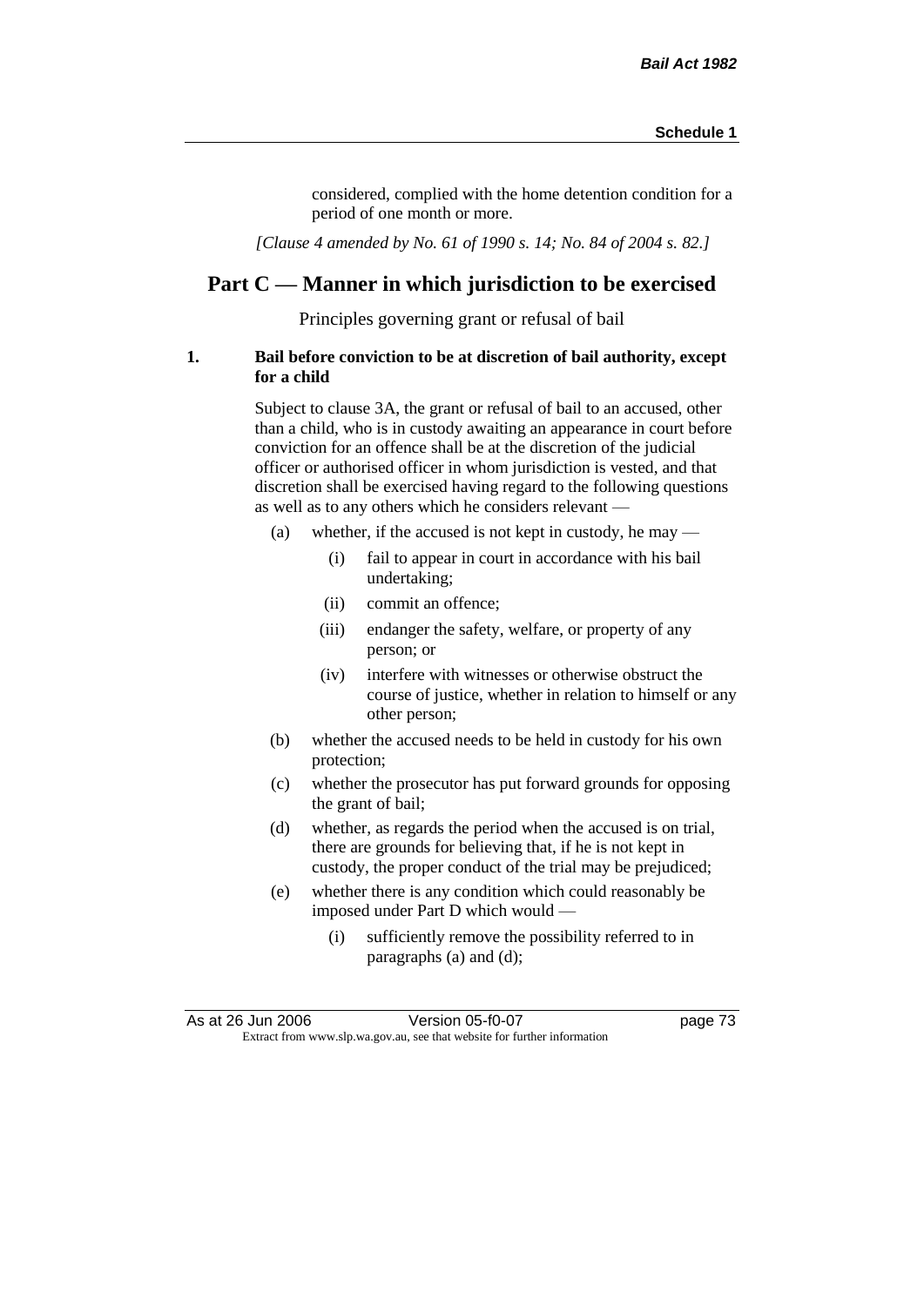considered, complied with the home detention condition for a period of one month or more.

*[Clause 4 amended by No. 61 of 1990 s. 14; No. 84 of 2004 s. 82.]*

## Part C — Manner in which jurisdiction to be exercised

Principles governing grant or refusal of bail

**1. Bail before conviction to be at discretion of bail authority, except for a child**

Subject to clause 3A, the grant or refusal of bail to an accused, other than a child, who is in custody awaiting an appearance in court before conviction for an offence shall be at the discretion of the judicial officer or authorised officer in whom jurisdiction is vested, and that discretion shall be exercised having regard to the following questions as well as to any others which he considers relevant —

- (a) whether, if the accused is not kept in custody, he may —
  - (i) fail to appear in court in accordance with his bail undertaking;
  - (ii) commit an offence;
  - (iii) endanger the safety, welfare, or property of any person; or
  - (iv) interfere with witnesses or otherwise obstruct the course of justice, whether in relation to himself or any other person;
- (b) whether the accused needs to be held in custody for his own protection;
- (c) whether the prosecutor has put forward grounds for opposing the grant of bail;
- (d) whether, as regards the period when the accused is on trial, there are grounds for believing that, if he is not kept in custody, the proper conduct of the trial may be prejudiced;
- (e) whether there is any condition which could reasonably be imposed under Part D which would —
  - (i) sufficiently remove the possibility referred to in paragraphs (a) and (d);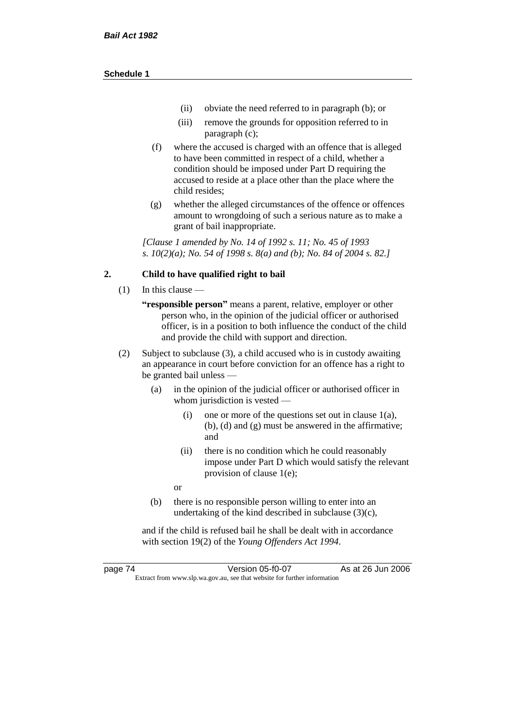(ii) obviate the need referred to in paragraph (b); or

(iii) remove the grounds for opposition referred to in paragraph (c);

(f) where the accused is charged with an offence that is alleged to have been committed in respect of a child, whether a condition should be imposed under Part D requiring the accused to reside at a place other than the place where the child resides;

(g) whether the alleged circumstances of the offence or offences amount to wrongdoing of such a serious nature as to make a grant of bail inappropriate.

*[Clause 1 amended by No. 14 of 1992 s. 11; No. 45 of 1993 s. 10(2)(a); No. 54 of 1998 s. 8(a) and (b); No. 84 of 2004 s. 82.]*

**2. Child to have qualified right to bail**

(1) In this clause —

**"responsible person"** means a parent, relative, employer or other person who, in the opinion of the judicial officer or authorised officer, is in a position to both influence the conduct of the child and provide the child with support and direction.

(2) Subject to subclause (3), a child accused who is in custody awaiting an appearance in court before conviction for an offence has a right to be granted bail unless —

(a) in the opinion of the judicial officer or authorised officer in whom jurisdiction is vested —

(i) one or more of the questions set out in clause 1(a), (b), (d) and (g) must be answered in the affirmative; and

(ii) there is no condition which he could reasonably impose under Part D which would satisfy the relevant provision of clause 1(e);

or

(b) there is no responsible person willing to enter into an undertaking of the kind described in subclause (3)(c),

and if the child is refused bail he shall be dealt with in accordance with section 19(2) of the *Young Offenders Act 1994*.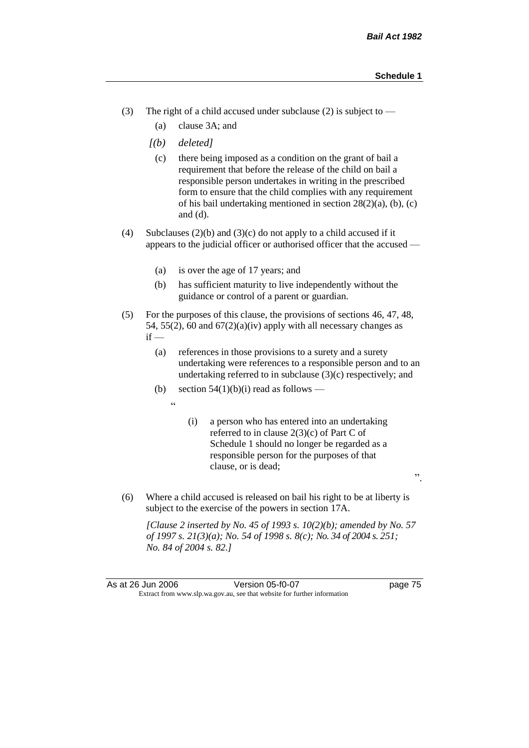(3) The right of a child accused under subclause (2) is subject to —

  (a) clause 3A; and

  *[(b) deleted]*

  (c) there being imposed as a condition on the grant of bail a requirement that before the release of the child on bail a responsible person undertakes in writing in the prescribed form to ensure that the child complies with any requirement of his bail undertaking mentioned in section 28(2)(a), (b), (c) and (d).

(4) Subclauses (2)(b) and (3)(c) do not apply to a child accused if it appears to the judicial officer or authorised officer that the accused —

  (a) is over the age of 17 years; and

  (b) has sufficient maturity to live independently without the guidance or control of a parent or guardian.

(5) For the purposes of this clause, the provisions of sections 46, 47, 48, 54, 55(2), 60 and 67(2)(a)(iv) apply with all necessary changes as if —

  (a) references in those provisions to a surety and a surety undertaking were references to a responsible person and to an undertaking referred to in subclause (3)(c) respectively; and

  (b) section 54(1)(b)(i) read as follows —

    "

    (i) a person who has entered into an undertaking referred to in clause 2(3)(c) of Part C of Schedule 1 should no longer be regarded as a responsible person for the purposes of that clause, or is dead;

    ".

(6) Where a child accused is released on bail his right to be at liberty is subject to the exercise of the powers in section 17A.

*[Clause 2 inserted by No. 45 of 1993 s. 10(2)(b); amended by No. 57 of 1997 s. 21(3)(a); No. 54 of 1998 s. 8(c); No. 34 of 2004 s. 251; No. 84 of 2004 s. 82.]*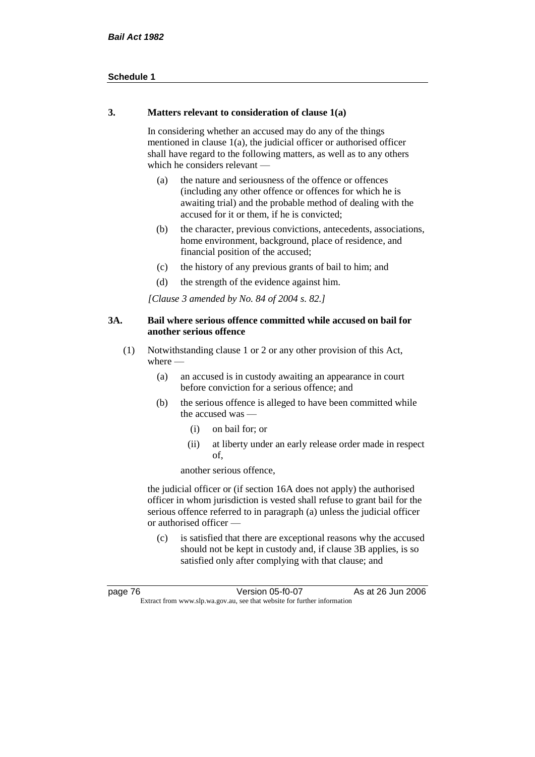### 3. Matters relevant to consideration of clause 1(a)

In considering whether an accused may do any of the things mentioned in clause 1(a), the judicial officer or authorised officer shall have regard to the following matters, as well as to any others which he considers relevant —

(a) the nature and seriousness of the offence or offences (including any other offence or offences for which he is awaiting trial) and the probable method of dealing with the accused for it or them, if he is convicted;

(b) the character, previous convictions, antecedents, associations, home environment, background, place of residence, and financial position of the accused;

(c) the history of any previous grants of bail to him; and

(d) the strength of the evidence against him.

*[Clause 3 amended by No. 84 of 2004 s. 82.]*

### 3A. Bail where serious offence committed while accused on bail for another serious offence

(1) Notwithstanding clause 1 or 2 or any other provision of this Act, where —

(a) an accused is in custody awaiting an appearance in court before conviction for a serious offence; and

(b) the serious offence is alleged to have been committed while the accused was —

(i) on bail for; or

(ii) at liberty under an early release order made in respect of,

another serious offence,

the judicial officer or (if section 16A does not apply) the authorised officer in whom jurisdiction is vested shall refuse to grant bail for the serious offence referred to in paragraph (a) unless the judicial officer or authorised officer —

(c) is satisfied that there are exceptional reasons why the accused should not be kept in custody and, if clause 3B applies, is so satisfied only after complying with that clause; and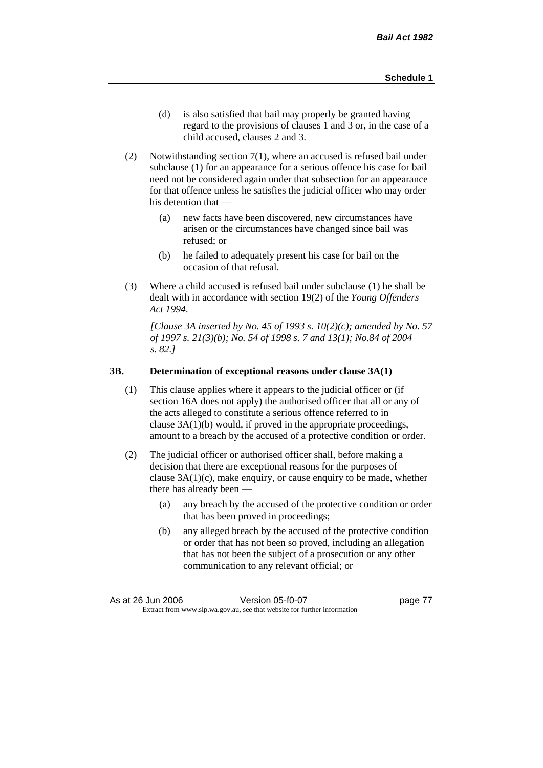(d) is also satisfied that bail may properly be granted having regard to the provisions of clauses 1 and 3 or, in the case of a child accused, clauses 2 and 3.

(2) Notwithstanding section 7(1), where an accused is refused bail under subclause (1) for an appearance for a serious offence his case for bail need not be considered again under that subsection for an appearance for that offence unless he satisfies the judicial officer who may order his detention that —

(a) new facts have been discovered, new circumstances have arisen or the circumstances have changed since bail was refused; or

(b) he failed to adequately present his case for bail on the occasion of that refusal.

(3) Where a child accused is refused bail under subclause (1) he shall be dealt with in accordance with section 19(2) of the *Young Offenders Act 1994*.

*[Clause 3A inserted by No. 45 of 1993 s. 10(2)(c); amended by No. 57 of 1997 s. 21(3)(b); No. 54 of 1998 s. 7 and 13(1); No.84 of 2004 s. 82.]*

### 3B. Determination of exceptional reasons under clause 3A(1)

(1) This clause applies where it appears to the judicial officer or (if section 16A does not apply) the authorised officer that all or any of the acts alleged to constitute a serious offence referred to in clause 3A(1)(b) would, if proved in the appropriate proceedings, amount to a breach by the accused of a protective condition or order.

(2) The judicial officer or authorised officer shall, before making a decision that there are exceptional reasons for the purposes of clause 3A(1)(c), make enquiry, or cause enquiry to be made, whether there has already been —

(a) any breach by the accused of the protective condition or order that has been proved in proceedings;

(b) any alleged breach by the accused of the protective condition or order that has not been so proved, including an allegation that has not been the subject of a prosecution or any other communication to any relevant official; or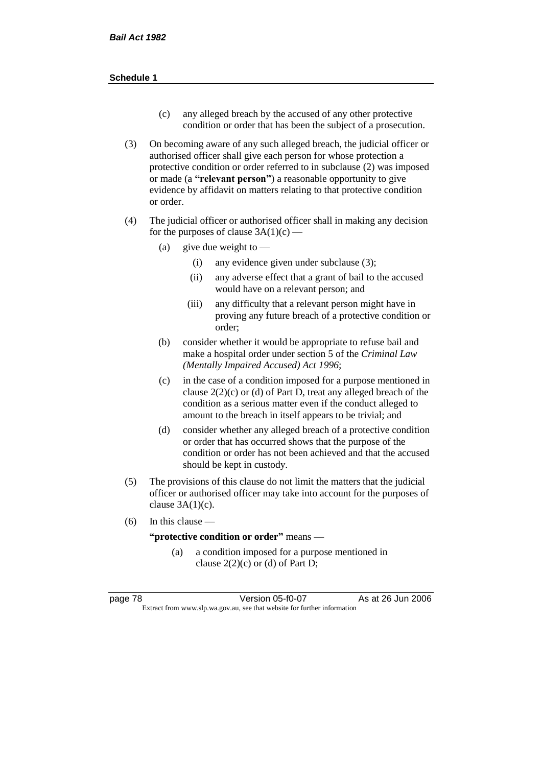(c) any alleged breach by the accused of any other protective condition or order that has been the subject of a prosecution.

(3) On becoming aware of any such alleged breach, the judicial officer or authorised officer shall give each person for whose protection a protective condition or order referred to in subclause (2) was imposed or made (a **"relevant person"**) a reasonable opportunity to give evidence by affidavit on matters relating to that protective condition or order.

(4) The judicial officer or authorised officer shall in making any decision for the purposes of clause 3A(1)(c) —

(a) give due weight to —

(i) any evidence given under subclause (3);

(ii) any adverse effect that a grant of bail to the accused would have on a relevant person; and

(iii) any difficulty that a relevant person might have in proving any future breach of a protective condition or order;

(b) consider whether it would be appropriate to refuse bail and make a hospital order under section 5 of the *Criminal Law (Mentally Impaired Accused) Act 1996*;

(c) in the case of a condition imposed for a purpose mentioned in clause 2(2)(c) or (d) of Part D, treat any alleged breach of the condition as a serious matter even if the conduct alleged to amount to the breach in itself appears to be trivial; and

(d) consider whether any alleged breach of a protective condition or order that has occurred shows that the purpose of the condition or order has not been achieved and that the accused should be kept in custody.

(5) The provisions of this clause do not limit the matters that the judicial officer or authorised officer may take into account for the purposes of clause 3A(1)(c).

(6) In this clause —

**"protective condition or order"** means —

(a) a condition imposed for a purpose mentioned in clause 2(2)(c) or (d) of Part D;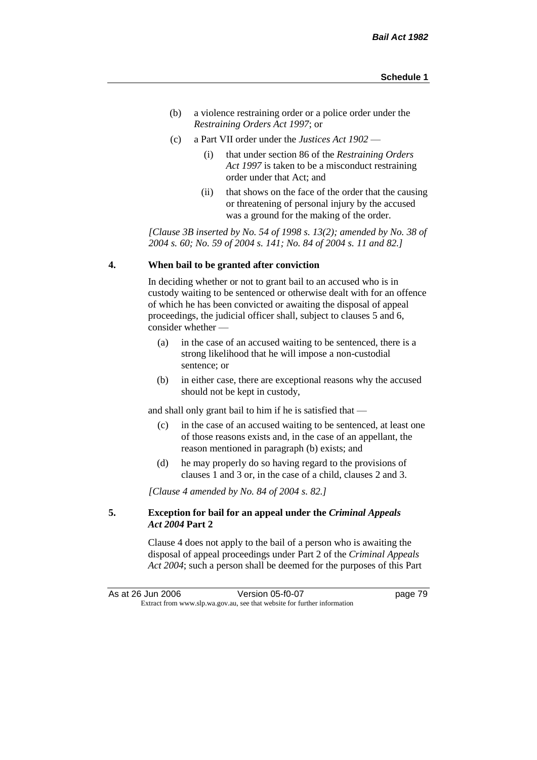(b) a violence restraining order or a police order under the *Restraining Orders Act 1997*; or

(c) a Part VII order under the *Justices Act 1902* —

  (i) that under section 86 of the *Restraining Orders Act 1997* is taken to be a misconduct restraining order under that Act; and

  (ii) that shows on the face of the order that the causing or threatening of personal injury by the accused was a ground for the making of the order.

*[Clause 3B inserted by No. 54 of 1998 s. 13(2); amended by No. 38 of 2004 s. 60; No. 59 of 2004 s. 141; No. 84 of 2004 s. 11 and 82.]*

### 4. When bail to be granted after conviction

In deciding whether or not to grant bail to an accused who is in custody waiting to be sentenced or otherwise dealt with for an offence of which he has been convicted or awaiting the disposal of appeal proceedings, the judicial officer shall, subject to clauses 5 and 6, consider whether —

(a) in the case of an accused waiting to be sentenced, there is a strong likelihood that he will impose a non-custodial sentence; or

(b) in either case, there are exceptional reasons why the accused should not be kept in custody,

and shall only grant bail to him if he is satisfied that —

(c) in the case of an accused waiting to be sentenced, at least one of those reasons exists and, in the case of an appellant, the reason mentioned in paragraph (b) exists; and

(d) he may properly do so having regard to the provisions of clauses 1 and 3 or, in the case of a child, clauses 2 and 3.

*[Clause 4 amended by No. 84 of 2004 s. 82.]*

### 5. Exception for bail for an appeal under the *Criminal Appeals Act 2004* Part 2

Clause 4 does not apply to the bail of a person who is awaiting the disposal of appeal proceedings under Part 2 of the *Criminal Appeals Act 2004*; such a person shall be deemed for the purposes of this Part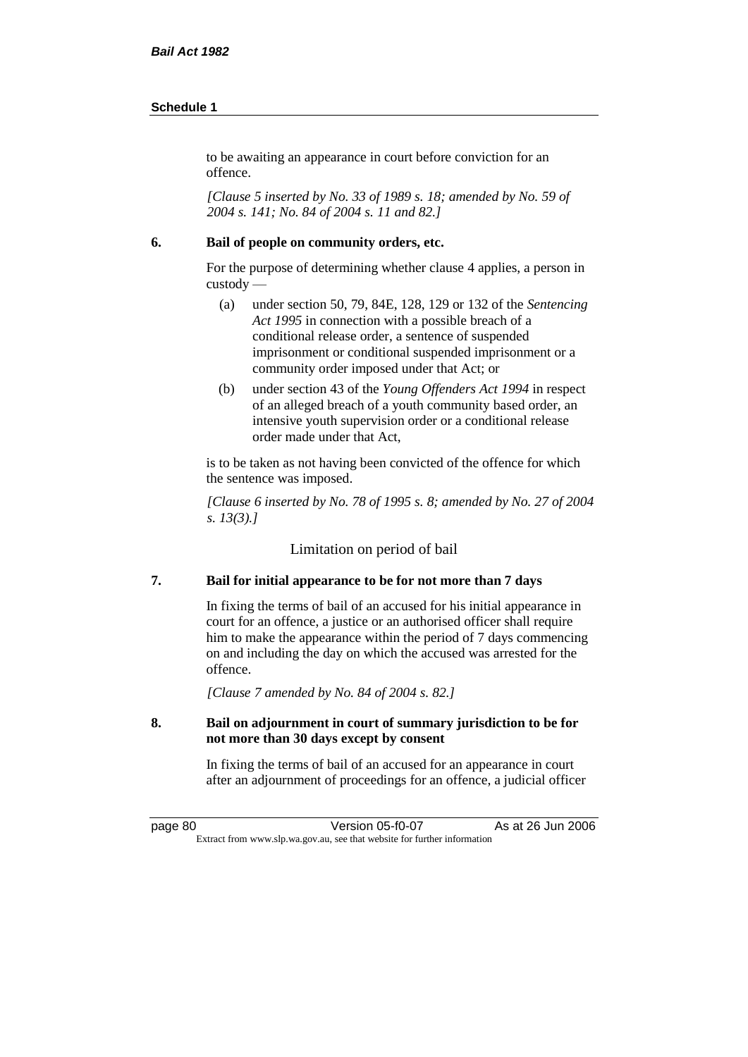to be awaiting an appearance in court before conviction for an offence.

*[Clause 5 inserted by No. 33 of 1989 s. 18; amended by No. 59 of 2004 s. 141; No. 84 of 2004 s. 11 and 82.]*

**6. Bail of people on community orders, etc.**

For the purpose of determining whether clause 4 applies, a person in custody —

(a) under section 50, 79, 84E, 128, 129 or 132 of the *Sentencing Act 1995* in connection with a possible breach of a conditional release order, a sentence of suspended imprisonment or conditional suspended imprisonment or a community order imposed under that Act; or

(b) under section 43 of the *Young Offenders Act 1994* in respect of an alleged breach of a youth community based order, an intensive youth supervision order or a conditional release order made under that Act,

is to be taken as not having been convicted of the offence for which the sentence was imposed.

*[Clause 6 inserted by No. 78 of 1995 s. 8; amended by No. 27 of 2004 s. 13(3).]*

Limitation on period of bail

**7. Bail for initial appearance to be for not more than 7 days**

In fixing the terms of bail of an accused for his initial appearance in court for an offence, a justice or an authorised officer shall require him to make the appearance within the period of 7 days commencing on and including the day on which the accused was arrested for the offence.

*[Clause 7 amended by No. 84 of 2004 s. 82.]*

**8. Bail on adjournment in court of summary jurisdiction to be for not more than 30 days except by consent**

In fixing the terms of bail of an accused for an appearance in court after an adjournment of proceedings for an offence, a judicial officer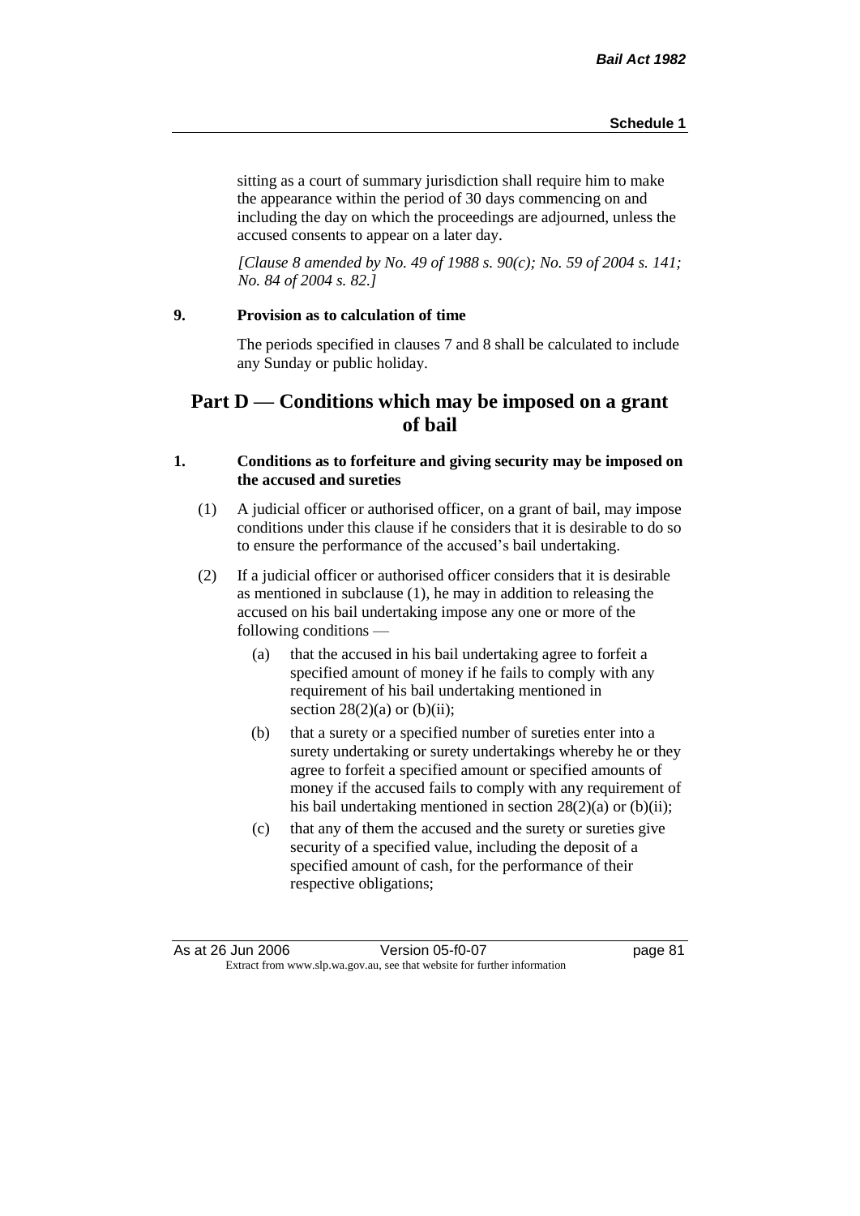sitting as a court of summary jurisdiction shall require him to make the appearance within the period of 30 days commencing on and including the day on which the proceedings are adjourned, unless the accused consents to appear on a later day.

*[Clause 8 amended by No. 49 of 1988 s. 90(c); No. 59 of 2004 s. 141; No. 84 of 2004 s. 82.]*

**9. Provision as to calculation of time**

The periods specified in clauses 7 and 8 shall be calculated to include any Sunday or public holiday.

## Part D — Conditions which may be imposed on a grant of bail

**1. Conditions as to forfeiture and giving security may be imposed on the accused and sureties**

(1) A judicial officer or authorised officer, on a grant of bail, may impose conditions under this clause if he considers that it is desirable to do so to ensure the performance of the accused's bail undertaking.

(2) If a judicial officer or authorised officer considers that it is desirable as mentioned in subclause (1), he may in addition to releasing the accused on his bail undertaking impose any one or more of the following conditions —

(a) that the accused in his bail undertaking agree to forfeit a specified amount of money if he fails to comply with any requirement of his bail undertaking mentioned in section 28(2)(a) or (b)(ii);

(b) that a surety or a specified number of sureties enter into a surety undertaking or surety undertakings whereby he or they agree to forfeit a specified amount or specified amounts of money if the accused fails to comply with any requirement of his bail undertaking mentioned in section 28(2)(a) or (b)(ii);

(c) that any of them the accused and the surety or sureties give security of a specified value, including the deposit of a specified amount of cash, for the performance of their respective obligations;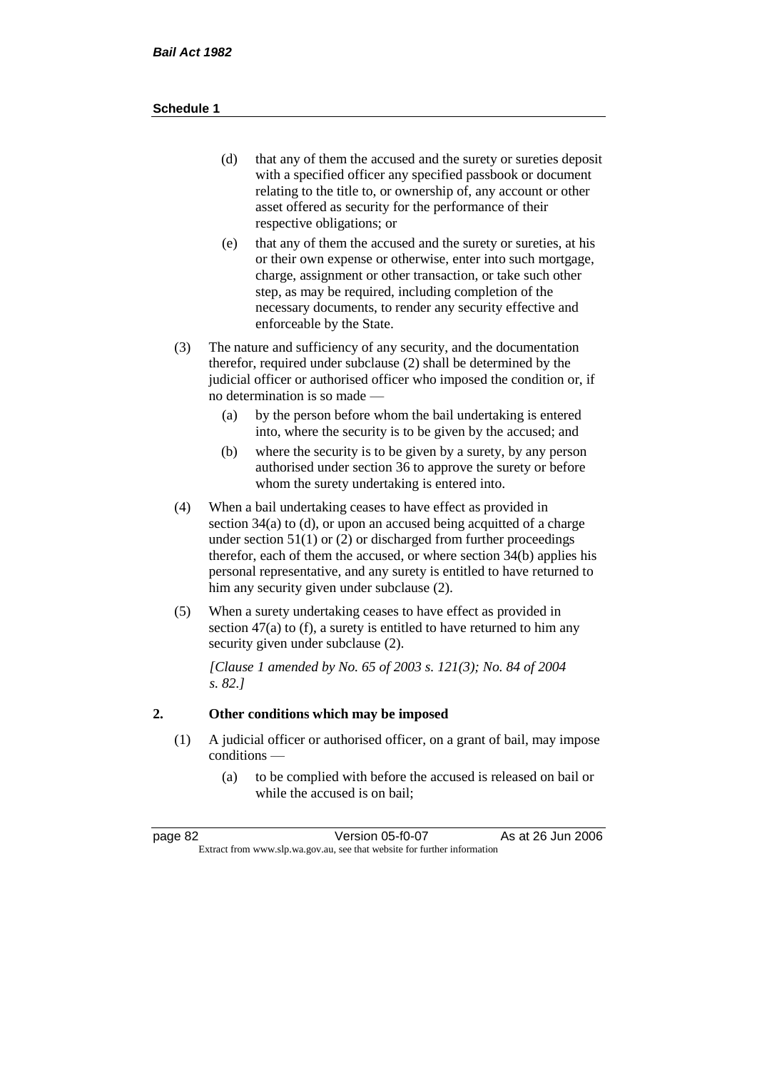(d) that any of them the accused and the surety or sureties deposit with a specified officer any specified passbook or document relating to the title to, or ownership of, any account or other asset offered as security for the performance of their respective obligations; or

(e) that any of them the accused and the surety or sureties, at his or their own expense or otherwise, enter into such mortgage, charge, assignment or other transaction, or take such other step, as may be required, including completion of the necessary documents, to render any security effective and enforceable by the State.

(3) The nature and sufficiency of any security, and the documentation therefor, required under subclause (2) shall be determined by the judicial officer or authorised officer who imposed the condition or, if no determination is so made —

(a) by the person before whom the bail undertaking is entered into, where the security is to be given by the accused; and

(b) where the security is to be given by a surety, by any person authorised under section 36 to approve the surety or before whom the surety undertaking is entered into.

(4) When a bail undertaking ceases to have effect as provided in section 34(a) to (d), or upon an accused being acquitted of a charge under section 51(1) or (2) or discharged from further proceedings therefor, each of them the accused, or where section 34(b) applies his personal representative, and any surety is entitled to have returned to him any security given under subclause (2).

(5) When a surety undertaking ceases to have effect as provided in section 47(a) to (f), a surety is entitled to have returned to him any security given under subclause (2).

*[Clause 1 amended by No. 65 of 2003 s. 121(3); No. 84 of 2004 s. 82.]*

## 2. Other conditions which may be imposed

(1) A judicial officer or authorised officer, on a grant of bail, may impose conditions —

(a) to be complied with before the accused is released on bail or while the accused is on bail;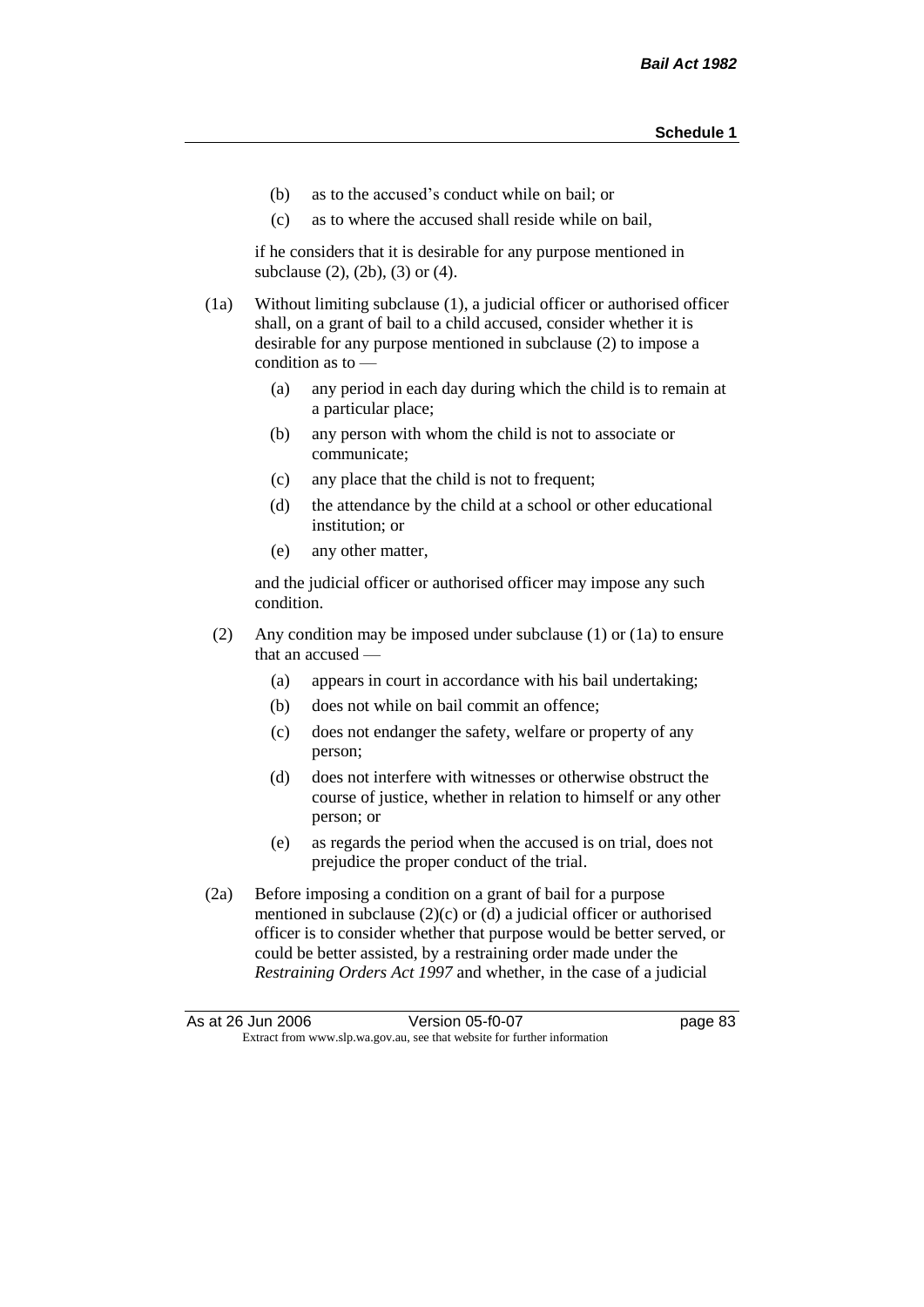(b) as to the accused's conduct while on bail; or

(c) as to where the accused shall reside while on bail,

if he considers that it is desirable for any purpose mentioned in subclause (2), (2b), (3) or (4).

(1a) Without limiting subclause (1), a judicial officer or authorised officer shall, on a grant of bail to a child accused, consider whether it is desirable for any purpose mentioned in subclause (2) to impose a condition as to —

(a) any period in each day during which the child is to remain at a particular place;

(b) any person with whom the child is not to associate or communicate;

(c) any place that the child is not to frequent;

(d) the attendance by the child at a school or other educational institution; or

(e) any other matter,

and the judicial officer or authorised officer may impose any such condition.

(2) Any condition may be imposed under subclause (1) or (1a) to ensure that an accused —

(a) appears in court in accordance with his bail undertaking;

(b) does not while on bail commit an offence;

(c) does not endanger the safety, welfare or property of any person;

(d) does not interfere with witnesses or otherwise obstruct the course of justice, whether in relation to himself or any other person; or

(e) as regards the period when the accused is on trial, does not prejudice the proper conduct of the trial.

(2a) Before imposing a condition on a grant of bail for a purpose mentioned in subclause (2)(c) or (d) a judicial officer or authorised officer is to consider whether that purpose would be better served, or could be better assisted, by a restraining order made under the *Restraining Orders Act 1997* and whether, in the case of a judicial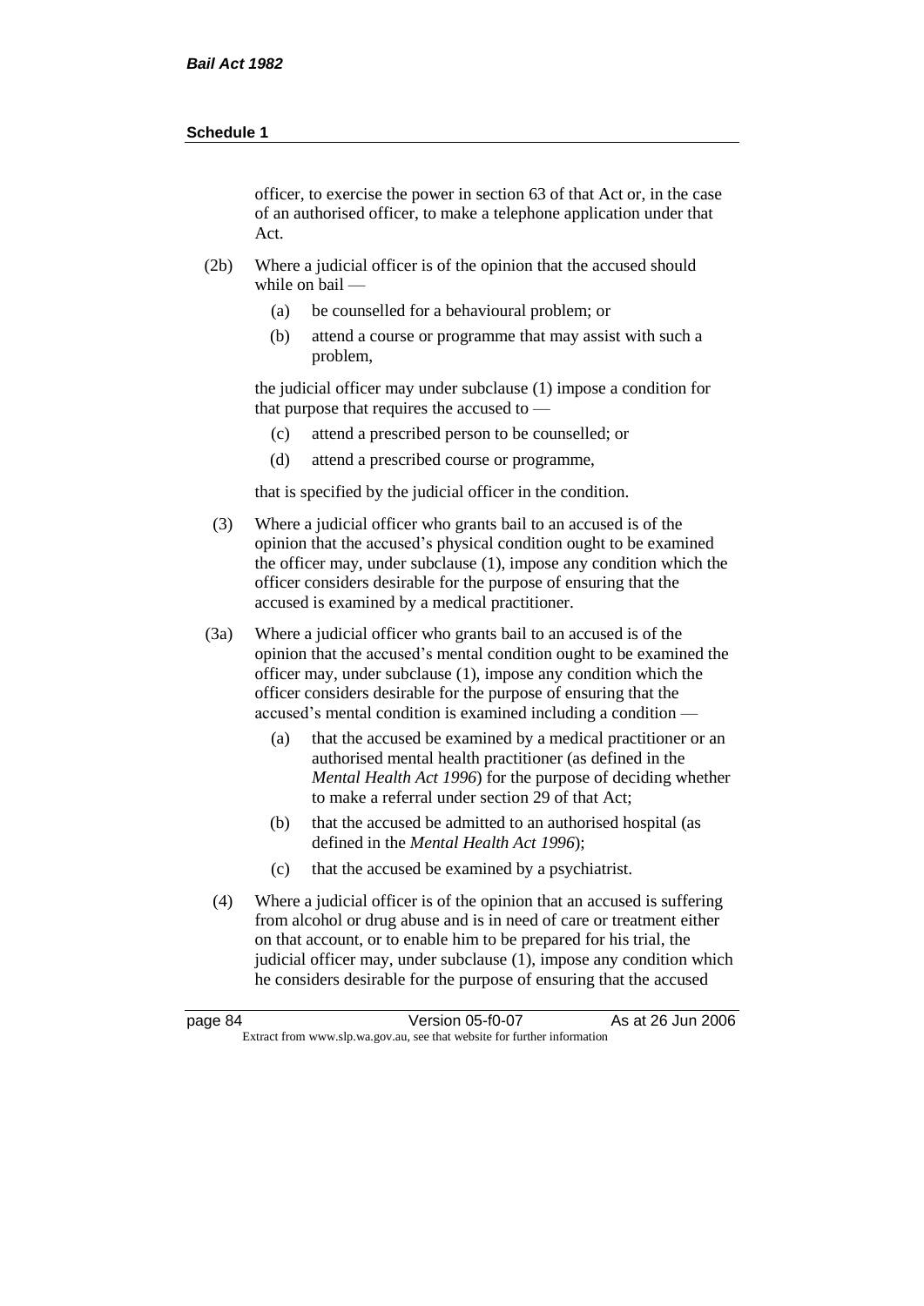officer, to exercise the power in section 63 of that Act or, in the case of an authorised officer, to make a telephone application under that Act.

(2b) Where a judicial officer is of the opinion that the accused should while on bail —

(a) be counselled for a behavioural problem; or

(b) attend a course or programme that may assist with such a problem,

the judicial officer may under subclause (1) impose a condition for that purpose that requires the accused to —

(c) attend a prescribed person to be counselled; or

(d) attend a prescribed course or programme,

that is specified by the judicial officer in the condition.

(3) Where a judicial officer who grants bail to an accused is of the opinion that the accused's physical condition ought to be examined the officer may, under subclause (1), impose any condition which the officer considers desirable for the purpose of ensuring that the accused is examined by a medical practitioner.

(3a) Where a judicial officer who grants bail to an accused is of the opinion that the accused's mental condition ought to be examined the officer may, under subclause (1), impose any condition which the officer considers desirable for the purpose of ensuring that the accused's mental condition is examined including a condition —

(a) that the accused be examined by a medical practitioner or an authorised mental health practitioner (as defined in the *Mental Health Act 1996*) for the purpose of deciding whether to make a referral under section 29 of that Act;

(b) that the accused be admitted to an authorised hospital (as defined in the *Mental Health Act 1996*);

(c) that the accused be examined by a psychiatrist.

(4) Where a judicial officer is of the opinion that an accused is suffering from alcohol or drug abuse and is in need of care or treatment either on that account, or to enable him to be prepared for his trial, the judicial officer may, under subclause (1), impose any condition which he considers desirable for the purpose of ensuring that the accused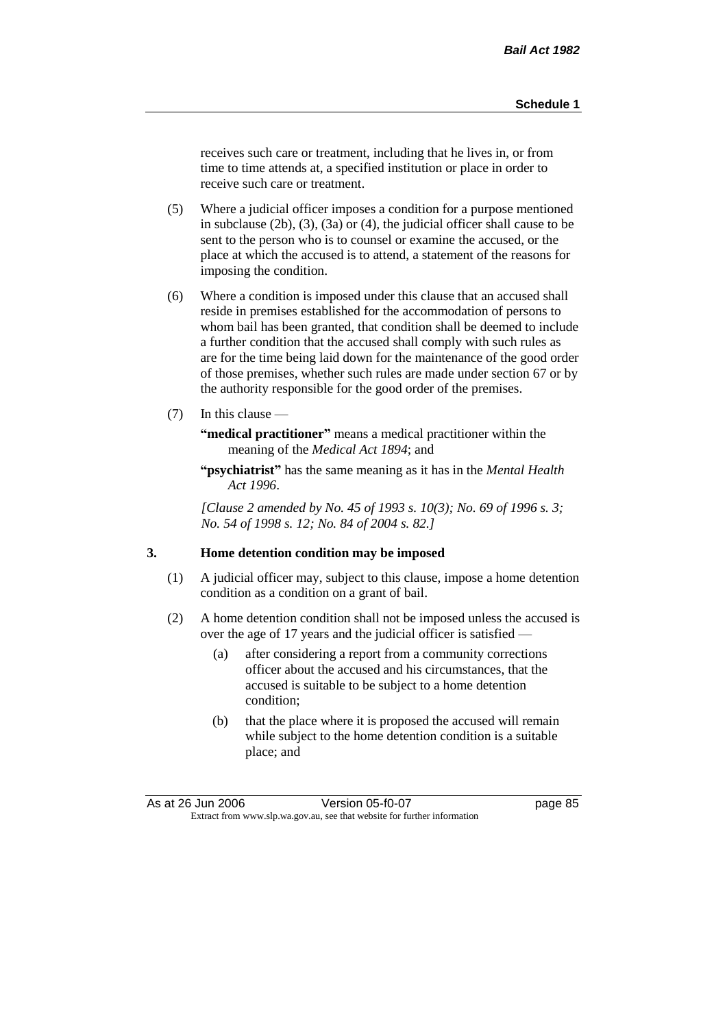receives such care or treatment, including that he lives in, or from time to time attends at, a specified institution or place in order to receive such care or treatment.

(5) Where a judicial officer imposes a condition for a purpose mentioned in subclause (2b), (3), (3a) or (4), the judicial officer shall cause to be sent to the person who is to counsel or examine the accused, or the place at which the accused is to attend, a statement of the reasons for imposing the condition.

(6) Where a condition is imposed under this clause that an accused shall reside in premises established for the accommodation of persons to whom bail has been granted, that condition shall be deemed to include a further condition that the accused shall comply with such rules as are for the time being laid down for the maintenance of the good order of those premises, whether such rules are made under section 67 or by the authority responsible for the good order of the premises.

(7) In this clause —

**"medical practitioner"** means a medical practitioner within the meaning of the *Medical Act 1894*; and

**"psychiatrist"** has the same meaning as it has in the *Mental Health Act 1996*.

*[Clause 2 amended by No. 45 of 1993 s. 10(3); No. 69 of 1996 s. 3; No. 54 of 1998 s. 12; No. 84 of 2004 s. 82.]*

## 3. Home detention condition may be imposed

(1) A judicial officer may, subject to this clause, impose a home detention condition as a condition on a grant of bail.

(2) A home detention condition shall not be imposed unless the accused is over the age of 17 years and the judicial officer is satisfied —

(a) after considering a report from a community corrections officer about the accused and his circumstances, that the accused is suitable to be subject to a home detention condition;

(b) that the place where it is proposed the accused will remain while subject to the home detention condition is a suitable place; and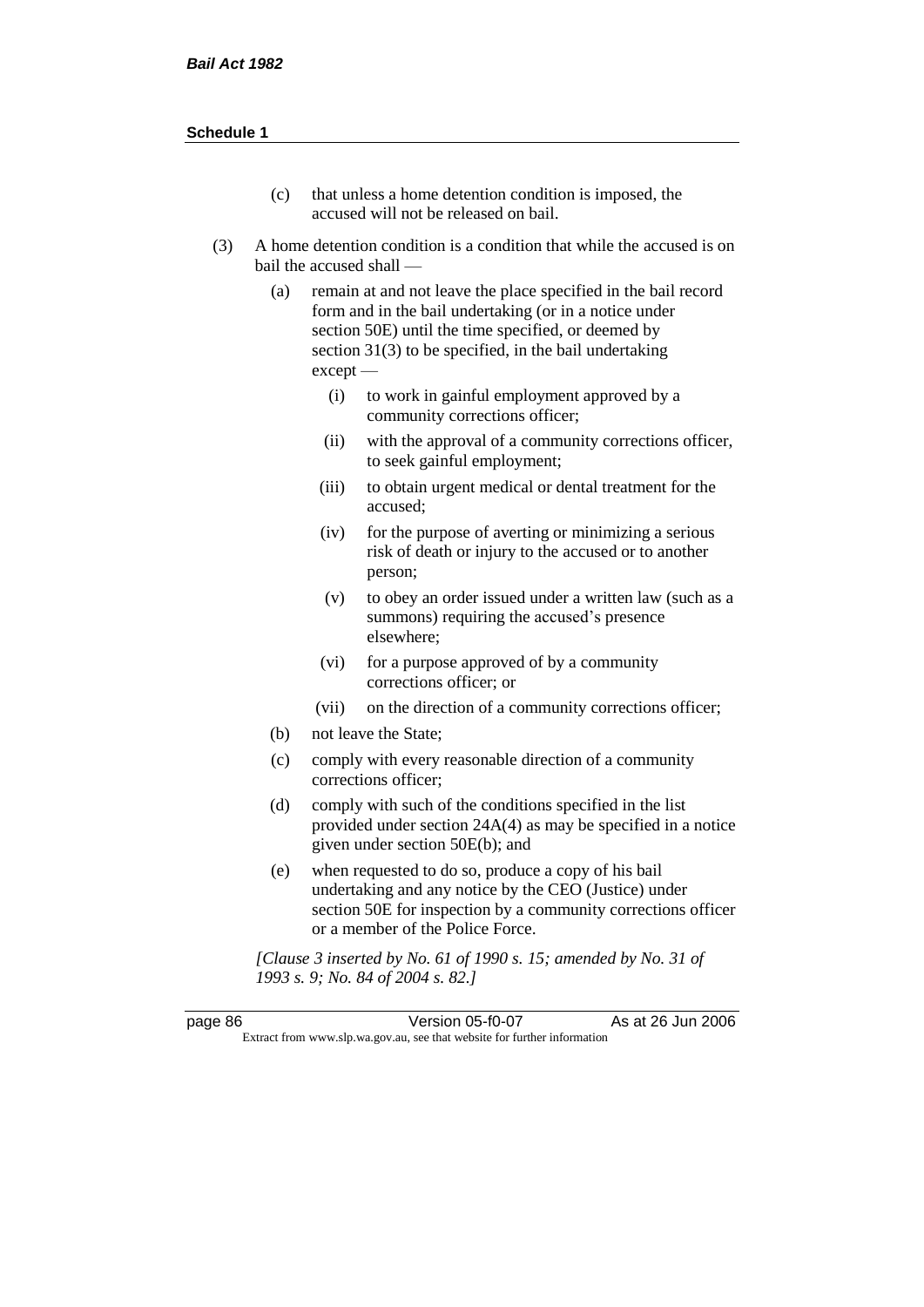(c) that unless a home detention condition is imposed, the accused will not be released on bail.

(3) A home detention condition is a condition that while the accused is on bail the accused shall —

(a) remain at and not leave the place specified in the bail record form and in the bail undertaking (or in a notice under section 50E) until the time specified, or deemed by section 31(3) to be specified, in the bail undertaking except —

(i) to work in gainful employment approved by a community corrections officer;

(ii) with the approval of a community corrections officer, to seek gainful employment;

(iii) to obtain urgent medical or dental treatment for the accused;

(iv) for the purpose of averting or minimizing a serious risk of death or injury to the accused or to another person;

(v) to obey an order issued under a written law (such as a summons) requiring the accused's presence elsewhere;

(vi) for a purpose approved of by a community corrections officer; or

(vii) on the direction of a community corrections officer;

(b) not leave the State;

(c) comply with every reasonable direction of a community corrections officer;

(d) comply with such of the conditions specified in the list provided under section 24A(4) as may be specified in a notice given under section 50E(b); and

(e) when requested to do so, produce a copy of his bail undertaking and any notice by the CEO (Justice) under section 50E for inspection by a community corrections officer or a member of the Police Force.

*[Clause 3 inserted by No. 61 of 1990 s. 15; amended by No. 31 of 1993 s. 9; No. 84 of 2004 s. 82.]*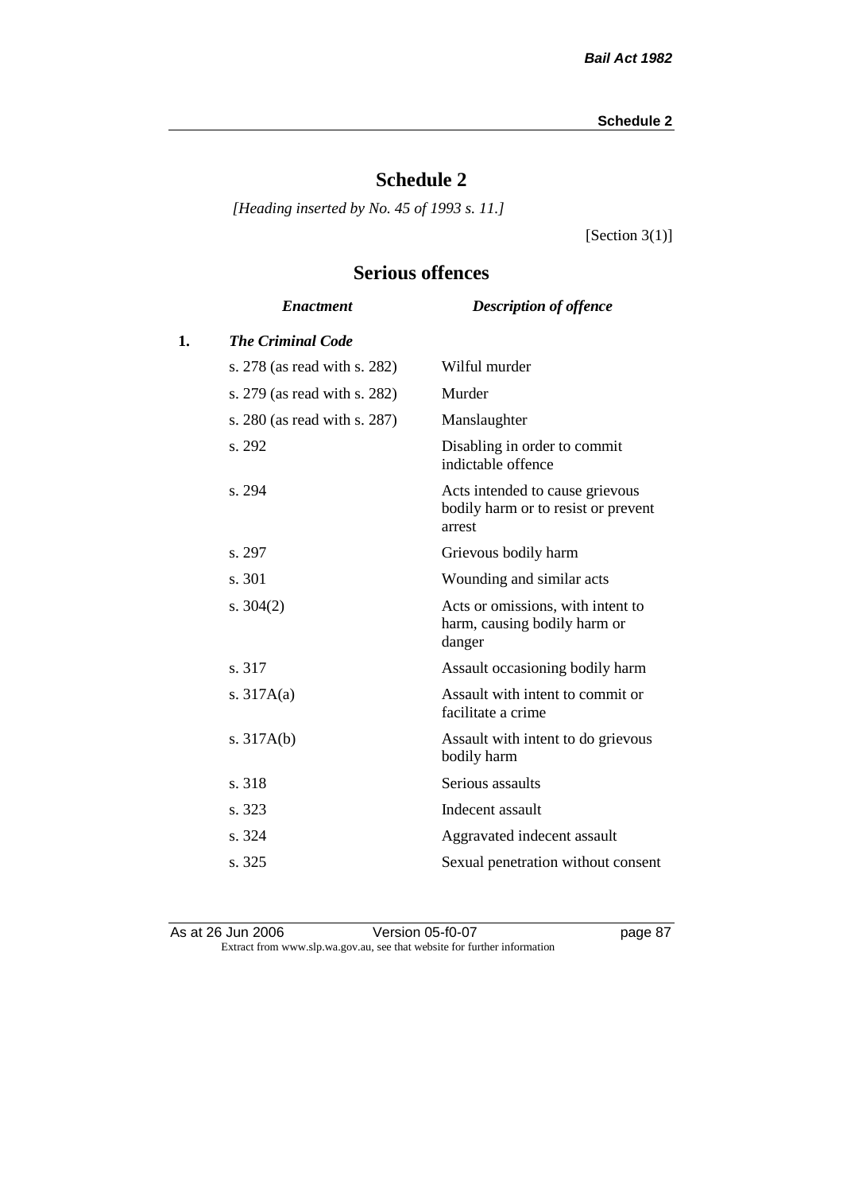# Schedule 2

*[Heading inserted by No. 45 of 1993 s. 11.]*

[Section 3(1)]

## Serious offences

| | *Enactment* | *Description of offence* |
|---|---|---|
| **1.** | ***The Criminal Code*** | |
| | s. 278 (as read with s. 282) | Wilful murder |
| | s. 279 (as read with s. 282) | Murder |
| | s. 280 (as read with s. 287) | Manslaughter |
| | s. 292 | Disabling in order to commit indictable offence |
| | s. 294 | Acts intended to cause grievous bodily harm or to resist or prevent arrest |
| | s. 297 | Grievous bodily harm |
| | s. 301 | Wounding and similar acts |
| | s. 304(2) | Acts or omissions, with intent to harm, causing bodily harm or danger |
| | s. 317 | Assault occasioning bodily harm |
| | s. 317A(a) | Assault with intent to commit or facilitate a crime |
| | s. 317A(b) | Assault with intent to do grievous bodily harm |
| | s. 318 | Serious assaults |
| | s. 323 | Indecent assault |
| | s. 324 | Aggravated indecent assault |
| | s. 325 | Sexual penetration without consent |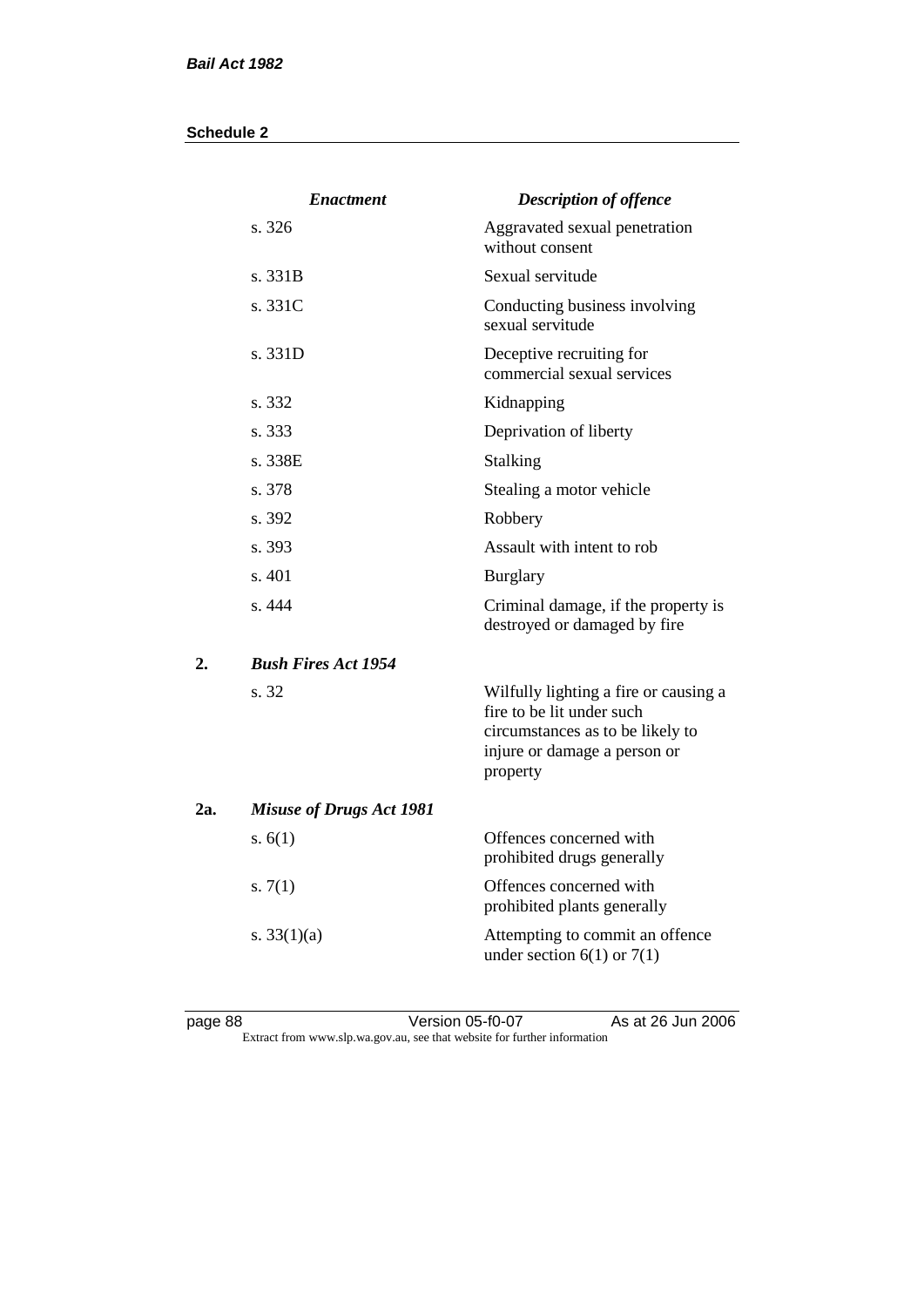| | *Enactment* | *Description of offence* |
|---|---|---|
| | s. 326 | Aggravated sexual penetration without consent |
| | s. 331B | Sexual servitude |
| | s. 331C | Conducting business involving sexual servitude |
| | s. 331D | Deceptive recruiting for commercial sexual services |
| | s. 332 | Kidnapping |
| | s. 333 | Deprivation of liberty |
| | s. 338E | Stalking |
| | s. 378 | Stealing a motor vehicle |
| | s. 392 | Robbery |
| | s. 393 | Assault with intent to rob |
| | s. 401 | Burglary |
| | s. 444 | Criminal damage, if the property is destroyed or damaged by fire |
| **2.** | ***Bush Fires Act 1954*** | |
| | s. 32 | Wilfully lighting a fire or causing a fire to be lit under such circumstances as to be likely to injure or damage a person or property |
| **2a.** | ***Misuse of Drugs Act 1981*** | |
| | s. 6(1) | Offences concerned with prohibited drugs generally |
| | s. 7(1) | Offences concerned with prohibited plants generally |
| | s. 33(1)(a) | Attempting to commit an offence under section 6(1) or 7(1) |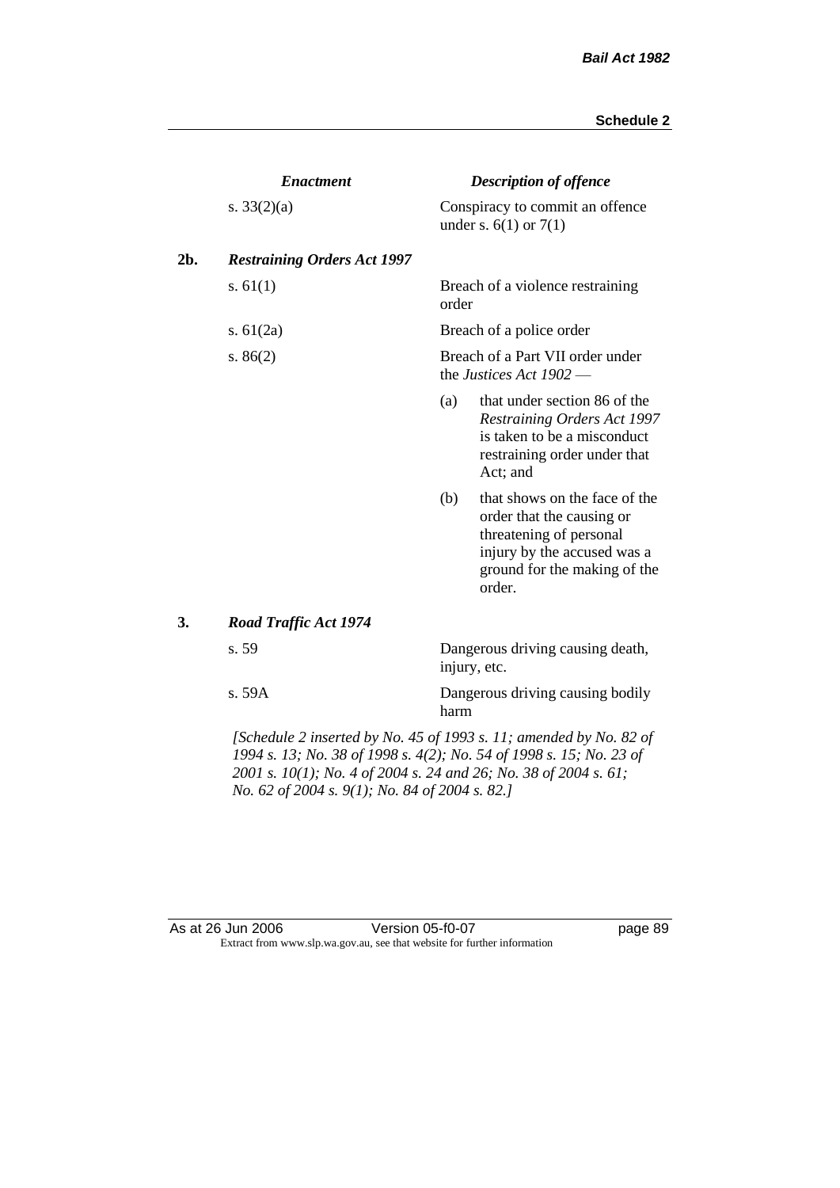| | *Enactment* | *Description of offence* |
|---|---|---|
| | s. 33(2)(a) | Conspiracy to commit an offence under s. 6(1) or 7(1) |
| **2b.** | ***Restraining Orders Act 1997*** | |
| | s. 61(1) | Breach of a violence restraining order |
| | s. 61(2a) | Breach of a police order |
| | s. 86(2) | Breach of a Part VII order under the *Justices Act 1902* —<br>(a) that under section 86 of the *Restraining Orders Act 1997* is taken to be a misconduct restraining order under that Act; and<br>(b) that shows on the face of the order that the causing or threatening of personal injury by the accused was a ground for the making of the order. |
| **3.** | ***Road Traffic Act 1974*** | |
| | s. 59 | Dangerous driving causing death, injury, etc. |
| | s. 59A | Dangerous driving causing bodily harm |

*[Schedule 2 inserted by No. 45 of 1993 s. 11; amended by No. 82 of 1994 s. 13; No. 38 of 1998 s. 4(2); No. 54 of 1998 s. 15; No. 23 of 2001 s. 10(1); No. 4 of 2004 s. 24 and 26; No. 38 of 2004 s. 61; No. 62 of 2004 s. 9(1); No. 84 of 2004 s. 82.]*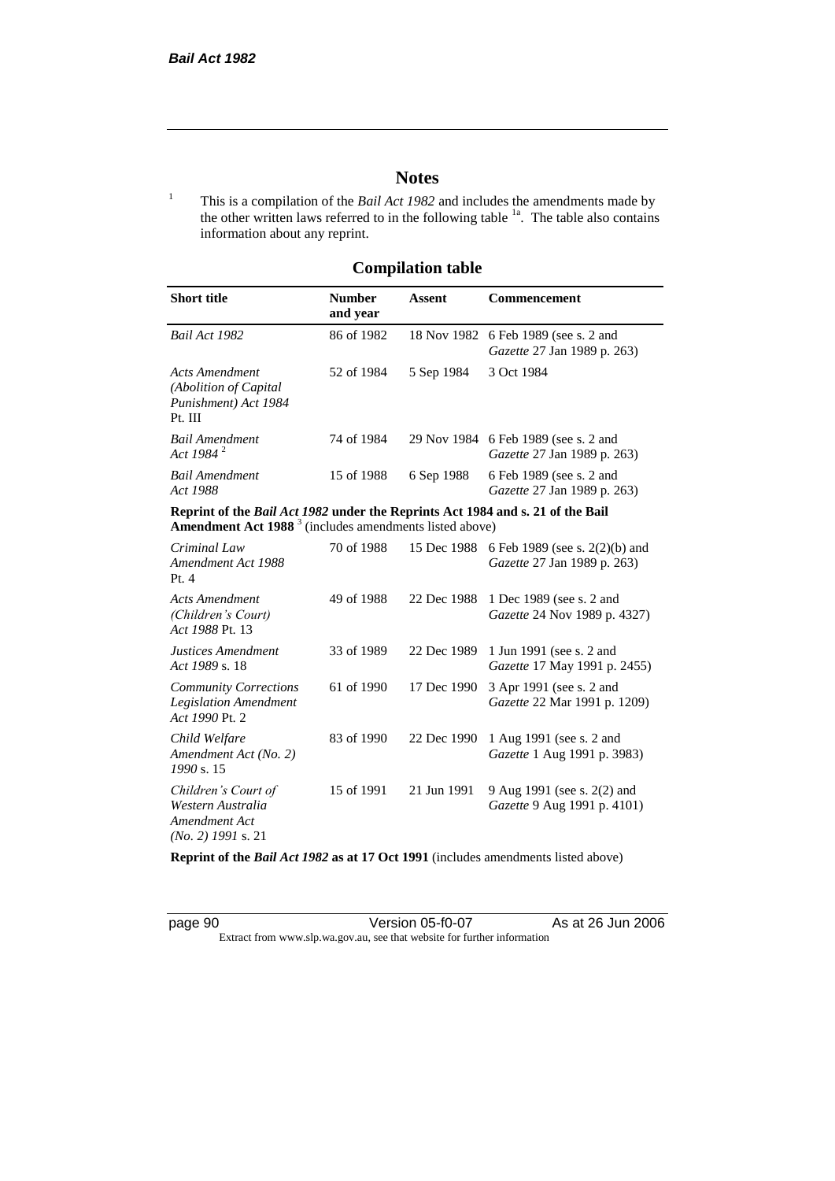## Notes

[1] This is a compilation of the *Bail Act 1982* and includes the amendments made by the other written laws referred to in the following table [1a]. The table also contains information about any reprint.

## Compilation table

| Short title | Number and year | Assent | Commencement |
|---|---|---|---|
| *Bail Act 1982* | 86 of 1982 | 18 Nov 1982 | 6 Feb 1989 (see s. 2 and *Gazette* 27 Jan 1989 p. 263) |
| *Acts Amendment (Abolition of Capital Punishment) Act 1984* Pt. III | 52 of 1984 | 5 Sep 1984 | 3 Oct 1984 |
| *Bail Amendment Act 1984* [2] | 74 of 1984 | 29 Nov 1984 | 6 Feb 1989 (see s. 2 and *Gazette* 27 Jan 1989 p. 263) |
| *Bail Amendment Act 1988* | 15 of 1988 | 6 Sep 1988 | 6 Feb 1989 (see s. 2 and *Gazette* 27 Jan 1989 p. 263) |
| **Reprint of the *Bail Act 1982* under the Reprints Act 1984 and s. 21 of the Bail Amendment Act 1988** [3] (includes amendments listed above) | | | |
| *Criminal Law Amendment Act 1988* Pt. 4 | 70 of 1988 | 15 Dec 1988 | 6 Feb 1989 (see s. 2(2)(b) and *Gazette* 27 Jan 1989 p. 263) |
| *Acts Amendment (Children's Court) Act 1988* Pt. 13 | 49 of 1988 | 22 Dec 1988 | 1 Dec 1989 (see s. 2 and *Gazette* 24 Nov 1989 p. 4327) |
| *Justices Amendment Act 1989* s. 18 | 33 of 1989 | 22 Dec 1989 | 1 Jun 1991 (see s. 2 and *Gazette* 17 May 1991 p. 2455) |
| *Community Corrections Legislation Amendment Act 1990* Pt. 2 | 61 of 1990 | 17 Dec 1990 | 3 Apr 1991 (see s. 2 and *Gazette* 22 Mar 1991 p. 1209) |
| *Child Welfare Amendment Act (No. 2) 1990* s. 15 | 83 of 1990 | 22 Dec 1990 | 1 Aug 1991 (see s. 2 and *Gazette* 1 Aug 1991 p. 3983) |
| *Children's Court of Western Australia Amendment Act (No. 2) 1991* s. 21 | 15 of 1991 | 21 Jun 1991 | 9 Aug 1991 (see s. 2(2) and *Gazette* 9 Aug 1991 p. 4101) |
| **Reprint of the *Bail Act 1982* as at 17 Oct 1991** (includes amendments listed above) | | | |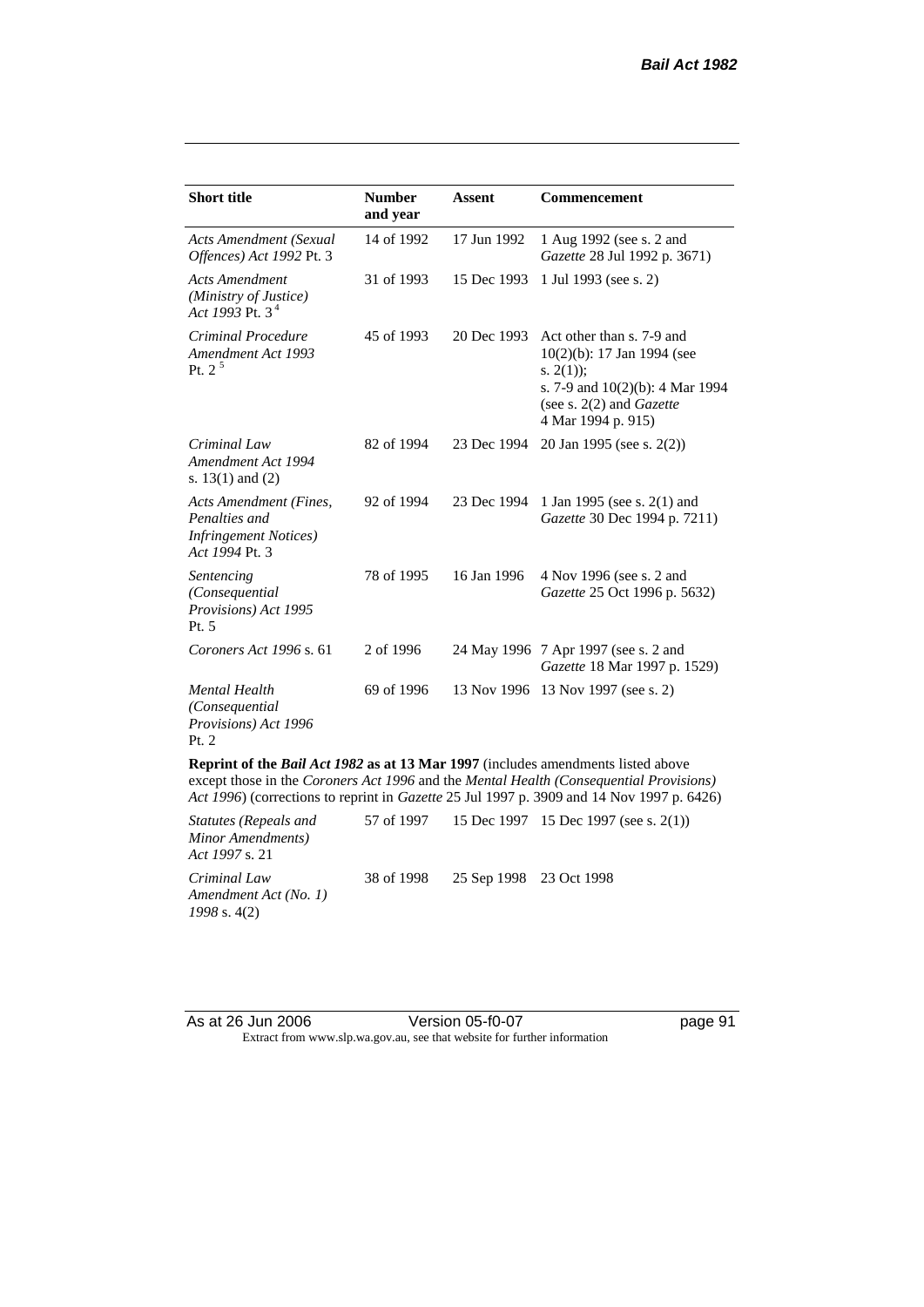| Short title | Number and year | Assent | Commencement |
|---|---|---|---|
| *Acts Amendment (Sexual Offences) Act 1992* Pt. 3 | 14 of 1992 | 17 Jun 1992 | 1 Aug 1992 (see s. 2 and *Gazette* 28 Jul 1992 p. 3671) |
| *Acts Amendment (Ministry of Justice) Act 1993* Pt. 3 [4] | 31 of 1993 | 15 Dec 1993 | 1 Jul 1993 (see s. 2) |
| *Criminal Procedure Amendment Act 1993* Pt. 2 [5] | 45 of 1993 | 20 Dec 1993 | Act other than s. 7-9 and 10(2)(b): 17 Jan 1994 (see s. 2(1)); s. 7-9 and 10(2)(b): 4 Mar 1994 (see s. 2(2) and *Gazette* 4 Mar 1994 p. 915) |
| *Criminal Law Amendment Act 1994* s. 13(1) and (2) | 82 of 1994 | 23 Dec 1994 | 20 Jan 1995 (see s. 2(2)) |
| *Acts Amendment (Fines, Penalties and Infringement Notices) Act 1994* Pt. 3 | 92 of 1994 | 23 Dec 1994 | 1 Jan 1995 (see s. 2(1) and *Gazette* 30 Dec 1994 p. 7211) |
| *Sentencing (Consequential Provisions) Act 1995* Pt. 5 | 78 of 1995 | 16 Jan 1996 | 4 Nov 1996 (see s. 2 and *Gazette* 25 Oct 1996 p. 5632) |
| *Coroners Act 1996* s. 61 | 2 of 1996 | 24 May 1996 | 7 Apr 1997 (see s. 2 and *Gazette* 18 Mar 1997 p. 1529) |
| *Mental Health (Consequential Provisions) Act 1996* Pt. 2 | 69 of 1996 | 13 Nov 1996 | 13 Nov 1997 (see s. 2) |
| **Reprint of the *Bail Act 1982* as at 13 Mar 1997** (includes amendments listed above except those in the *Coroners Act 1996* and the *Mental Health (Consequential Provisions) Act 1996*) (corrections to reprint in *Gazette* 25 Jul 1997 p. 3909 and 14 Nov 1997 p. 6426) | | | |
| *Statutes (Repeals and Minor Amendments) Act 1997* s. 21 | 57 of 1997 | 15 Dec 1997 | 15 Dec 1997 (see s. 2(1)) |
| *Criminal Law Amendment Act (No. 1) 1998* s. 4(2) | 38 of 1998 | 25 Sep 1998 | 23 Oct 1998 |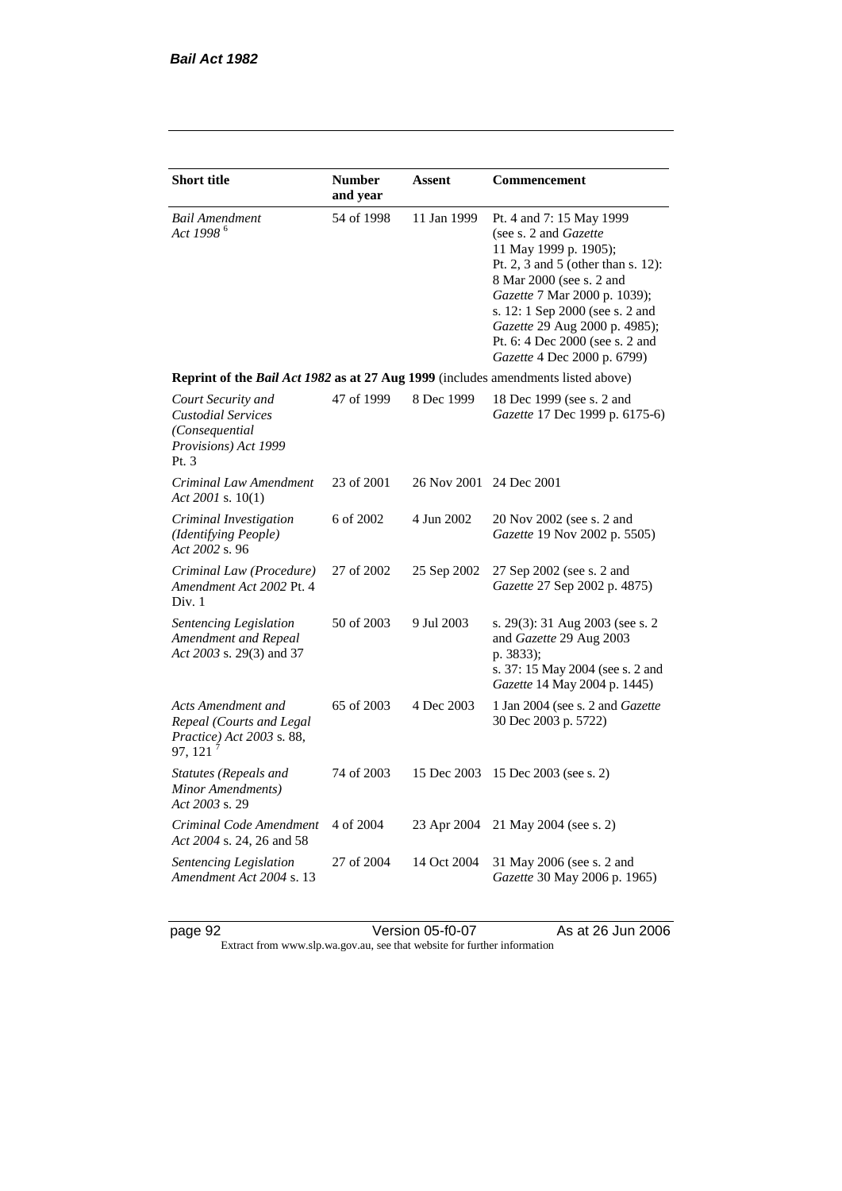| Short title | Number and year | Assent | Commencement |
|---|---|---|---|
| *Bail Amendment Act 1998* [6] | 54 of 1998 | 11 Jan 1999 | Pt. 4 and 7: 15 May 1999 (see s. 2 and *Gazette* 11 May 1999 p. 1905); Pt. 2, 3 and 5 (other than s. 12): 8 Mar 2000 (see s. 2 and *Gazette* 7 Mar 2000 p. 1039); s. 12: 1 Sep 2000 (see s. 2 and *Gazette* 29 Aug 2000 p. 4985); Pt. 6: 4 Dec 2000 (see s. 2 and *Gazette* 4 Dec 2000 p. 6799) |
| **Reprint of the *Bail Act 1982* as at 27 Aug 1999** (includes amendments listed above) | | | |
| *Court Security and Custodial Services (Consequential Provisions) Act 1999* Pt. 3 | 47 of 1999 | 8 Dec 1999 | 18 Dec 1999 (see s. 2 and *Gazette* 17 Dec 1999 p. 6175-6) |
| *Criminal Law Amendment Act 2001* s. 10(1) | 23 of 2001 | 26 Nov 2001 | 24 Dec 2001 |
| *Criminal Investigation (Identifying People) Act 2002* s. 96 | 6 of 2002 | 4 Jun 2002 | 20 Nov 2002 (see s. 2 and *Gazette* 19 Nov 2002 p. 5505) |
| *Criminal Law (Procedure) Amendment Act 2002* Pt. 4 Div. 1 | 27 of 2002 | 25 Sep 2002 | 27 Sep 2002 (see s. 2 and *Gazette* 27 Sep 2002 p. 4875) |
| *Sentencing Legislation Amendment and Repeal Act 2003* s. 29(3) and 37 | 50 of 2003 | 9 Jul 2003 | s. 29(3): 31 Aug 2003 (see s. 2 and *Gazette* 29 Aug 2003 p. 3833); s. 37: 15 May 2004 (see s. 2 and *Gazette* 14 May 2004 p. 1445) |
| *Acts Amendment and Repeal (Courts and Legal Practice) Act 2003* s. 88, 97, 121 [7] | 65 of 2003 | 4 Dec 2003 | 1 Jan 2004 (see s. 2 and *Gazette* 30 Dec 2003 p. 5722) |
| *Statutes (Repeals and Minor Amendments) Act 2003* s. 29 | 74 of 2003 | 15 Dec 2003 | 15 Dec 2003 (see s. 2) |
| *Criminal Code Amendment Act 2004* s. 24, 26 and 58 | 4 of 2004 | 23 Apr 2004 | 21 May 2004 (see s. 2) |
| *Sentencing Legislation Amendment Act 2004* s. 13 | 27 of 2004 | 14 Oct 2004 | 31 May 2006 (see s. 2 and *Gazette* 30 May 2006 p. 1965) |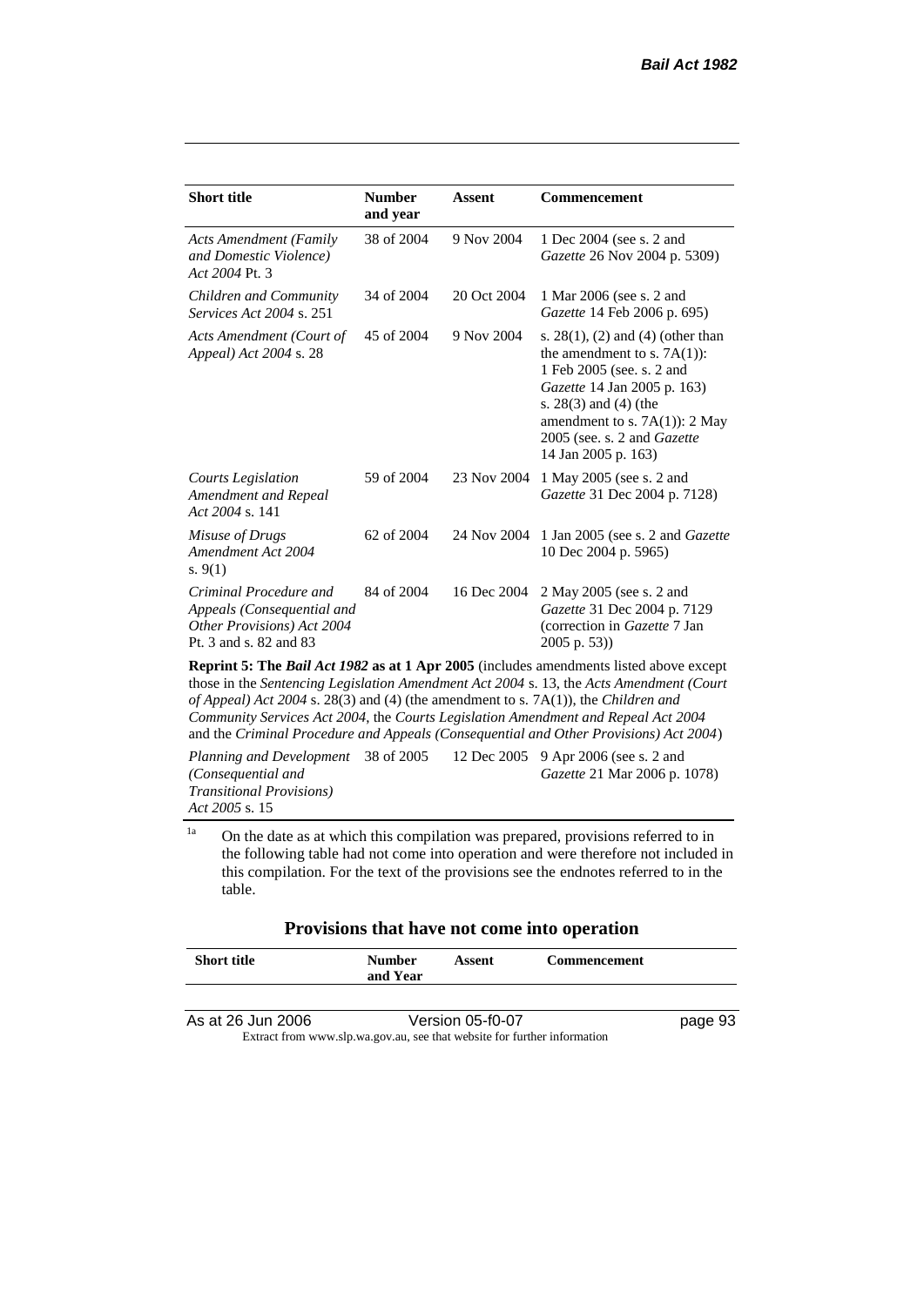| Short title | Number and year | Assent | Commencement |
|---|---|---|---|
| *Acts Amendment (Family and Domestic Violence) Act 2004* Pt. 3 | 38 of 2004 | 9 Nov 2004 | 1 Dec 2004 (see s. 2 and *Gazette* 26 Nov 2004 p. 5309) |
| *Children and Community Services Act 2004* s. 251 | 34 of 2004 | 20 Oct 2004 | 1 Mar 2006 (see s. 2 and *Gazette* 14 Feb 2006 p. 695) |
| *Acts Amendment (Court of Appeal) Act 2004* s. 28 | 45 of 2004 | 9 Nov 2004 | s. 28(1), (2) and (4) (other than the amendment to s. 7A(1)): 1 Feb 2005 (see. s. 2 and *Gazette* 14 Jan 2005 p. 163) s. 28(3) and (4) (the amendment to s. 7A(1)): 2 May 2005 (see. s. 2 and *Gazette* 14 Jan 2005 p. 163) |
| *Courts Legislation Amendment and Repeal Act 2004* s. 141 | 59 of 2004 | 23 Nov 2004 | 1 May 2005 (see s. 2 and *Gazette* 31 Dec 2004 p. 7128) |
| *Misuse of Drugs Amendment Act 2004* s. 9(1) | 62 of 2004 | 24 Nov 2004 | 1 Jan 2005 (see s. 2 and *Gazette* 10 Dec 2004 p. 5965) |
| *Criminal Procedure and Appeals (Consequential and Other Provisions) Act 2004* Pt. 3 and s. 82 and 83 | 84 of 2004 | 16 Dec 2004 | 2 May 2005 (see s. 2 and *Gazette* 31 Dec 2004 p. 7129 (correction in *Gazette* 7 Jan 2005 p. 53)) |
| **Reprint 5: The *Bail Act 1982* as at 1 Apr 2005** (includes amendments listed above except those in the *Sentencing Legislation Amendment Act 2004* s. 13, the *Acts Amendment (Court of Appeal) Act 2004* s. 28(3) and (4) (the amendment to s. 7A(1)), the *Children and Community Services Act 2004*, the *Courts Legislation Amendment and Repeal Act 2004* and the *Criminal Procedure and Appeals (Consequential and Other Provisions) Act 2004*) | | | |
| *Planning and Development (Consequential and Transitional Provisions) Act 2005* s. 15 | 38 of 2005 | 12 Dec 2005 | 9 Apr 2006 (see s. 2 and *Gazette* 21 Mar 2006 p. 1078) |

[1a] On the date as at which this compilation was prepared, provisions referred to in the following table had not come into operation and were therefore not included in this compilation. For the text of the provisions see the endnotes referred to in the table.

## Provisions that have not come into operation

| Short title | Number and Year | Assent | Commencement |
|---|---|---|---|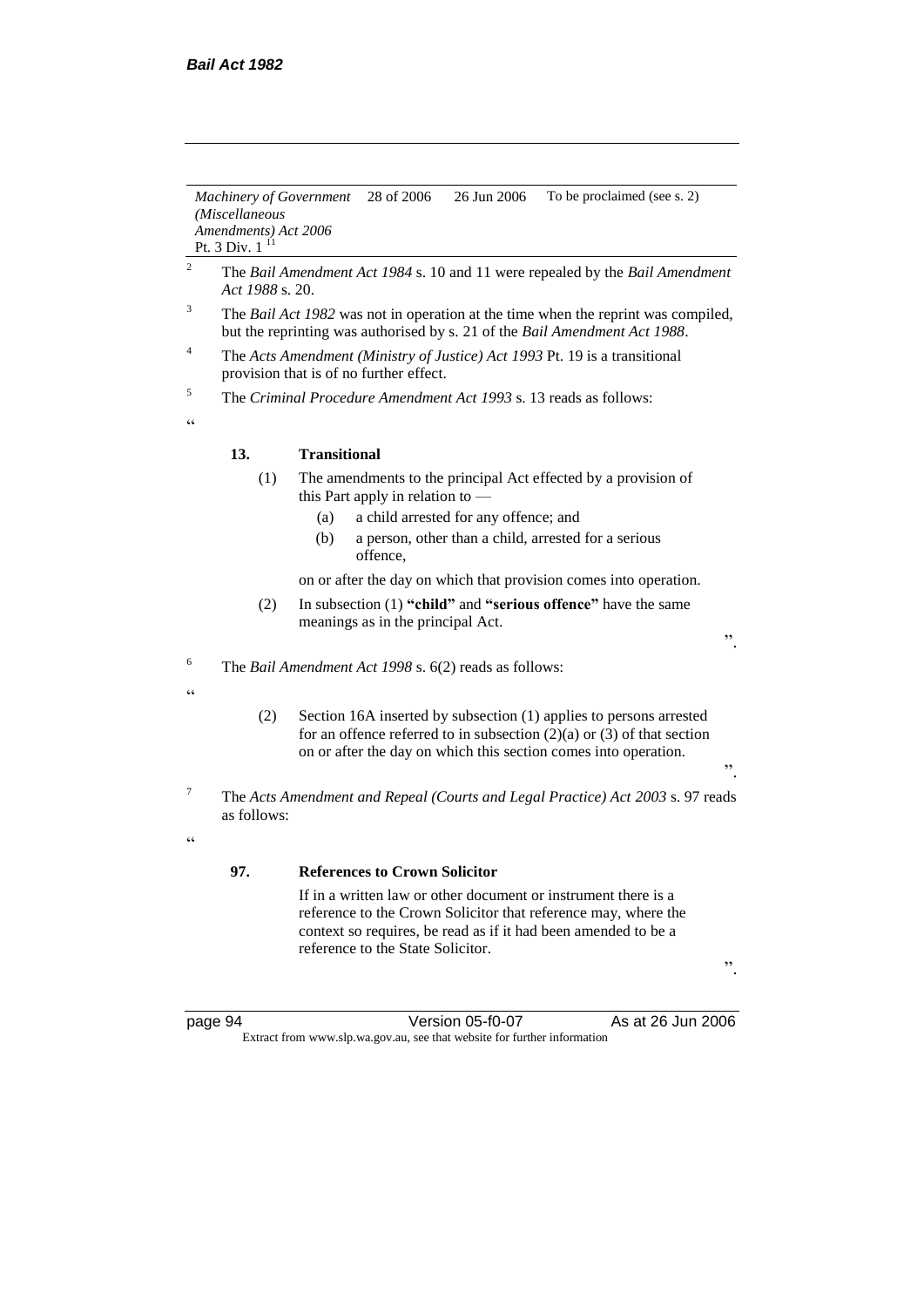| | | | |
|---|---|---|---|
| *Machinery of Government (Miscellaneous Amendments) Act 2006* Pt. 3 Div. 1 [11] | 28 of 2006 | 26 Jun 2006 | To be proclaimed (see s. 2) |

[2] The *Bail Amendment Act 1984* s. 10 and 11 were repealed by the *Bail Amendment Act 1988* s. 20.

[3] The *Bail Act 1982* was not in operation at the time when the reprint was compiled, but the reprinting was authorised by s. 21 of the *Bail Amendment Act 1988*.

[4] The *Acts Amendment (Ministry of Justice) Act 1993* Pt. 19 is a transitional provision that is of no further effect.

[5] The *Criminal Procedure Amendment Act 1993* s. 13 reads as follows:

"

**13. Transitional**

(1) The amendments to the principal Act effected by a provision of this Part apply in relation to —

(a) a child arrested for any offence; and

(b) a person, other than a child, arrested for a serious offence,

on or after the day on which that provision comes into operation.

(2) In subsection (1) **"child"** and **"serious offence"** have the same meanings as in the principal Act.

".

[6] The *Bail Amendment Act 1998* s. 6(2) reads as follows:

"

(2) Section 16A inserted by subsection (1) applies to persons arrested for an offence referred to in subsection (2)(a) or (3) of that section on or after the day on which this section comes into operation.

".

[7] The *Acts Amendment and Repeal (Courts and Legal Practice) Act 2003* s. 97 reads as follows:

"

**97. References to Crown Solicitor**

If in a written law or other document or instrument there is a reference to the Crown Solicitor that reference may, where the context so requires, be read as if it had been amended to be a reference to the State Solicitor.

".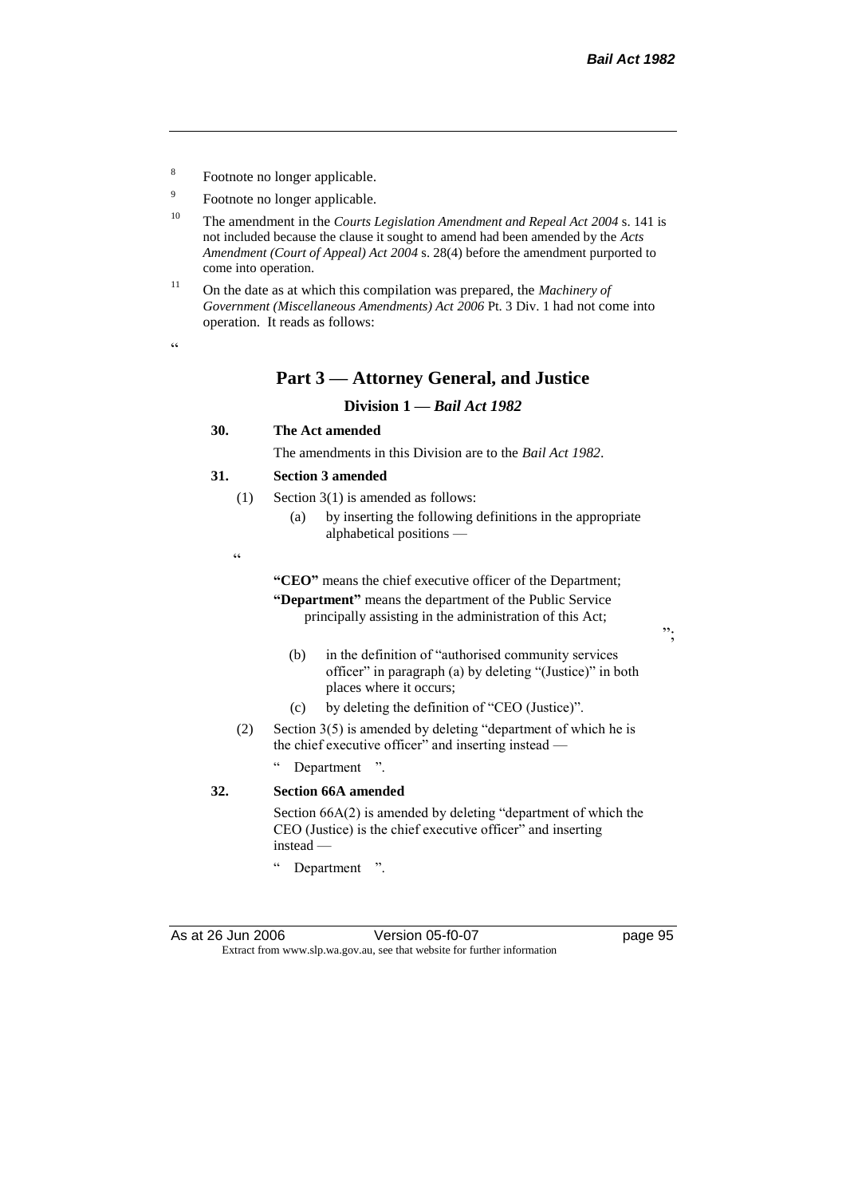[8] Footnote no longer applicable.

[9] Footnote no longer applicable.

[10] The amendment in the *Courts Legislation Amendment and Repeal Act 2004* s. 141 is not included because the clause it sought to amend had been amended by the *Acts Amendment (Court of Appeal) Act 2004* s. 28(4) before the amendment purported to come into operation.

[11] On the date as at which this compilation was prepared, the *Machinery of Government (Miscellaneous Amendments) Act 2006* Pt. 3 Div. 1 had not come into operation. It reads as follows:

"

## Part 3 — Attorney General, and Justice

### Division 1 — *Bail Act 1982*

**30. The Act amended**

The amendments in this Division are to the *Bail Act 1982*.

**31. Section 3 amended**

(1) Section 3(1) is amended as follows:

(a) by inserting the following definitions in the appropriate alphabetical positions —

"

**"CEO"** means the chief executive officer of the Department;

**"Department"** means the department of the Public Service principally assisting in the administration of this Act;

";

(b) in the definition of "authorised community services officer" in paragraph (a) by deleting "(Justice)" in both places where it occurs;

(c) by deleting the definition of "CEO (Justice)".

(2) Section 3(5) is amended by deleting "department of which he is the chief executive officer" and inserting instead —

" Department ".

**32. Section 66A amended**

Section 66A(2) is amended by deleting "department of which the CEO (Justice) is the chief executive officer" and inserting instead —

" Department ".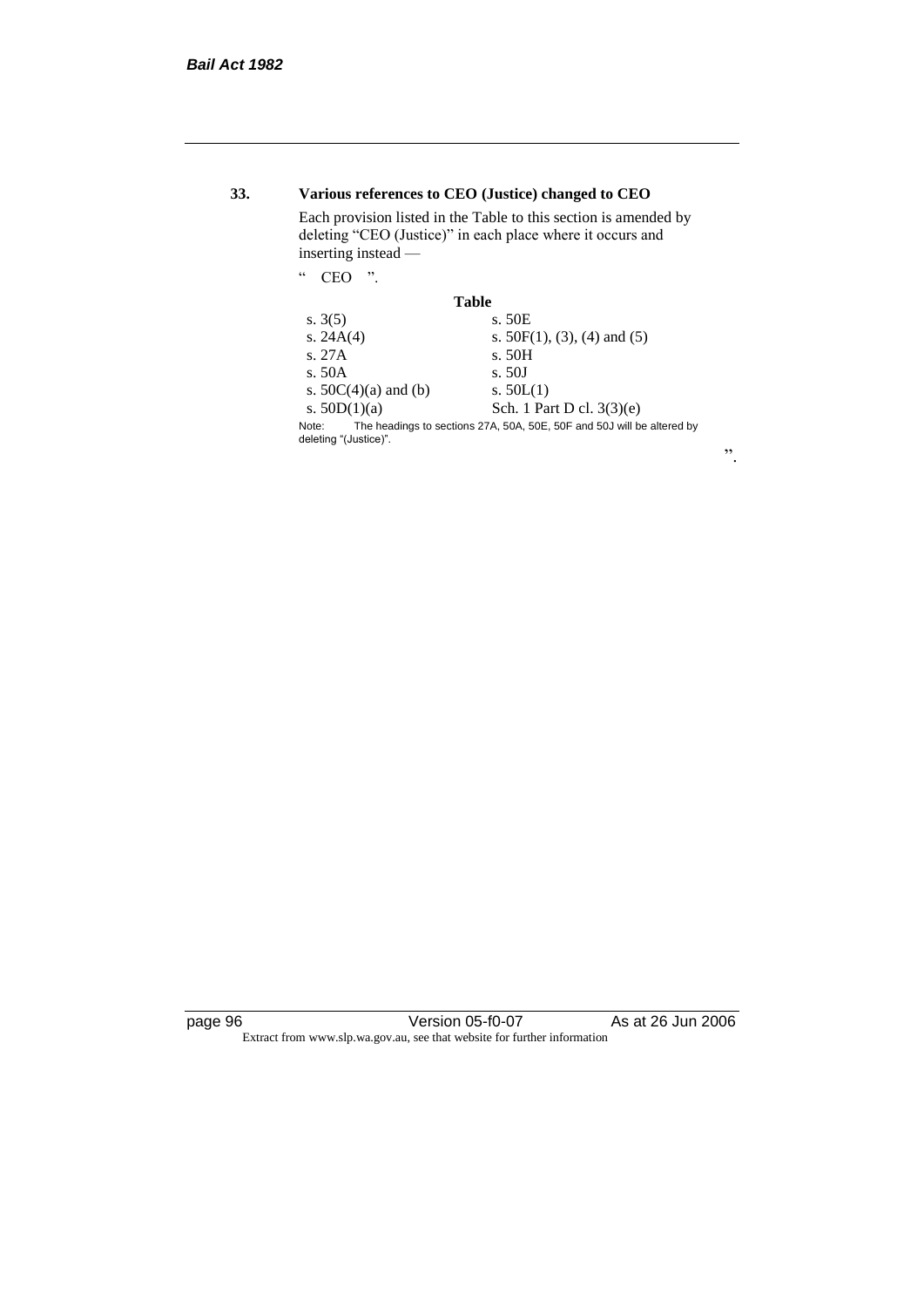### 33. Various references to CEO (Justice) changed to CEO

Each provision listed in the Table to this section is amended by deleting "CEO (Justice)" in each place where it occurs and inserting instead —

" CEO ".

**Table**

| | |
|---|---|
| s. 3(5) | s. 50E |
| s. 24A(4) | s. 50F(1), (3), (4) and (5) |
| s. 27A | s. 50H |
| s. 50A | s. 50J |
| s. 50C(4)(a) and (b) | s. 50L(1) |
| s. 50D(1)(a) | Sch. 1 Part D cl. 3(3)(e) |

Note: The headings to sections 27A, 50A, 50E, 50F and 50J will be altered by deleting "(Justice)".

".